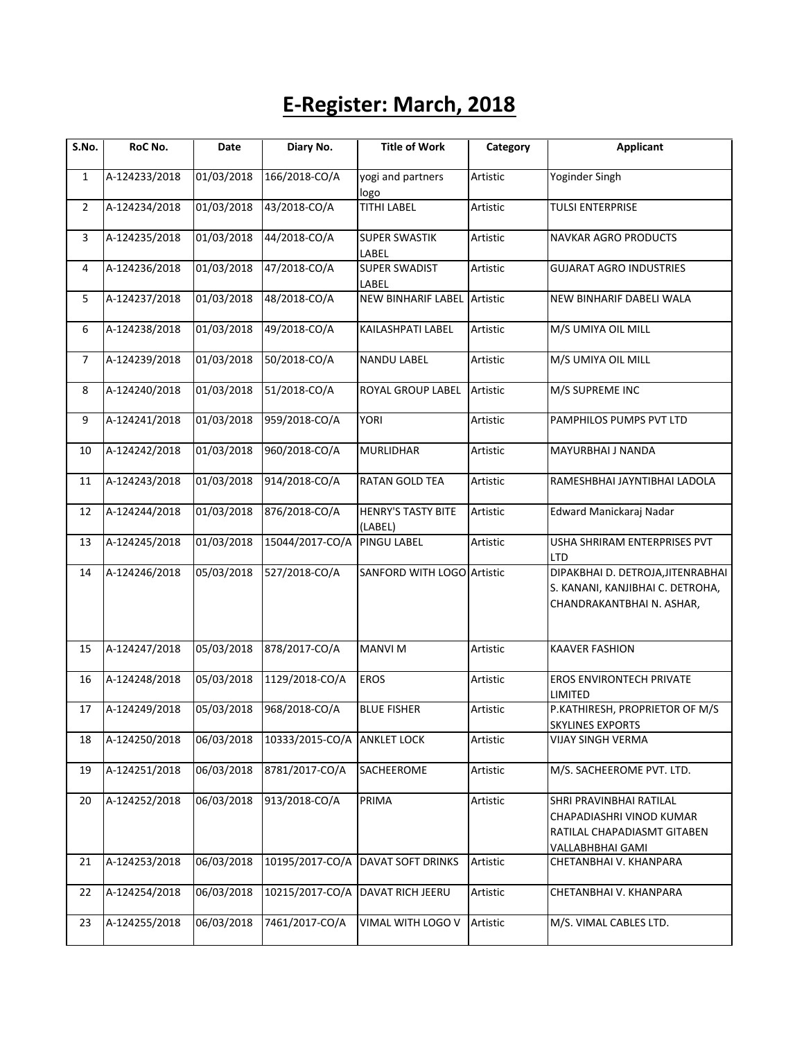# E-Register: March, 2018

| S.No. | RoC No. | Date | Diary No. | Title of Work | Category | Applicant |
|---|---|---|---|---|---|---|
| 1 | A-124233/2018 | 01/03/2018 | 166/2018-CO/A | yogi and partners logo | Artistic | Yoginder Singh |
| 2 | A-124234/2018 | 01/03/2018 | 43/2018-CO/A | TITHI LABEL | Artistic | TULSI ENTERPRISE |
| 3 | A-124235/2018 | 01/03/2018 | 44/2018-CO/A | SUPER SWASTIK LABEL | Artistic | NAVKAR AGRO PRODUCTS |
| 4 | A-124236/2018 | 01/03/2018 | 47/2018-CO/A | SUPER SWADIST LABEL | Artistic | GUJARAT AGRO INDUSTRIES |
| 5 | A-124237/2018 | 01/03/2018 | 48/2018-CO/A | NEW BINHARIF LABEL | Artistic | NEW BINHARIF DABELI WALA |
| 6 | A-124238/2018 | 01/03/2018 | 49/2018-CO/A | KAILASHPATI LABEL | Artistic | M/S UMIYA OIL MILL |
| 7 | A-124239/2018 | 01/03/2018 | 50/2018-CO/A | NANDU LABEL | Artistic | M/S UMIYA OIL MILL |
| 8 | A-124240/2018 | 01/03/2018 | 51/2018-CO/A | ROYAL GROUP LABEL | Artistic | M/S SUPREME INC |
| 9 | A-124241/2018 | 01/03/2018 | 959/2018-CO/A | YORI | Artistic | PAMPHILOS PUMPS PVT LTD |
| 10 | A-124242/2018 | 01/03/2018 | 960/2018-CO/A | MURLIDHAR | Artistic | MAYURBHAI J NANDA |
| 11 | A-124243/2018 | 01/03/2018 | 914/2018-CO/A | RATAN GOLD TEA | Artistic | RAMESHBHAI JAYNTIBHAI LADOLA |
| 12 | A-124244/2018 | 01/03/2018 | 876/2018-CO/A | HENRY'S TASTY BITE (LABEL) | Artistic | Edward Manickaraj Nadar |
| 13 | A-124245/2018 | 01/03/2018 | 15044/2017-CO/A | PINGU LABEL | Artistic | USHA SHRIRAM ENTERPRISES PVT LTD |
| 14 | A-124246/2018 | 05/03/2018 | 527/2018-CO/A | SANFORD WITH LOGO | Artistic | DIPAKBHAI D. DETROJA,JITENRABHAI S. KANANI, KANJIBHAI C. DETROHA, CHANDRAKANTBHAI N. ASHAR, |
| 15 | A-124247/2018 | 05/03/2018 | 878/2017-CO/A | MANVI M | Artistic | KAAVER FASHION |
| 16 | A-124248/2018 | 05/03/2018 | 1129/2018-CO/A | EROS | Artistic | EROS ENVIRONTECH PRIVATE LIMITED |
| 17 | A-124249/2018 | 05/03/2018 | 968/2018-CO/A | BLUE FISHER | Artistic | P.KATHIRESH, PROPRIETOR OF M/S SKYLINES EXPORTS |
| 18 | A-124250/2018 | 06/03/2018 | 10333/2015-CO/A | ANKLET LOCK | Artistic | VIJAY SINGH VERMA |
| 19 | A-124251/2018 | 06/03/2018 | 8781/2017-CO/A | SACHEEROME | Artistic | M/S. SACHEEROME PVT. LTD. |
| 20 | A-124252/2018 | 06/03/2018 | 913/2018-CO/A | PRIMA | Artistic | SHRI PRAVINBHAI RATILAL CHAPADIASHRI VINOD KUMAR RATILAL CHAPADIASMT GITABEN VALLABHBHAI GAMI |
| 21 | A-124253/2018 | 06/03/2018 | 10195/2017-CO/A | DAVAT SOFT DRINKS | Artistic | CHETANBHAI V. KHANPARA |
| 22 | A-124254/2018 | 06/03/2018 | 10215/2017-CO/A | DAVAT RICH JEERU | Artistic | CHETANBHAI V. KHANPARA |
| 23 | A-124255/2018 | 06/03/2018 | 7461/2017-CO/A | VIMAL WITH LOGO V | Artistic | M/S. VIMAL CABLES LTD. |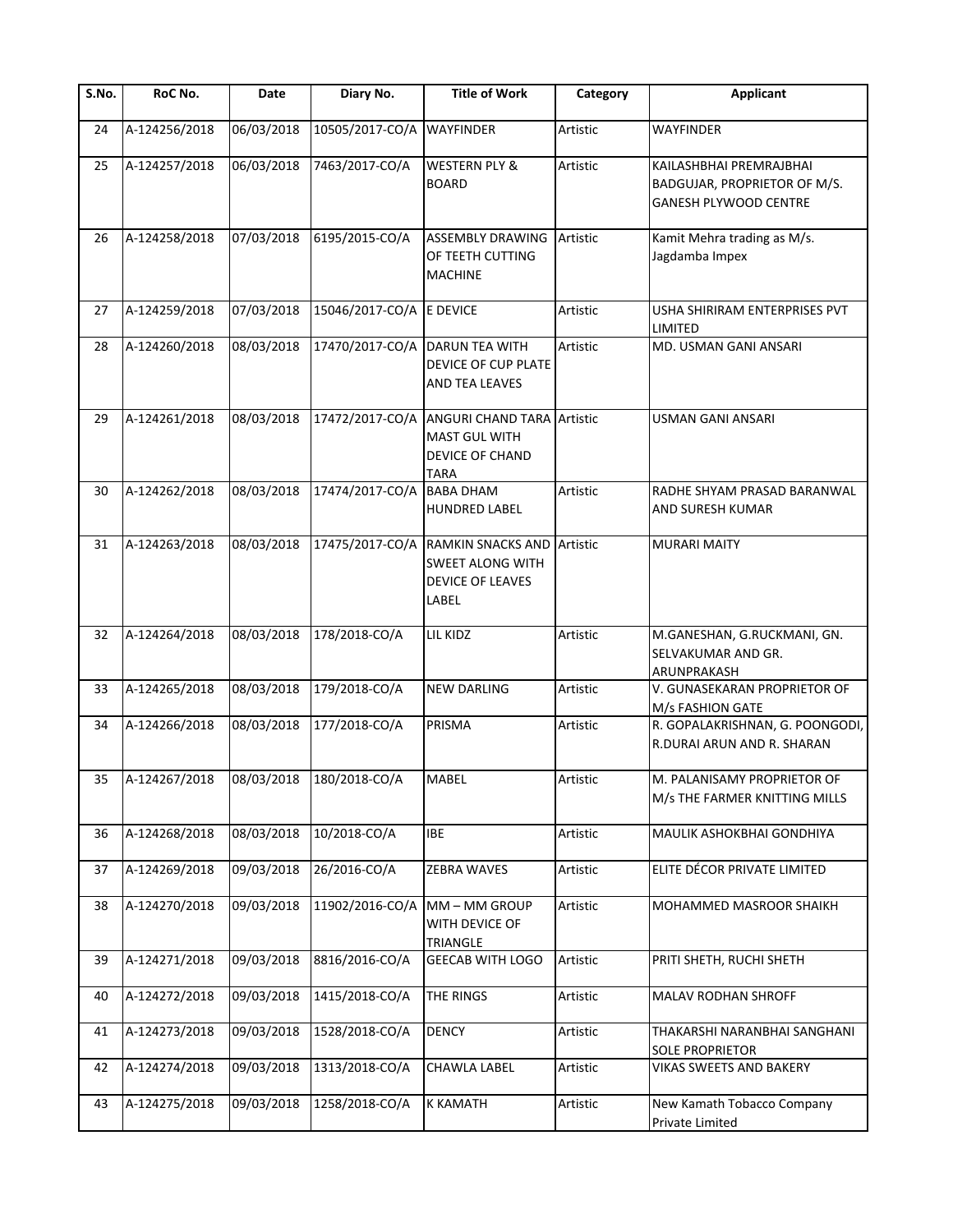| S.No. | RoC No. | Date | Diary No. | Title of Work | Category | Applicant |
|---|---|---|---|---|---|---|
| 24 | A-124256/2018 | 06/03/2018 | 10505/2017-CO/A | WAYFINDER | Artistic | WAYFINDER |
| 25 | A-124257/2018 | 06/03/2018 | 7463/2017-CO/A | WESTERN PLY & BOARD | Artistic | KAILASHBHAI PREMRAJBHAI BADGUJAR, PROPRIETOR OF M/S. GANESH PLYWOOD CENTRE |
| 26 | A-124258/2018 | 07/03/2018 | 6195/2015-CO/A | ASSEMBLY DRAWING OF TEETH CUTTING MACHINE | Artistic | Kamit Mehra trading as M/s. Jagdamba Impex |
| 27 | A-124259/2018 | 07/03/2018 | 15046/2017-CO/A | E DEVICE | Artistic | USHA SHIRIRAM ENTERPRISES PVT LIMITED |
| 28 | A-124260/2018 | 08/03/2018 | 17470/2017-CO/A | DARUN TEA WITH DEVICE OF CUP PLATE AND TEA LEAVES | Artistic | MD. USMAN GANI ANSARI |
| 29 | A-124261/2018 | 08/03/2018 | 17472/2017-CO/A | ANGURI CHAND TARA MAST GUL WITH DEVICE OF CHAND TARA | Artistic | USMAN GANI ANSARI |
| 30 | A-124262/2018 | 08/03/2018 | 17474/2017-CO/A | BABA DHAM HUNDRED LABEL | Artistic | RADHE SHYAM PRASAD BARANWAL AND SURESH KUMAR |
| 31 | A-124263/2018 | 08/03/2018 | 17475/2017-CO/A | RAMKIN SNACKS AND SWEET ALONG WITH DEVICE OF LEAVES LABEL | Artistic | MURARI MAITY |
| 32 | A-124264/2018 | 08/03/2018 | 178/2018-CO/A | LIL KIDZ | Artistic | M.GANESHAN, G.RUCKMANI, GN. SELVAKUMAR AND GR. ARUNPRAKASH |
| 33 | A-124265/2018 | 08/03/2018 | 179/2018-CO/A | NEW DARLING | Artistic | V. GUNASEKARAN PROPRIETOR OF M/s FASHION GATE |
| 34 | A-124266/2018 | 08/03/2018 | 177/2018-CO/A | PRISMA | Artistic | R. GOPALAKRISHNAN, G. POONGODI, R.DURAI ARUN AND R. SHARAN |
| 35 | A-124267/2018 | 08/03/2018 | 180/2018-CO/A | MABEL | Artistic | M. PALANISAMY PROPRIETOR OF M/s THE FARMER KNITTING MILLS |
| 36 | A-124268/2018 | 08/03/2018 | 10/2018-CO/A | IBE | Artistic | MAULIK ASHOKBHAI GONDHIYA |
| 37 | A-124269/2018 | 09/03/2018 | 26/2016-CO/A | ZEBRA WAVES | Artistic | ELITE DÉCOR PRIVATE LIMITED |
| 38 | A-124270/2018 | 09/03/2018 | 11902/2016-CO/A | MM – MM GROUP WITH DEVICE OF TRIANGLE | Artistic | MOHAMMED MASROOR SHAIKH |
| 39 | A-124271/2018 | 09/03/2018 | 8816/2016-CO/A | GEECAB WITH LOGO | Artistic | PRITI SHETH, RUCHI SHETH |
| 40 | A-124272/2018 | 09/03/2018 | 1415/2018-CO/A | THE RINGS | Artistic | MALAV RODHAN SHROFF |
| 41 | A-124273/2018 | 09/03/2018 | 1528/2018-CO/A | DENCY | Artistic | THAKARSHI NARANBHAI SANGHANI SOLE PROPRIETOR |
| 42 | A-124274/2018 | 09/03/2018 | 1313/2018-CO/A | CHAWLA LABEL | Artistic | VIKAS SWEETS AND BAKERY |
| 43 | A-124275/2018 | 09/03/2018 | 1258/2018-CO/A | K KAMATH | Artistic | New Kamath Tobacco Company Private Limited |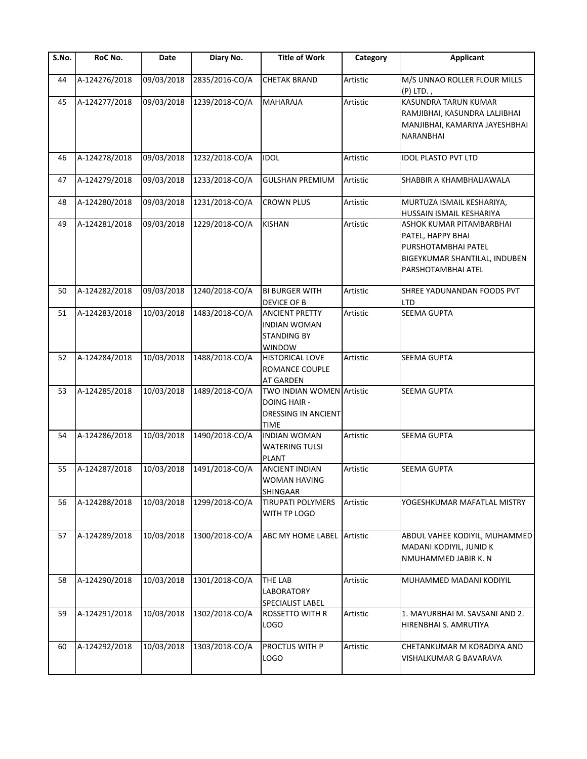| S.No. | RoC No. | Date | Diary No. | Title of Work | Category | Applicant |
|---|---|---|---|---|---|---|
| 44 | A-124276/2018 | 09/03/2018 | 2835/2016-CO/A | CHETAK BRAND | Artistic | M/S UNNAO ROLLER FLOUR MILLS (P) LTD. , |
| 45 | A-124277/2018 | 09/03/2018 | 1239/2018-CO/A | MAHARAJA | Artistic | KASUNDRA TARUN KUMAR RAMJIBHAI, KASUNDRA LALJIBHAI MANJIBHAI, KAMARIYA JAYESHBHAI NARANBHAI |
| 46 | A-124278/2018 | 09/03/2018 | 1232/2018-CO/A | IDOL | Artistic | IDOL PLASTO PVT LTD |
| 47 | A-124279/2018 | 09/03/2018 | 1233/2018-CO/A | GULSHAN PREMIUM | Artistic | SHABBIR A KHAMBHALIAWALA |
| 48 | A-124280/2018 | 09/03/2018 | 1231/2018-CO/A | CROWN PLUS | Artistic | MURTUZA ISMAIL KESHARIYA, HUSSAIN ISMAIL KESHARIYA |
| 49 | A-124281/2018 | 09/03/2018 | 1229/2018-CO/A | KISHAN | Artistic | ASHOK KUMAR PITAMBARBHAI PATEL, HAPPY BHAI PURSHOTAMBHAI PATEL BIGEYKUMAR SHANTILAL, INDUBEN PARSHOTAMBHAI ATEL |
| 50 | A-124282/2018 | 09/03/2018 | 1240/2018-CO/A | BI BURGER WITH DEVICE OF B | Artistic | SHREE YADUNANDAN FOODS PVT LTD |
| 51 | A-124283/2018 | 10/03/2018 | 1483/2018-CO/A | ANCIENT PRETTY INDIAN WOMAN STANDING BY WINDOW | Artistic | SEEMA GUPTA |
| 52 | A-124284/2018 | 10/03/2018 | 1488/2018-CO/A | HISTORICAL LOVE ROMANCE COUPLE AT GARDEN | Artistic | SEEMA GUPTA |
| 53 | A-124285/2018 | 10/03/2018 | 1489/2018-CO/A | TWO INDIAN WOMEN DOING HAIR - DRESSING IN ANCIENT TIME | Artistic | SEEMA GUPTA |
| 54 | A-124286/2018 | 10/03/2018 | 1490/2018-CO/A | INDIAN WOMAN WATERING TULSI PLANT | Artistic | SEEMA GUPTA |
| 55 | A-124287/2018 | 10/03/2018 | 1491/2018-CO/A | ANCIENT INDIAN WOMAN HAVING SHINGAAR | Artistic | SEEMA GUPTA |
| 56 | A-124288/2018 | 10/03/2018 | 1299/2018-CO/A | TIRUPATI POLYMERS WITH TP LOGO | Artistic | YOGESHKUMAR MAFATLAL MISTRY |
| 57 | A-124289/2018 | 10/03/2018 | 1300/2018-CO/A | ABC MY HOME LABEL | Artistic | ABDUL VAHEE KODIYIL, MUHAMMED MADANI KODIYIL, JUNID K NMUHAMMED JABIR K. N |
| 58 | A-124290/2018 | 10/03/2018 | 1301/2018-CO/A | THE LAB LABORATORY SPECIALIST LABEL | Artistic | MUHAMMED MADANI KODIYIL |
| 59 | A-124291/2018 | 10/03/2018 | 1302/2018-CO/A | ROSSETTO WITH R LOGO | Artistic | 1. MAYURBHAI M. SAVSANI AND 2. HIRENBHAI S. AMRUTIYA |
| 60 | A-124292/2018 | 10/03/2018 | 1303/2018-CO/A | PROCTUS WITH P LOGO | Artistic | CHETANKUMAR M KORADIYA AND VISHALKUMAR G BAVARAVA |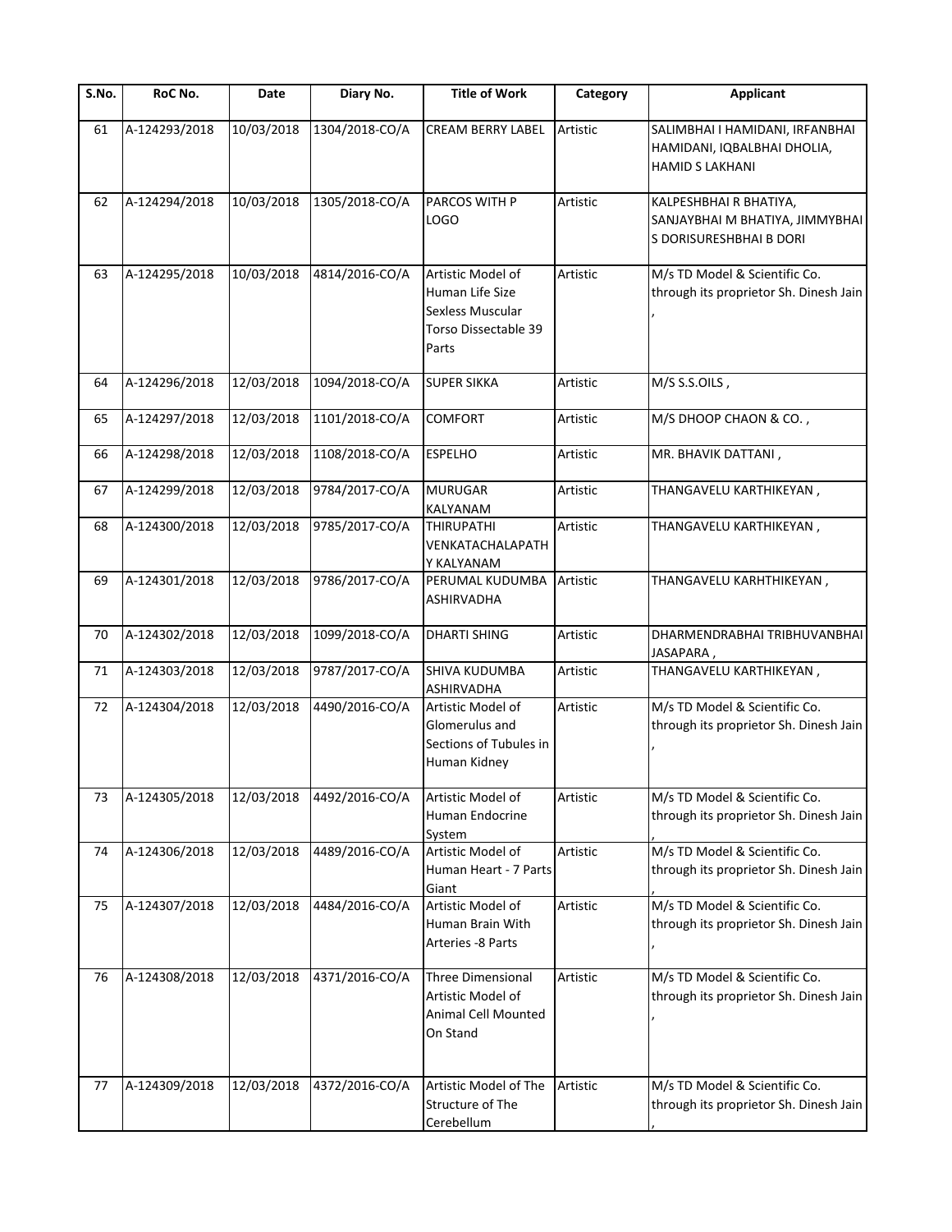| S.No. | RoC No. | Date | Diary No. | Title of Work | Category | Applicant |
|---|---|---|---|---|---|---|
| 61 | A-124293/2018 | 10/03/2018 | 1304/2018-CO/A | CREAM BERRY LABEL | Artistic | SALIMBHAI I HAMIDANI, IRFANBHAI HAMIDANI, IQBALBHAI DHOLIA, HAMID S LAKHANI |
| 62 | A-124294/2018 | 10/03/2018 | 1305/2018-CO/A | PARCOS WITH P LOGO | Artistic | KALPESHBHAI R BHATIYA, SANJAYBHAI M BHATIYA, JIMMYBHAI S DORISURESHBHAI B DORI |
| 63 | A-124295/2018 | 10/03/2018 | 4814/2016-CO/A | Artistic Model of Human Life Size Sexless Muscular Torso Dissectable 39 Parts | Artistic | M/s TD Model & Scientific Co. through its proprietor Sh. Dinesh Jain , |
| 64 | A-124296/2018 | 12/03/2018 | 1094/2018-CO/A | SUPER SIKKA | Artistic | M/S S.S.OILS , |
| 65 | A-124297/2018 | 12/03/2018 | 1101/2018-CO/A | COMFORT | Artistic | M/S DHOOP CHAON & CO. , |
| 66 | A-124298/2018 | 12/03/2018 | 1108/2018-CO/A | ESPELHO | Artistic | MR. BHAVIK DATTANI , |
| 67 | A-124299/2018 | 12/03/2018 | 9784/2017-CO/A | MURUGAR KALYANAM | Artistic | THANGAVELU KARTHIKEYAN , |
| 68 | A-124300/2018 | 12/03/2018 | 9785/2017-CO/A | THIRUPATHI VENKATACHALAPATHY KALYANAM | Artistic | THANGAVELU KARTHIKEYAN , |
| 69 | A-124301/2018 | 12/03/2018 | 9786/2017-CO/A | PERUMAL KUDUMBA ASHIRVADHA | Artistic | THANGAVELU KARHTHIKEYAN , |
| 70 | A-124302/2018 | 12/03/2018 | 1099/2018-CO/A | DHARTI SHING | Artistic | DHARMENDRABHAI TRIBHUVANBHAI JASAPARA , |
| 71 | A-124303/2018 | 12/03/2018 | 9787/2017-CO/A | SHIVA KUDUMBA ASHIRVADHA | Artistic | THANGAVELU KARTHIKEYAN , |
| 72 | A-124304/2018 | 12/03/2018 | 4490/2016-CO/A | Artistic Model of Glomerulus and Sections of Tubules in Human Kidney | Artistic | M/s TD Model & Scientific Co. through its proprietor Sh. Dinesh Jain , |
| 73 | A-124305/2018 | 12/03/2018 | 4492/2016-CO/A | Artistic Model of Human Endocrine System | Artistic | M/s TD Model & Scientific Co. through its proprietor Sh. Dinesh Jain , |
| 74 | A-124306/2018 | 12/03/2018 | 4489/2016-CO/A | Artistic Model of Human Heart - 7 Parts Giant | Artistic | M/s TD Model & Scientific Co. through its proprietor Sh. Dinesh Jain , |
| 75 | A-124307/2018 | 12/03/2018 | 4484/2016-CO/A | Artistic Model of Human Brain With Arteries -8 Parts | Artistic | M/s TD Model & Scientific Co. through its proprietor Sh. Dinesh Jain , |
| 76 | A-124308/2018 | 12/03/2018 | 4371/2016-CO/A | Three Dimensional Artistic Model of Animal Cell Mounted On Stand | Artistic | M/s TD Model & Scientific Co. through its proprietor Sh. Dinesh Jain , |
| 77 | A-124309/2018 | 12/03/2018 | 4372/2016-CO/A | Artistic Model of The Structure of The Cerebellum | Artistic | M/s TD Model & Scientific Co. through its proprietor Sh. Dinesh Jain , |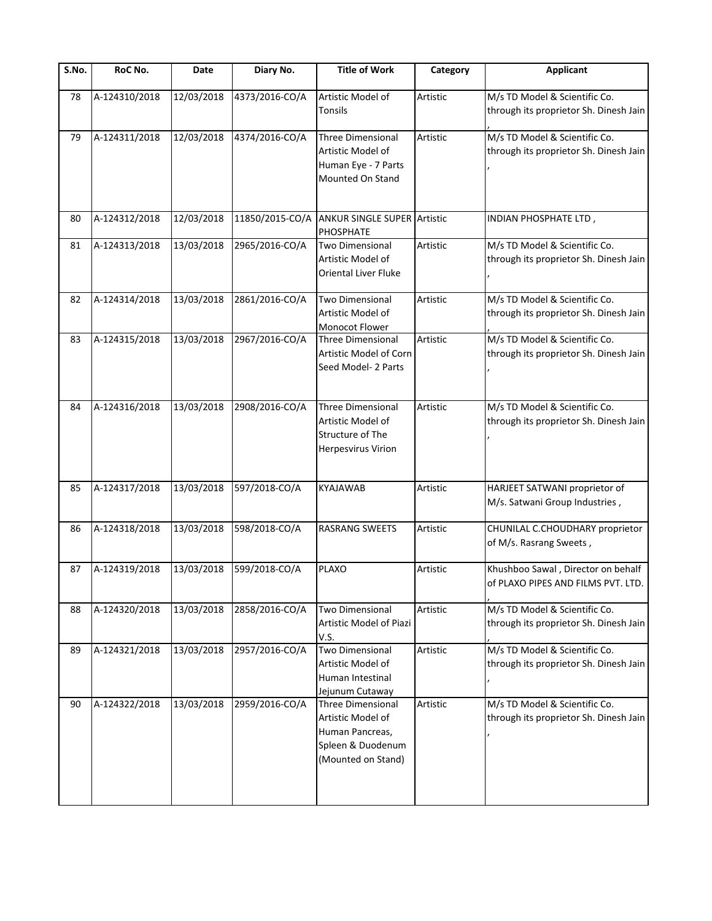| S.No. | RoC No. | Date | Diary No. | Title of Work | Category | Applicant |
|---|---|---|---|---|---|---|
| 78 | A-124310/2018 | 12/03/2018 | 4373/2016-CO/A | Artistic Model of Tonsils | Artistic | M/s TD Model & Scientific Co. through its proprietor Sh. Dinesh Jain , |
| 79 | A-124311/2018 | 12/03/2018 | 4374/2016-CO/A | Three Dimensional Artistic Model of Human Eye - 7 Parts Mounted On Stand | Artistic | M/s TD Model & Scientific Co. through its proprietor Sh. Dinesh Jain , |
| 80 | A-124312/2018 | 12/03/2018 | 11850/2015-CO/A | ANKUR SINGLE SUPER PHOSPHATE | Artistic | INDIAN PHOSPHATE LTD , |
| 81 | A-124313/2018 | 13/03/2018 | 2965/2016-CO/A | Two Dimensional Artistic Model of Oriental Liver Fluke | Artistic | M/s TD Model & Scientific Co. through its proprietor Sh. Dinesh Jain , |
| 82 | A-124314/2018 | 13/03/2018 | 2861/2016-CO/A | Two Dimensional Artistic Model of Monocot Flower | Artistic | M/s TD Model & Scientific Co. through its proprietor Sh. Dinesh Jain , |
| 83 | A-124315/2018 | 13/03/2018 | 2967/2016-CO/A | Three Dimensional Artistic Model of Corn Seed Model- 2 Parts | Artistic | M/s TD Model & Scientific Co. through its proprietor Sh. Dinesh Jain , |
| 84 | A-124316/2018 | 13/03/2018 | 2908/2016-CO/A | Three Dimensional Artistic Model of Structure of The Herpesvirus Virion | Artistic | M/s TD Model & Scientific Co. through its proprietor Sh. Dinesh Jain , |
| 85 | A-124317/2018 | 13/03/2018 | 597/2018-CO/A | KYAJAWAB | Artistic | HARJEET SATWANI proprietor of M/s. Satwani Group Industries , |
| 86 | A-124318/2018 | 13/03/2018 | 598/2018-CO/A | RASRANG SWEETS | Artistic | CHUNILAL C.CHOUDHARY proprietor of M/s. Rasrang Sweets , |
| 87 | A-124319/2018 | 13/03/2018 | 599/2018-CO/A | PLAXO | Artistic | Khushboo Sawal , Director on behalf of PLAXO PIPES AND FILMS PVT. LTD. , |
| 88 | A-124320/2018 | 13/03/2018 | 2858/2016-CO/A | Two Dimensional Artistic Model of Piazi V.S. | Artistic | M/s TD Model & Scientific Co. through its proprietor Sh. Dinesh Jain , |
| 89 | A-124321/2018 | 13/03/2018 | 2957/2016-CO/A | Two Dimensional Artistic Model of Human Intestinal Jejunum Cutaway | Artistic | M/s TD Model & Scientific Co. through its proprietor Sh. Dinesh Jain , |
| 90 | A-124322/2018 | 13/03/2018 | 2959/2016-CO/A | Three Dimensional Artistic Model of Human Pancreas, Spleen & Duodenum (Mounted on Stand) | Artistic | M/s TD Model & Scientific Co. through its proprietor Sh. Dinesh Jain , |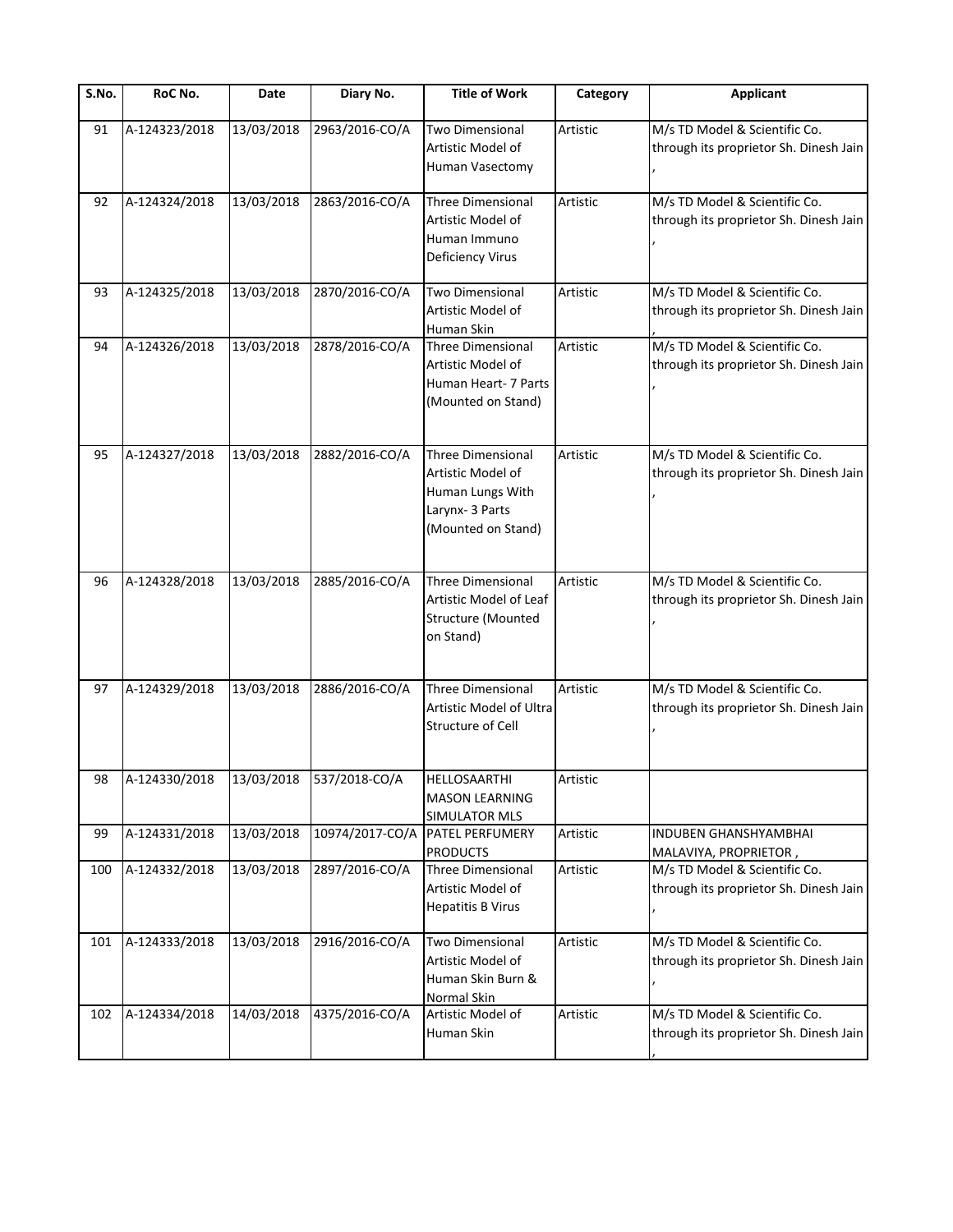| S.No. | RoC No. | Date | Diary No. | Title of Work | Category | Applicant |
|---|---|---|---|---|---|---|
| 91 | A-124323/2018 | 13/03/2018 | 2963/2016-CO/A | Two Dimensional Artistic Model of Human Vasectomy | Artistic | M/s TD Model & Scientific Co. through its proprietor Sh. Dinesh Jain , |
| 92 | A-124324/2018 | 13/03/2018 | 2863/2016-CO/A | Three Dimensional Artistic Model of Human Immuno Deficiency Virus | Artistic | M/s TD Model & Scientific Co. through its proprietor Sh. Dinesh Jain , |
| 93 | A-124325/2018 | 13/03/2018 | 2870/2016-CO/A | Two Dimensional Artistic Model of Human Skin | Artistic | M/s TD Model & Scientific Co. through its proprietor Sh. Dinesh Jain , |
| 94 | A-124326/2018 | 13/03/2018 | 2878/2016-CO/A | Three Dimensional Artistic Model of Human Heart- 7 Parts (Mounted on Stand) | Artistic | M/s TD Model & Scientific Co. through its proprietor Sh. Dinesh Jain , |
| 95 | A-124327/2018 | 13/03/2018 | 2882/2016-CO/A | Three Dimensional Artistic Model of Human Lungs With Larynx- 3 Parts (Mounted on Stand) | Artistic | M/s TD Model & Scientific Co. through its proprietor Sh. Dinesh Jain , |
| 96 | A-124328/2018 | 13/03/2018 | 2885/2016-CO/A | Three Dimensional Artistic Model of Leaf Structure (Mounted on Stand) | Artistic | M/s TD Model & Scientific Co. through its proprietor Sh. Dinesh Jain , |
| 97 | A-124329/2018 | 13/03/2018 | 2886/2016-CO/A | Three Dimensional Artistic Model of Ultra Structure of Cell | Artistic | M/s TD Model & Scientific Co. through its proprietor Sh. Dinesh Jain , |
| 98 | A-124330/2018 | 13/03/2018 | 537/2018-CO/A | HELLOSAARTHI MASON LEARNING SIMULATOR MLS | Artistic | |
| 99 | A-124331/2018 | 13/03/2018 | 10974/2017-CO/A | PATEL PERFUMERY PRODUCTS | Artistic | INDUBEN GHANSHYAMBHAI MALAVIYA, PROPRIETOR , |
| 100 | A-124332/2018 | 13/03/2018 | 2897/2016-CO/A | Three Dimensional Artistic Model of Hepatitis B Virus | Artistic | M/s TD Model & Scientific Co. through its proprietor Sh. Dinesh Jain , |
| 101 | A-124333/2018 | 13/03/2018 | 2916/2016-CO/A | Two Dimensional Artistic Model of Human Skin Burn & Normal Skin | Artistic | M/s TD Model & Scientific Co. through its proprietor Sh. Dinesh Jain , |
| 102 | A-124334/2018 | 14/03/2018 | 4375/2016-CO/A | Artistic Model of Human Skin | Artistic | M/s TD Model & Scientific Co. through its proprietor Sh. Dinesh Jain , |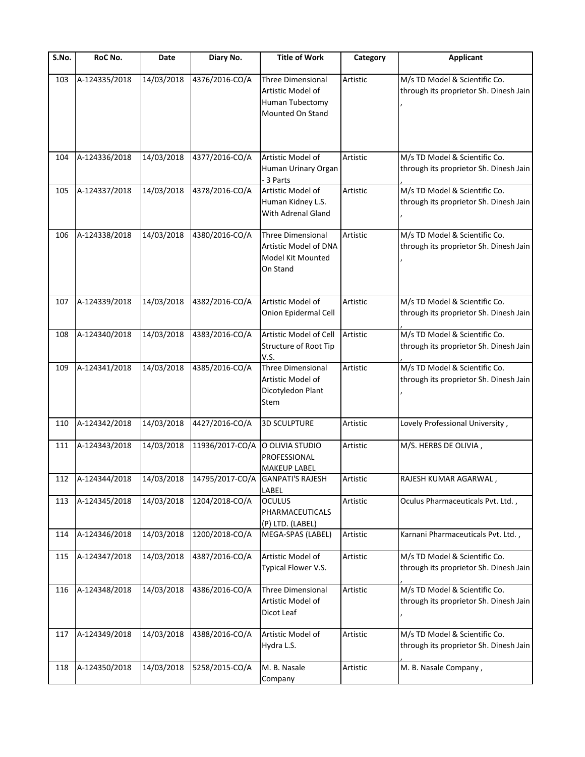| S.No. | RoC No. | Date | Diary No. | Title of Work | Category | Applicant |
|---|---|---|---|---|---|---|
| 103 | A-124335/2018 | 14/03/2018 | 4376/2016-CO/A | Three Dimensional Artistic Model of Human Tubectomy Mounted On Stand | Artistic | M/s TD Model & Scientific Co. through its proprietor Sh. Dinesh Jain , |
| 104 | A-124336/2018 | 14/03/2018 | 4377/2016-CO/A | Artistic Model of Human Urinary Organ - 3 Parts | Artistic | M/s TD Model & Scientific Co. through its proprietor Sh. Dinesh Jain , |
| 105 | A-124337/2018 | 14/03/2018 | 4378/2016-CO/A | Artistic Model of Human Kidney L.S. With Adrenal Gland | Artistic | M/s TD Model & Scientific Co. through its proprietor Sh. Dinesh Jain , |
| 106 | A-124338/2018 | 14/03/2018 | 4380/2016-CO/A | Three Dimensional Artistic Model of DNA Model Kit Mounted On Stand | Artistic | M/s TD Model & Scientific Co. through its proprietor Sh. Dinesh Jain , |
| 107 | A-124339/2018 | 14/03/2018 | 4382/2016-CO/A | Artistic Model of Onion Epidermal Cell | Artistic | M/s TD Model & Scientific Co. through its proprietor Sh. Dinesh Jain , |
| 108 | A-124340/2018 | 14/03/2018 | 4383/2016-CO/A | Artistic Model of Cell Structure of Root Tip V.S. | Artistic | M/s TD Model & Scientific Co. through its proprietor Sh. Dinesh Jain , |
| 109 | A-124341/2018 | 14/03/2018 | 4385/2016-CO/A | Three Dimensional Artistic Model of Dicotyledon Plant Stem | Artistic | M/s TD Model & Scientific Co. through its proprietor Sh. Dinesh Jain , |
| 110 | A-124342/2018 | 14/03/2018 | 4427/2016-CO/A | 3D SCULPTURE | Artistic | Lovely Professional University , |
| 111 | A-124343/2018 | 14/03/2018 | 11936/2017-CO/A | O OLIVIA STUDIO PROFESSIONAL MAKEUP LABEL | Artistic | M/S. HERBS DE OLIVIA , |
| 112 | A-124344/2018 | 14/03/2018 | 14795/2017-CO/A | GANPATI'S RAJESH LABEL | Artistic | RAJESH KUMAR AGARWAL , |
| 113 | A-124345/2018 | 14/03/2018 | 1204/2018-CO/A | OCULUS PHARMACEUTICALS (P) LTD. (LABEL) | Artistic | Oculus Pharmaceuticals Pvt. Ltd. , |
| 114 | A-124346/2018 | 14/03/2018 | 1200/2018-CO/A | MEGA-SPAS (LABEL) | Artistic | Karnani Pharmaceuticals Pvt. Ltd. , |
| 115 | A-124347/2018 | 14/03/2018 | 4387/2016-CO/A | Artistic Model of Typical Flower V.S. | Artistic | M/s TD Model & Scientific Co. through its proprietor Sh. Dinesh Jain , |
| 116 | A-124348/2018 | 14/03/2018 | 4386/2016-CO/A | Three Dimensional Artistic Model of Dicot Leaf | Artistic | M/s TD Model & Scientific Co. through its proprietor Sh. Dinesh Jain , |
| 117 | A-124349/2018 | 14/03/2018 | 4388/2016-CO/A | Artistic Model of Hydra L.S. | Artistic | M/s TD Model & Scientific Co. through its proprietor Sh. Dinesh Jain , |
| 118 | A-124350/2018 | 14/03/2018 | 5258/2015-CO/A | M. B. Nasale Company | Artistic | M. B. Nasale Company , |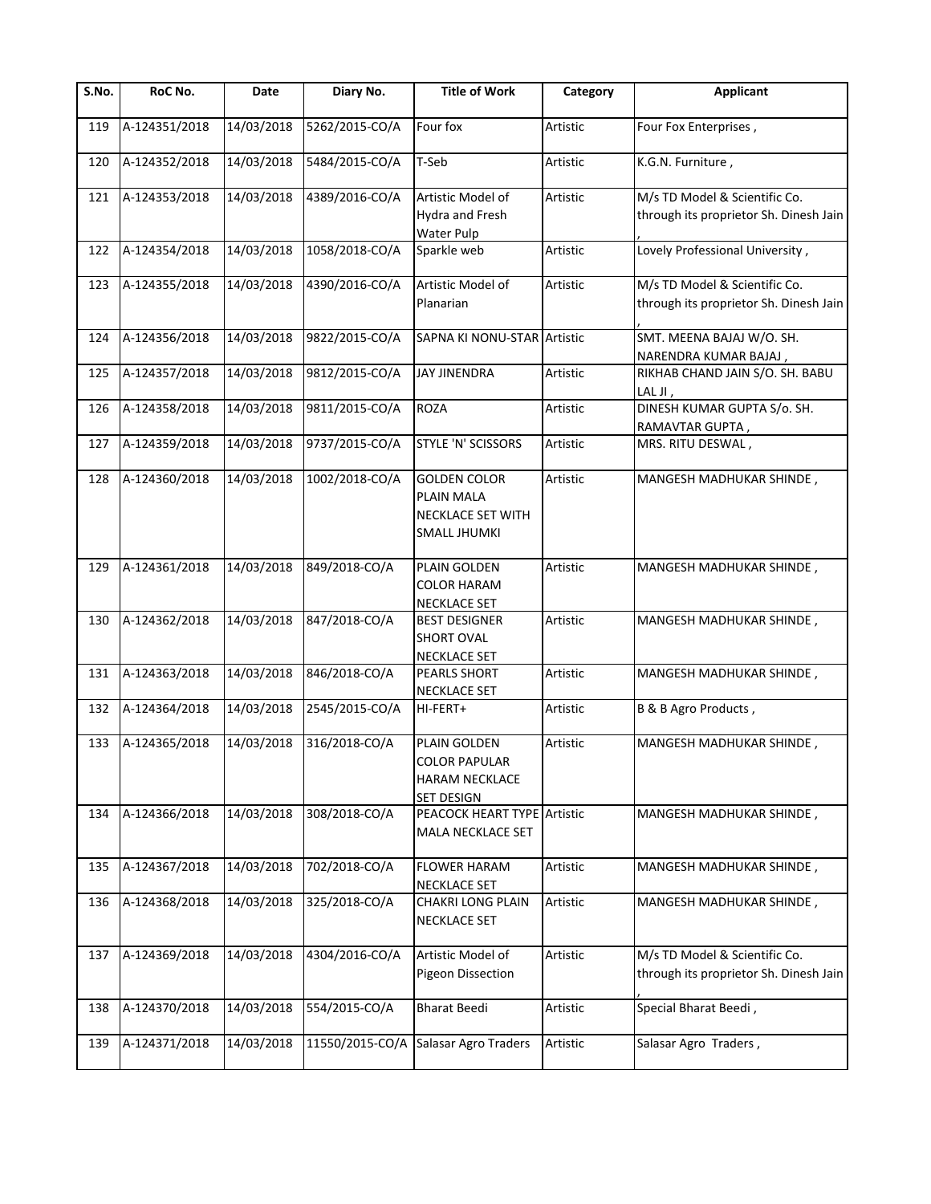| S.No. | RoC No. | Date | Diary No. | Title of Work | Category | Applicant |
|---|---|---|---|---|---|---|
| 119 | A-124351/2018 | 14/03/2018 | 5262/2015-CO/A | Four fox | Artistic | Four Fox Enterprises , |
| 120 | A-124352/2018 | 14/03/2018 | 5484/2015-CO/A | T-Seb | Artistic | K.G.N. Furniture , |
| 121 | A-124353/2018 | 14/03/2018 | 4389/2016-CO/A | Artistic Model of Hydra and Fresh Water Pulp | Artistic | M/s TD Model & Scientific Co. through its proprietor Sh. Dinesh Jain , |
| 122 | A-124354/2018 | 14/03/2018 | 1058/2018-CO/A | Sparkle web | Artistic | Lovely Professional University , |
| 123 | A-124355/2018 | 14/03/2018 | 4390/2016-CO/A | Artistic Model of Planarian | Artistic | M/s TD Model & Scientific Co. through its proprietor Sh. Dinesh Jain , |
| 124 | A-124356/2018 | 14/03/2018 | 9822/2015-CO/A | SAPNA KI NONU-STAR | Artistic | SMT. MEENA BAJAJ W/O. SH. NARENDRA KUMAR BAJAJ , |
| 125 | A-124357/2018 | 14/03/2018 | 9812/2015-CO/A | JAY JINENDRA | Artistic | RIKHAB CHAND JAIN S/O. SH. BABU LAL JI , |
| 126 | A-124358/2018 | 14/03/2018 | 9811/2015-CO/A | ROZA | Artistic | DINESH KUMAR GUPTA S/o. SH. RAMAVTAR GUPTA , |
| 127 | A-124359/2018 | 14/03/2018 | 9737/2015-CO/A | STYLE 'N' SCISSORS | Artistic | MRS. RITU DESWAL , |
| 128 | A-124360/2018 | 14/03/2018 | 1002/2018-CO/A | GOLDEN COLOR PLAIN MALA NECKLACE SET WITH SMALL JHUMKI | Artistic | MANGESH MADHUKAR SHINDE , |
| 129 | A-124361/2018 | 14/03/2018 | 849/2018-CO/A | PLAIN GOLDEN COLOR HARAM NECKLACE SET | Artistic | MANGESH MADHUKAR SHINDE , |
| 130 | A-124362/2018 | 14/03/2018 | 847/2018-CO/A | BEST DESIGNER SHORT OVAL NECKLACE SET | Artistic | MANGESH MADHUKAR SHINDE , |
| 131 | A-124363/2018 | 14/03/2018 | 846/2018-CO/A | PEARLS SHORT NECKLACE SET | Artistic | MANGESH MADHUKAR SHINDE , |
| 132 | A-124364/2018 | 14/03/2018 | 2545/2015-CO/A | HI-FERT+ | Artistic | B & B Agro Products , |
| 133 | A-124365/2018 | 14/03/2018 | 316/2018-CO/A | PLAIN GOLDEN COLOR PAPULAR HARAM NECKLACE SET DESIGN | Artistic | MANGESH MADHUKAR SHINDE , |
| 134 | A-124366/2018 | 14/03/2018 | 308/2018-CO/A | PEACOCK HEART TYPE MALA NECKLACE SET | Artistic | MANGESH MADHUKAR SHINDE , |
| 135 | A-124367/2018 | 14/03/2018 | 702/2018-CO/A | FLOWER HARAM NECKLACE SET | Artistic | MANGESH MADHUKAR SHINDE , |
| 136 | A-124368/2018 | 14/03/2018 | 325/2018-CO/A | CHAKRI LONG PLAIN NECKLACE SET | Artistic | MANGESH MADHUKAR SHINDE , |
| 137 | A-124369/2018 | 14/03/2018 | 4304/2016-CO/A | Artistic Model of Pigeon Dissection | Artistic | M/s TD Model & Scientific Co. through its proprietor Sh. Dinesh Jain , |
| 138 | A-124370/2018 | 14/03/2018 | 554/2015-CO/A | Bharat Beedi | Artistic | Special Bharat Beedi , |
| 139 | A-124371/2018 | 14/03/2018 | 11550/2015-CO/A | Salasar Agro Traders | Artistic | Salasar Agro Traders , |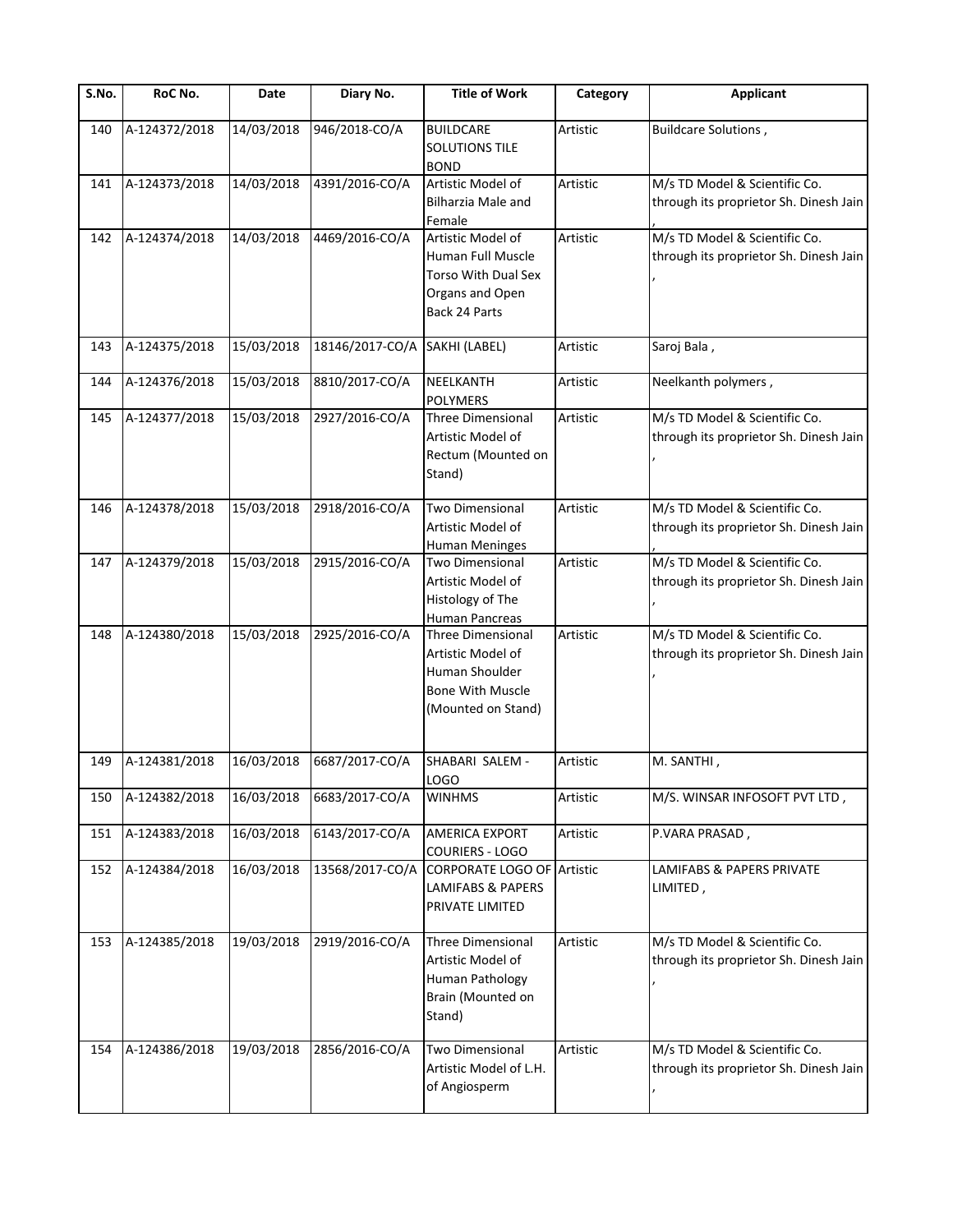| S.No. | RoC No. | Date | Diary No. | Title of Work | Category | Applicant |
|---|---|---|---|---|---|---|
| 140 | A-124372/2018 | 14/03/2018 | 946/2018-CO/A | BUILDCARE SOLUTIONS TILE BOND | Artistic | Buildcare Solutions , |
| 141 | A-124373/2018 | 14/03/2018 | 4391/2016-CO/A | Artistic Model of Bilharzia Male and Female | Artistic | M/s TD Model & Scientific Co. through its proprietor Sh. Dinesh Jain , |
| 142 | A-124374/2018 | 14/03/2018 | 4469/2016-CO/A | Artistic Model of Human Full Muscle Torso With Dual Sex Organs and Open Back 24 Parts | Artistic | M/s TD Model & Scientific Co. through its proprietor Sh. Dinesh Jain , |
| 143 | A-124375/2018 | 15/03/2018 | 18146/2017-CO/A | SAKHI (LABEL) | Artistic | Saroj Bala , |
| 144 | A-124376/2018 | 15/03/2018 | 8810/2017-CO/A | NEELKANTH POLYMERS | Artistic | Neelkanth polymers , |
| 145 | A-124377/2018 | 15/03/2018 | 2927/2016-CO/A | Three Dimensional Artistic Model of Rectum (Mounted on Stand) | Artistic | M/s TD Model & Scientific Co. through its proprietor Sh. Dinesh Jain , |
| 146 | A-124378/2018 | 15/03/2018 | 2918/2016-CO/A | Two Dimensional Artistic Model of Human Meninges | Artistic | M/s TD Model & Scientific Co. through its proprietor Sh. Dinesh Jain , |
| 147 | A-124379/2018 | 15/03/2018 | 2915/2016-CO/A | Two Dimensional Artistic Model of Histology of The Human Pancreas | Artistic | M/s TD Model & Scientific Co. through its proprietor Sh. Dinesh Jain , |
| 148 | A-124380/2018 | 15/03/2018 | 2925/2016-CO/A | Three Dimensional Artistic Model of Human Shoulder Bone With Muscle (Mounted on Stand) | Artistic | M/s TD Model & Scientific Co. through its proprietor Sh. Dinesh Jain , |
| 149 | A-124381/2018 | 16/03/2018 | 6687/2017-CO/A | SHABARI SALEM - LOGO | Artistic | M. SANTHI , |
| 150 | A-124382/2018 | 16/03/2018 | 6683/2017-CO/A | WINHMS | Artistic | M/S. WINSAR INFOSOFT PVT LTD , |
| 151 | A-124383/2018 | 16/03/2018 | 6143/2017-CO/A | AMERICA EXPORT COURIERS - LOGO | Artistic | P.VARA PRASAD , |
| 152 | A-124384/2018 | 16/03/2018 | 13568/2017-CO/A | CORPORATE LOGO OF LAMIFABS & PAPERS PRIVATE LIMITED | Artistic | LAMIFABS & PAPERS PRIVATE LIMITED , |
| 153 | A-124385/2018 | 19/03/2018 | 2919/2016-CO/A | Three Dimensional Artistic Model of Human Pathology Brain (Mounted on Stand) | Artistic | M/s TD Model & Scientific Co. through its proprietor Sh. Dinesh Jain , |
| 154 | A-124386/2018 | 19/03/2018 | 2856/2016-CO/A | Two Dimensional Artistic Model of L.H. of Angiosperm | Artistic | M/s TD Model & Scientific Co. through its proprietor Sh. Dinesh Jain , |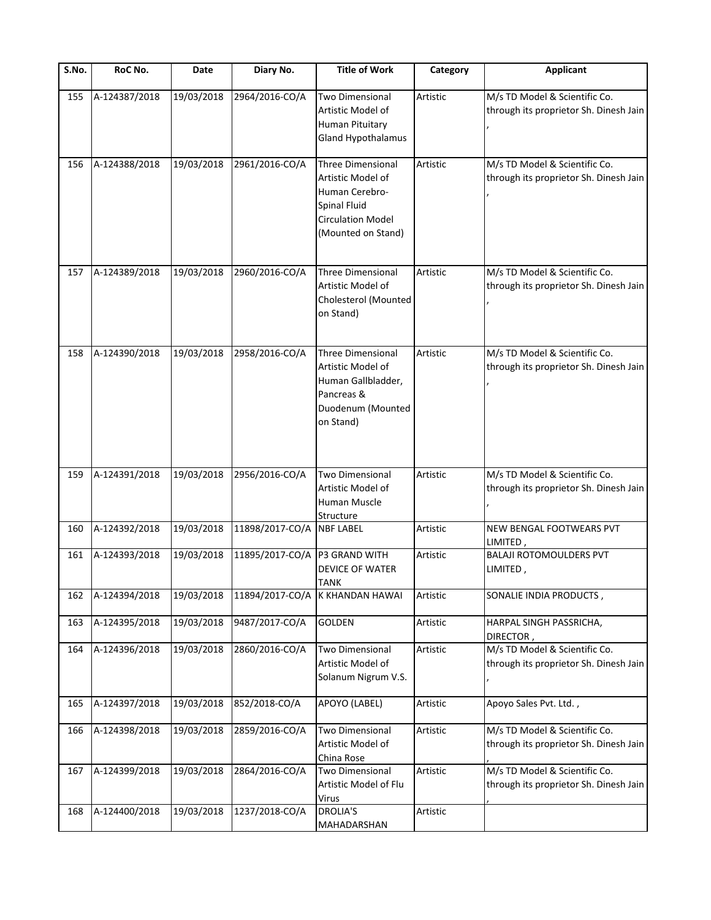| S.No. | RoC No. | Date | Diary No. | Title of Work | Category | Applicant |
|---|---|---|---|---|---|---|
| 155 | A-124387/2018 | 19/03/2018 | 2964/2016-CO/A | Two Dimensional Artistic Model of Human Pituitary Gland Hypothalamus | Artistic | M/s TD Model & Scientific Co. through its proprietor Sh. Dinesh Jain , |
| 156 | A-124388/2018 | 19/03/2018 | 2961/2016-CO/A | Three Dimensional Artistic Model of Human Cerebro-Spinal Fluid Circulation Model (Mounted on Stand) | Artistic | M/s TD Model & Scientific Co. through its proprietor Sh. Dinesh Jain , |
| 157 | A-124389/2018 | 19/03/2018 | 2960/2016-CO/A | Three Dimensional Artistic Model of Cholesterol (Mounted on Stand) | Artistic | M/s TD Model & Scientific Co. through its proprietor Sh. Dinesh Jain , |
| 158 | A-124390/2018 | 19/03/2018 | 2958/2016-CO/A | Three Dimensional Artistic Model of Human Gallbladder, Pancreas & Duodenum (Mounted on Stand) | Artistic | M/s TD Model & Scientific Co. through its proprietor Sh. Dinesh Jain , |
| 159 | A-124391/2018 | 19/03/2018 | 2956/2016-CO/A | Two Dimensional Artistic Model of Human Muscle Structure | Artistic | M/s TD Model & Scientific Co. through its proprietor Sh. Dinesh Jain , |
| 160 | A-124392/2018 | 19/03/2018 | 11898/2017-CO/A | NBF LABEL | Artistic | NEW BENGAL FOOTWEARS PVT LIMITED , |
| 161 | A-124393/2018 | 19/03/2018 | 11895/2017-CO/A | P3 GRAND WITH DEVICE OF WATER TANK | Artistic | BALAJI ROTOMOULDERS PVT LIMITED , |
| 162 | A-124394/2018 | 19/03/2018 | 11894/2017-CO/A | K KHANDAN HAWAI | Artistic | SONALIE INDIA PRODUCTS , |
| 163 | A-124395/2018 | 19/03/2018 | 9487/2017-CO/A | GOLDEN | Artistic | HARPAL SINGH PASSRICHA, DIRECTOR , |
| 164 | A-124396/2018 | 19/03/2018 | 2860/2016-CO/A | Two Dimensional Artistic Model of Solanum Nigrum V.S. | Artistic | M/s TD Model & Scientific Co. through its proprietor Sh. Dinesh Jain , |
| 165 | A-124397/2018 | 19/03/2018 | 852/2018-CO/A | APOYO (LABEL) | Artistic | Apoyo Sales Pvt. Ltd. , |
| 166 | A-124398/2018 | 19/03/2018 | 2859/2016-CO/A | Two Dimensional Artistic Model of China Rose | Artistic | M/s TD Model & Scientific Co. through its proprietor Sh. Dinesh Jain , |
| 167 | A-124399/2018 | 19/03/2018 | 2864/2016-CO/A | Two Dimensional Artistic Model of Flu Virus | Artistic | M/s TD Model & Scientific Co. through its proprietor Sh. Dinesh Jain , |
| 168 | A-124400/2018 | 19/03/2018 | 1237/2018-CO/A | DROLIA'S MAHADARSHAN | Artistic | |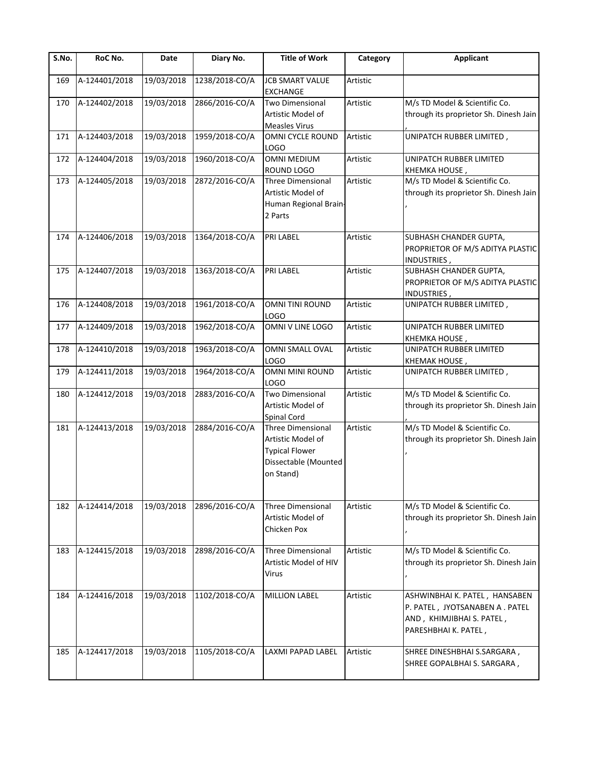| S.No. | RoC No. | Date | Diary No. | Title of Work | Category | Applicant |
|---|---|---|---|---|---|---|
| 169 | A-124401/2018 | 19/03/2018 | 1238/2018-CO/A | JCB SMART VALUE EXCHANGE | Artistic | |
| 170 | A-124402/2018 | 19/03/2018 | 2866/2016-CO/A | Two Dimensional Artistic Model of Measles Virus | Artistic | M/s TD Model & Scientific Co. through its proprietor Sh. Dinesh Jain , |
| 171 | A-124403/2018 | 19/03/2018 | 1959/2018-CO/A | OMNI CYCLE ROUND LOGO | Artistic | UNIPATCH RUBBER LIMITED , |
| 172 | A-124404/2018 | 19/03/2018 | 1960/2018-CO/A | OMNI MEDIUM ROUND LOGO | Artistic | UNIPATCH RUBBER LIMITED KHEMKA HOUSE , |
| 173 | A-124405/2018 | 19/03/2018 | 2872/2016-CO/A | Three Dimensional Artistic Model of Human Regional Brain-2 Parts | Artistic | M/s TD Model & Scientific Co. through its proprietor Sh. Dinesh Jain , |
| 174 | A-124406/2018 | 19/03/2018 | 1364/2018-CO/A | PRI LABEL | Artistic | SUBHASH CHANDER GUPTA, PROPRIETOR OF M/S ADITYA PLASTIC INDUSTRIES , |
| 175 | A-124407/2018 | 19/03/2018 | 1363/2018-CO/A | PRI LABEL | Artistic | SUBHASH CHANDER GUPTA, PROPRIETOR OF M/S ADITYA PLASTIC INDUSTRIES , |
| 176 | A-124408/2018 | 19/03/2018 | 1961/2018-CO/A | OMNI TINI ROUND LOGO | Artistic | UNIPATCH RUBBER LIMITED , |
| 177 | A-124409/2018 | 19/03/2018 | 1962/2018-CO/A | OMNI V LINE LOGO | Artistic | UNIPATCH RUBBER LIMITED KHEMKA HOUSE , |
| 178 | A-124410/2018 | 19/03/2018 | 1963/2018-CO/A | OMNI SMALL OVAL LOGO | Artistic | UNIPATCH RUBBER LIMITED KHEMAK HOUSE , |
| 179 | A-124411/2018 | 19/03/2018 | 1964/2018-CO/A | OMNI MINI ROUND LOGO | Artistic | UNIPATCH RUBBER LIMITED , |
| 180 | A-124412/2018 | 19/03/2018 | 2883/2016-CO/A | Two Dimensional Artistic Model of Spinal Cord | Artistic | M/s TD Model & Scientific Co. through its proprietor Sh. Dinesh Jain , |
| 181 | A-124413/2018 | 19/03/2018 | 2884/2016-CO/A | Three Dimensional Artistic Model of Typical Flower Dissectable (Mounted on Stand) | Artistic | M/s TD Model & Scientific Co. through its proprietor Sh. Dinesh Jain , |
| 182 | A-124414/2018 | 19/03/2018 | 2896/2016-CO/A | Three Dimensional Artistic Model of Chicken Pox | Artistic | M/s TD Model & Scientific Co. through its proprietor Sh. Dinesh Jain , |
| 183 | A-124415/2018 | 19/03/2018 | 2898/2016-CO/A | Three Dimensional Artistic Model of HIV Virus | Artistic | M/s TD Model & Scientific Co. through its proprietor Sh. Dinesh Jain , |
| 184 | A-124416/2018 | 19/03/2018 | 1102/2018-CO/A | MILLION LABEL | Artistic | ASHWINBHAI K. PATEL , HANSABEN P. PATEL , JYOTSANABEN A . PATEL AND , KHIMJIBHAI S. PATEL , PARESHBHAI K. PATEL , |
| 185 | A-124417/2018 | 19/03/2018 | 1105/2018-CO/A | LAXMI PAPAD LABEL | Artistic | SHREE DINESHBHAI S.SARGARA , SHREE GOPALBHAI S. SARGARA , |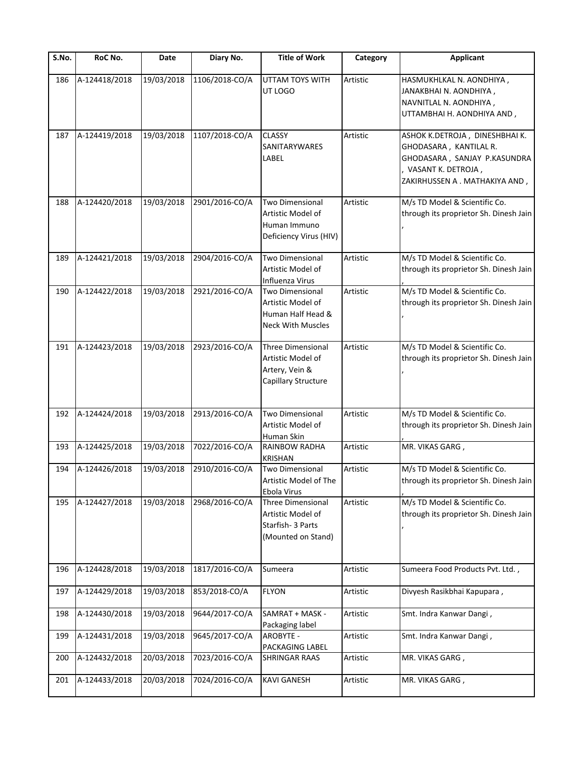| S.No. | RoC No. | Date | Diary No. | Title of Work | Category | Applicant |
|---|---|---|---|---|---|---|
| 186 | A-124418/2018 | 19/03/2018 | 1106/2018-CO/A | UTTAM TOYS WITH UT LOGO | Artistic | HASMUKHLKAL N. AONDHIYA , JANAKBHAI N. AONDHIYA , NAVNITLAL N. AONDHIYA , UTTAMBHAI H. AONDHIYA AND , |
| 187 | A-124419/2018 | 19/03/2018 | 1107/2018-CO/A | CLASSY SANITARYWARES LABEL | Artistic | ASHOK K.DETROJA , DINESHBHAI K. GHODASARA , KANTILAL R. GHODASARA , SANJAY P.KASUNDRA , VASANT K. DETROJA , ZAKIRHUSSEN A . MATHAKIYA AND , |
| 188 | A-124420/2018 | 19/03/2018 | 2901/2016-CO/A | Two Dimensional Artistic Model of Human Immuno Deficiency Virus (HIV) | Artistic | M/s TD Model & Scientific Co. through its proprietor Sh. Dinesh Jain , |
| 189 | A-124421/2018 | 19/03/2018 | 2904/2016-CO/A | Two Dimensional Artistic Model of Influenza Virus | Artistic | M/s TD Model & Scientific Co. through its proprietor Sh. Dinesh Jain , |
| 190 | A-124422/2018 | 19/03/2018 | 2921/2016-CO/A | Two Dimensional Artistic Model of Human Half Head & Neck With Muscles | Artistic | M/s TD Model & Scientific Co. through its proprietor Sh. Dinesh Jain , |
| 191 | A-124423/2018 | 19/03/2018 | 2923/2016-CO/A | Three Dimensional Artistic Model of Artery, Vein & Capillary Structure | Artistic | M/s TD Model & Scientific Co. through its proprietor Sh. Dinesh Jain , |
| 192 | A-124424/2018 | 19/03/2018 | 2913/2016-CO/A | Two Dimensional Artistic Model of Human Skin | Artistic | M/s TD Model & Scientific Co. through its proprietor Sh. Dinesh Jain , |
| 193 | A-124425/2018 | 19/03/2018 | 7022/2016-CO/A | RAINBOW RADHA KRISHAN | Artistic | MR. VIKAS GARG , |
| 194 | A-124426/2018 | 19/03/2018 | 2910/2016-CO/A | Two Dimensional Artistic Model of The Ebola Virus | Artistic | M/s TD Model & Scientific Co. through its proprietor Sh. Dinesh Jain , |
| 195 | A-124427/2018 | 19/03/2018 | 2968/2016-CO/A | Three Dimensional Artistic Model of Starfish- 3 Parts (Mounted on Stand) | Artistic | M/s TD Model & Scientific Co. through its proprietor Sh. Dinesh Jain , |
| 196 | A-124428/2018 | 19/03/2018 | 1817/2016-CO/A | Sumeera | Artistic | Sumeera Food Products Pvt. Ltd. , |
| 197 | A-124429/2018 | 19/03/2018 | 853/2018-CO/A | FLYON | Artistic | Divyesh Rasikbhai Kapupara , |
| 198 | A-124430/2018 | 19/03/2018 | 9644/2017-CO/A | SAMRAT + MASK - Packaging label | Artistic | Smt. Indra Kanwar Dangi , |
| 199 | A-124431/2018 | 19/03/2018 | 9645/2017-CO/A | AROBYTE - PACKAGING LABEL | Artistic | Smt. Indra Kanwar Dangi , |
| 200 | A-124432/2018 | 20/03/2018 | 7023/2016-CO/A | SHRINGAR RAAS | Artistic | MR. VIKAS GARG , |
| 201 | A-124433/2018 | 20/03/2018 | 7024/2016-CO/A | KAVI GANESH | Artistic | MR. VIKAS GARG , |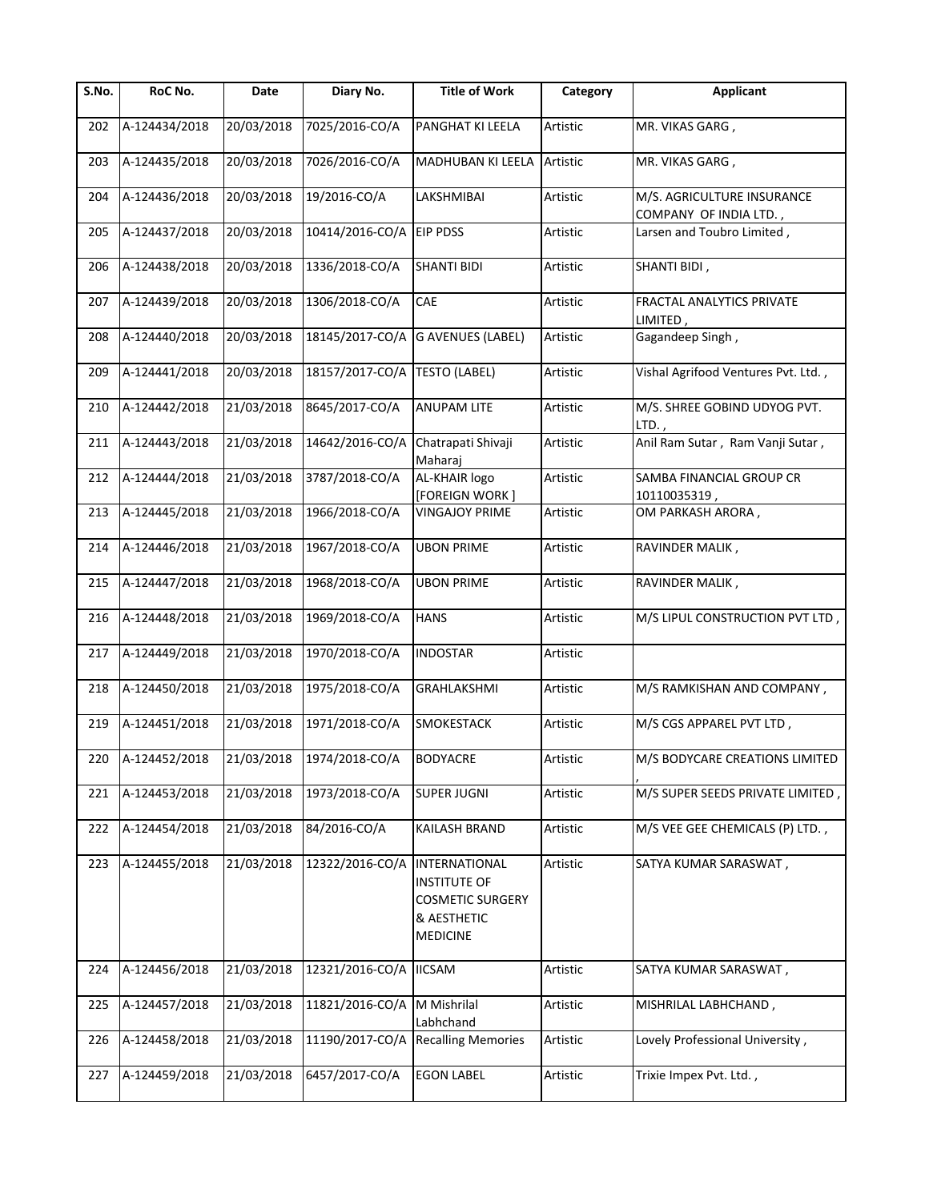| S.No. | RoC No. | Date | Diary No. | Title of Work | Category | Applicant |
|---|---|---|---|---|---|---|
| 202 | A-124434/2018 | 20/03/2018 | 7025/2016-CO/A | PANGHAT KI LEELA | Artistic | MR. VIKAS GARG , |
| 203 | A-124435/2018 | 20/03/2018 | 7026/2016-CO/A | MADHUBAN KI LEELA | Artistic | MR. VIKAS GARG , |
| 204 | A-124436/2018 | 20/03/2018 | 19/2016-CO/A | LAKSHMIBAI | Artistic | M/S. AGRICULTURE INSURANCE COMPANY OF INDIA LTD. , |
| 205 | A-124437/2018 | 20/03/2018 | 10414/2016-CO/A | EIP PDSS | Artistic | Larsen and Toubro Limited , |
| 206 | A-124438/2018 | 20/03/2018 | 1336/2018-CO/A | SHANTI BIDI | Artistic | SHANTI BIDI , |
| 207 | A-124439/2018 | 20/03/2018 | 1306/2018-CO/A | CAE | Artistic | FRACTAL ANALYTICS PRIVATE LIMITED , |
| 208 | A-124440/2018 | 20/03/2018 | 18145/2017-CO/A | G AVENUES (LABEL) | Artistic | Gagandeep Singh , |
| 209 | A-124441/2018 | 20/03/2018 | 18157/2017-CO/A | TESTO (LABEL) | Artistic | Vishal Agrifood Ventures Pvt. Ltd. , |
| 210 | A-124442/2018 | 21/03/2018 | 8645/2017-CO/A | ANUPAM LITE | Artistic | M/S. SHREE GOBIND UDYOG PVT. LTD. , |
| 211 | A-124443/2018 | 21/03/2018 | 14642/2016-CO/A | Chatrapati Shivaji Maharaj | Artistic | Anil Ram Sutar , Ram Vanji Sutar , |
| 212 | A-124444/2018 | 21/03/2018 | 3787/2018-CO/A | AL-KHAIR logo [FOREIGN WORK ] | Artistic | SAMBA FINANCIAL GROUP CR 10110035319 , |
| 213 | A-124445/2018 | 21/03/2018 | 1966/2018-CO/A | VINGAJOY PRIME | Artistic | OM PARKASH ARORA , |
| 214 | A-124446/2018 | 21/03/2018 | 1967/2018-CO/A | UBON PRIME | Artistic | RAVINDER MALIK , |
| 215 | A-124447/2018 | 21/03/2018 | 1968/2018-CO/A | UBON PRIME | Artistic | RAVINDER MALIK , |
| 216 | A-124448/2018 | 21/03/2018 | 1969/2018-CO/A | HANS | Artistic | M/S LIPUL CONSTRUCTION PVT LTD , |
| 217 | A-124449/2018 | 21/03/2018 | 1970/2018-CO/A | INDOSTAR | Artistic | |
| 218 | A-124450/2018 | 21/03/2018 | 1975/2018-CO/A | GRAHLAKSHMI | Artistic | M/S RAMKISHAN AND COMPANY , |
| 219 | A-124451/2018 | 21/03/2018 | 1971/2018-CO/A | SMOKESTACK | Artistic | M/S CGS APPAREL PVT LTD , |
| 220 | A-124452/2018 | 21/03/2018 | 1974/2018-CO/A | BODYACRE | Artistic | M/S BODYCARE CREATIONS LIMITED , |
| 221 | A-124453/2018 | 21/03/2018 | 1973/2018-CO/A | SUPER JUGNI | Artistic | M/S SUPER SEEDS PRIVATE LIMITED , |
| 222 | A-124454/2018 | 21/03/2018 | 84/2016-CO/A | KAILASH BRAND | Artistic | M/S VEE GEE CHEMICALS (P) LTD. , |
| 223 | A-124455/2018 | 21/03/2018 | 12322/2016-CO/A | INTERNATIONAL INSTITUTE OF COSMETIC SURGERY & AESTHETIC MEDICINE | Artistic | SATYA KUMAR SARASWAT , |
| 224 | A-124456/2018 | 21/03/2018 | 12321/2016-CO/A | IICSAM | Artistic | SATYA KUMAR SARASWAT , |
| 225 | A-124457/2018 | 21/03/2018 | 11821/2016-CO/A | M Mishrilal Labhchand | Artistic | MISHRILAL LABHCHAND , |
| 226 | A-124458/2018 | 21/03/2018 | 11190/2017-CO/A | Recalling Memories | Artistic | Lovely Professional University , |
| 227 | A-124459/2018 | 21/03/2018 | 6457/2017-CO/A | EGON LABEL | Artistic | Trixie Impex Pvt. Ltd. , |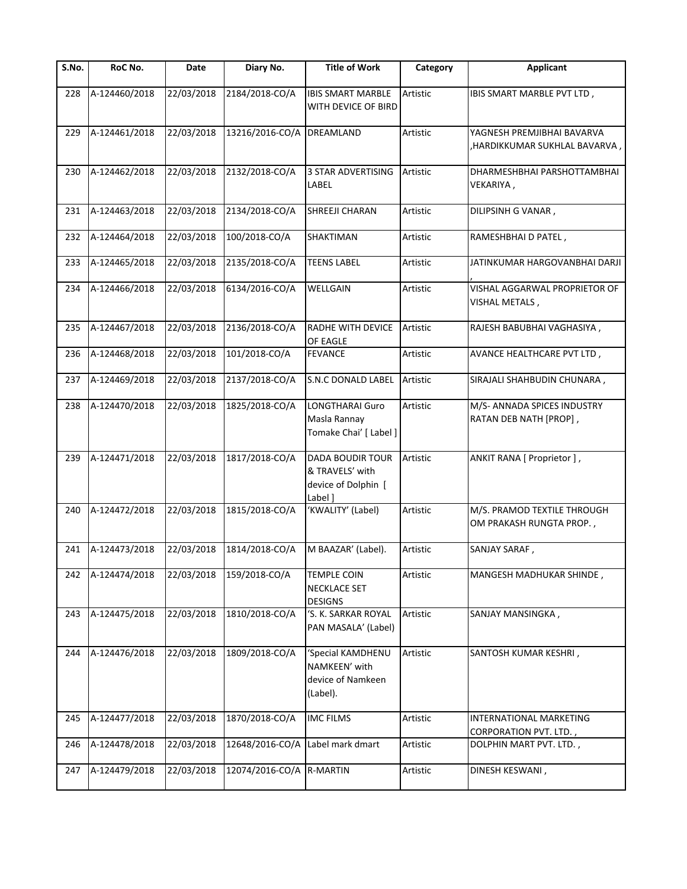| S.No. | RoC No. | Date | Diary No. | Title of Work | Category | Applicant |
| --- | --- | --- | --- | --- | --- | --- |
| 228 | A-124460/2018 | 22/03/2018 | 2184/2018-CO/A | IBIS SMART MARBLE WITH DEVICE OF BIRD | Artistic | IBIS SMART MARBLE PVT LTD , |
| 229 | A-124461/2018 | 22/03/2018 | 13216/2016-CO/A | DREAMLAND | Artistic | YAGNESH PREMJIBHAI BAVARVA ,HARDIKKUMAR SUKHLAL BAVARVA , |
| 230 | A-124462/2018 | 22/03/2018 | 2132/2018-CO/A | 3 STAR ADVERTISING LABEL | Artistic | DHARMESHBHAI PARSHOTTAMBHAI VEKARIYA , |
| 231 | A-124463/2018 | 22/03/2018 | 2134/2018-CO/A | SHREEJI CHARAN | Artistic | DILIPSINH G VANAR , |
| 232 | A-124464/2018 | 22/03/2018 | 100/2018-CO/A | SHAKTIMAN | Artistic | RAMESHBHAI D PATEL , |
| 233 | A-124465/2018 | 22/03/2018 | 2135/2018-CO/A | TEENS LABEL | Artistic | JATINKUMAR HARGOVANBHAI DARJI , |
| 234 | A-124466/2018 | 22/03/2018 | 6134/2016-CO/A | WELLGAIN | Artistic | VISHAL AGGARWAL PROPRIETOR OF VISHAL METALS , |
| 235 | A-124467/2018 | 22/03/2018 | 2136/2018-CO/A | RADHE WITH DEVICE OF EAGLE | Artistic | RAJESH BABUBHAI VAGHASIYA , |
| 236 | A-124468/2018 | 22/03/2018 | 101/2018-CO/A | FEVANCE | Artistic | AVANCE HEALTHCARE PVT LTD , |
| 237 | A-124469/2018 | 22/03/2018 | 2137/2018-CO/A | S.N.C DONALD LABEL | Artistic | SIRAJALI SHAHBUDIN CHUNARA , |
| 238 | A-124470/2018 | 22/03/2018 | 1825/2018-CO/A | LONGTHARAI Guro Masla Rannay Tomake Chai' [ Label ] | Artistic | M/S- ANNADA SPICES INDUSTRY RATAN DEB NATH [PROP] , |
| 239 | A-124471/2018 | 22/03/2018 | 1817/2018-CO/A | DADA BOUDIR TOUR & TRAVELS' with device of Dolphin [ Label ] | Artistic | ANKIT RANA [ Proprietor ] , |
| 240 | A-124472/2018 | 22/03/2018 | 1815/2018-CO/A | 'KWALITY' (Label) | Artistic | M/S. PRAMOD TEXTILE THROUGH OM PRAKASH RUNGTA PROP. , |
| 241 | A-124473/2018 | 22/03/2018 | 1814/2018-CO/A | M BAAZAR' (Label). | Artistic | SANJAY SARAF , |
| 242 | A-124474/2018 | 22/03/2018 | 159/2018-CO/A | TEMPLE COIN NECKLACE SET DESIGNS | Artistic | MANGESH MADHUKAR SHINDE , |
| 243 | A-124475/2018 | 22/03/2018 | 1810/2018-CO/A | 'S. K. SARKAR ROYAL PAN MASALA' (Label) | Artistic | SANJAY MANSINGKA , |
| 244 | A-124476/2018 | 22/03/2018 | 1809/2018-CO/A | 'Special KAMDHENU NAMKEEN' with device of Namkeen (Label). | Artistic | SANTOSH KUMAR KESHRI , |
| 245 | A-124477/2018 | 22/03/2018 | 1870/2018-CO/A | IMC FILMS | Artistic | INTERNATIONAL MARKETING CORPORATION PVT. LTD. , |
| 246 | A-124478/2018 | 22/03/2018 | 12648/2016-CO/A | Label mark dmart | Artistic | DOLPHIN MART PVT. LTD. , |
| 247 | A-124479/2018 | 22/03/2018 | 12074/2016-CO/A | R-MARTIN | Artistic | DINESH KESWANI , |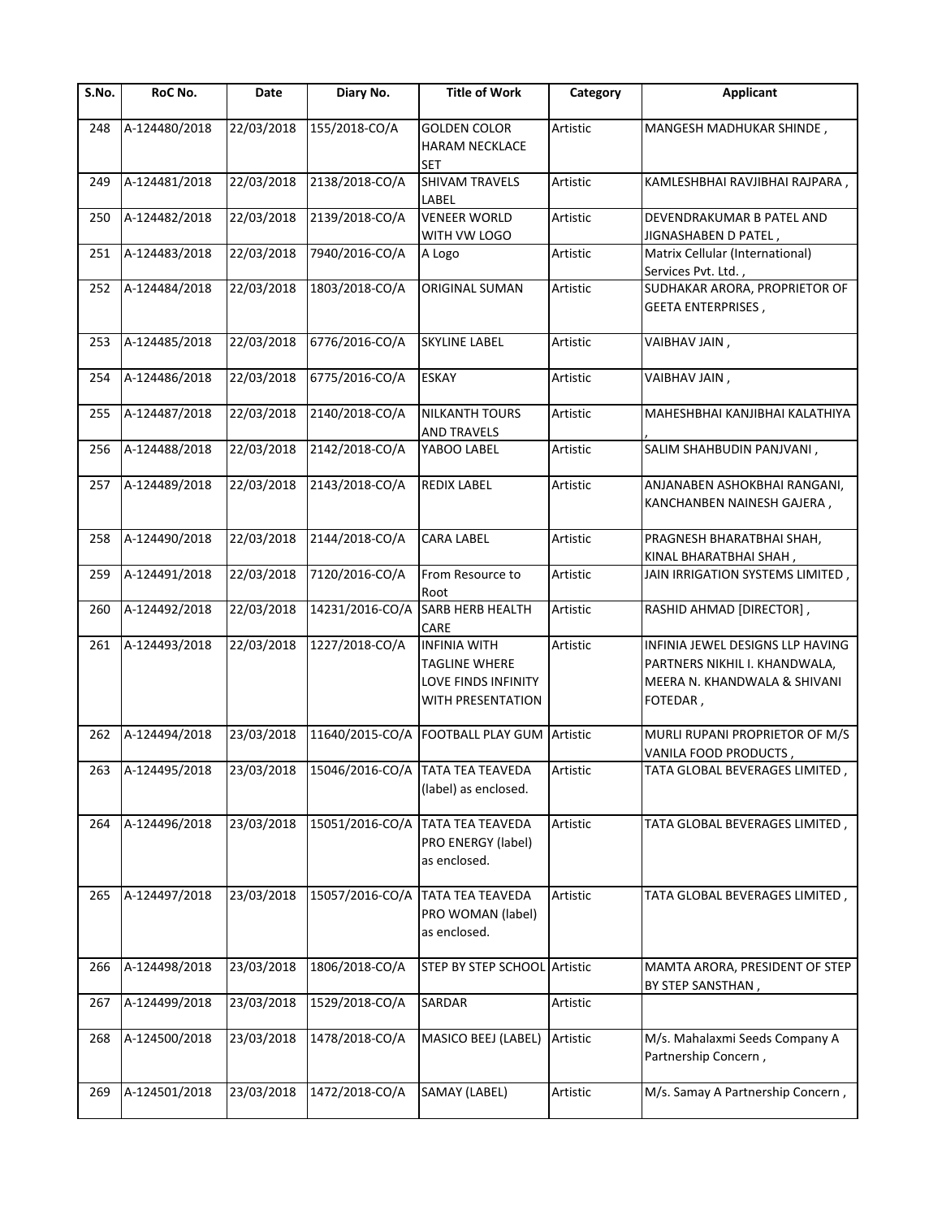| S.No. | RoC No. | Date | Diary No. | Title of Work | Category | Applicant |
|---|---|---|---|---|---|---|
| 248 | A-124480/2018 | 22/03/2018 | 155/2018-CO/A | GOLDEN COLOR HARAM NECKLACE SET | Artistic | MANGESH MADHUKAR SHINDE , |
| 249 | A-124481/2018 | 22/03/2018 | 2138/2018-CO/A | SHIVAM TRAVELS LABEL | Artistic | KAMLESHBHAI RAVJIBHAI RAJPARA , |
| 250 | A-124482/2018 | 22/03/2018 | 2139/2018-CO/A | VENEER WORLD WITH VW LOGO | Artistic | DEVENDRAKUMAR B PATEL AND JIGNASHABEN D PATEL , |
| 251 | A-124483/2018 | 22/03/2018 | 7940/2016-CO/A | A Logo | Artistic | Matrix Cellular (International) Services Pvt. Ltd. , |
| 252 | A-124484/2018 | 22/03/2018 | 1803/2018-CO/A | ORIGINAL SUMAN | Artistic | SUDHAKAR ARORA, PROPRIETOR OF GEETA ENTERPRISES , |
| 253 | A-124485/2018 | 22/03/2018 | 6776/2016-CO/A | SKYLINE LABEL | Artistic | VAIBHAV JAIN , |
| 254 | A-124486/2018 | 22/03/2018 | 6775/2016-CO/A | ESKAY | Artistic | VAIBHAV JAIN , |
| 255 | A-124487/2018 | 22/03/2018 | 2140/2018-CO/A | NILKANTH TOURS AND TRAVELS | Artistic | MAHESHBHAI KANJIBHAI KALATHIYA , |
| 256 | A-124488/2018 | 22/03/2018 | 2142/2018-CO/A | YABOO LABEL | Artistic | SALIM SHAHBUDIN PANJVANI , |
| 257 | A-124489/2018 | 22/03/2018 | 2143/2018-CO/A | REDIX LABEL | Artistic | ANJANABEN ASHOKBHAI RANGANI, KANCHANBEN NAINESH GAJERA , |
| 258 | A-124490/2018 | 22/03/2018 | 2144/2018-CO/A | CARA LABEL | Artistic | PRAGNESH BHARATBHAI SHAH, KINAL BHARATBHAI SHAH , |
| 259 | A-124491/2018 | 22/03/2018 | 7120/2016-CO/A | From Resource to Root | Artistic | JAIN IRRIGATION SYSTEMS LIMITED , |
| 260 | A-124492/2018 | 22/03/2018 | 14231/2016-CO/A | SARB HERB HEALTH CARE | Artistic | RASHID AHMAD [DIRECTOR] , |
| 261 | A-124493/2018 | 22/03/2018 | 1227/2018-CO/A | INFINIA WITH TAGLINE WHERE LOVE FINDS INFINITY WITH PRESENTATION | Artistic | INFINIA JEWEL DESIGNS LLP HAVING PARTNERS NIKHIL I. KHANDWALA, MEERA N. KHANDWALA & SHIVANI FOTEDAR , |
| 262 | A-124494/2018 | 23/03/2018 | 11640/2015-CO/A | FOOTBALL PLAY GUM | Artistic | MURLI RUPANI PROPRIETOR OF M/S VANILA FOOD PRODUCTS , |
| 263 | A-124495/2018 | 23/03/2018 | 15046/2016-CO/A | TATA TEA TEAVEDA (label) as enclosed. | Artistic | TATA GLOBAL BEVERAGES LIMITED , |
| 264 | A-124496/2018 | 23/03/2018 | 15051/2016-CO/A | TATA TEA TEAVEDA PRO ENERGY (label) as enclosed. | Artistic | TATA GLOBAL BEVERAGES LIMITED , |
| 265 | A-124497/2018 | 23/03/2018 | 15057/2016-CO/A | TATA TEA TEAVEDA PRO WOMAN (label) as enclosed. | Artistic | TATA GLOBAL BEVERAGES LIMITED , |
| 266 | A-124498/2018 | 23/03/2018 | 1806/2018-CO/A | STEP BY STEP SCHOOL | Artistic | MAMTA ARORA, PRESIDENT OF STEP BY STEP SANSTHAN , |
| 267 | A-124499/2018 | 23/03/2018 | 1529/2018-CO/A | SARDAR | Artistic | |
| 268 | A-124500/2018 | 23/03/2018 | 1478/2018-CO/A | MASICO BEEJ (LABEL) | Artistic | M/s. Mahalaxmi Seeds Company A Partnership Concern , |
| 269 | A-124501/2018 | 23/03/2018 | 1472/2018-CO/A | SAMAY (LABEL) | Artistic | M/s. Samay A Partnership Concern , |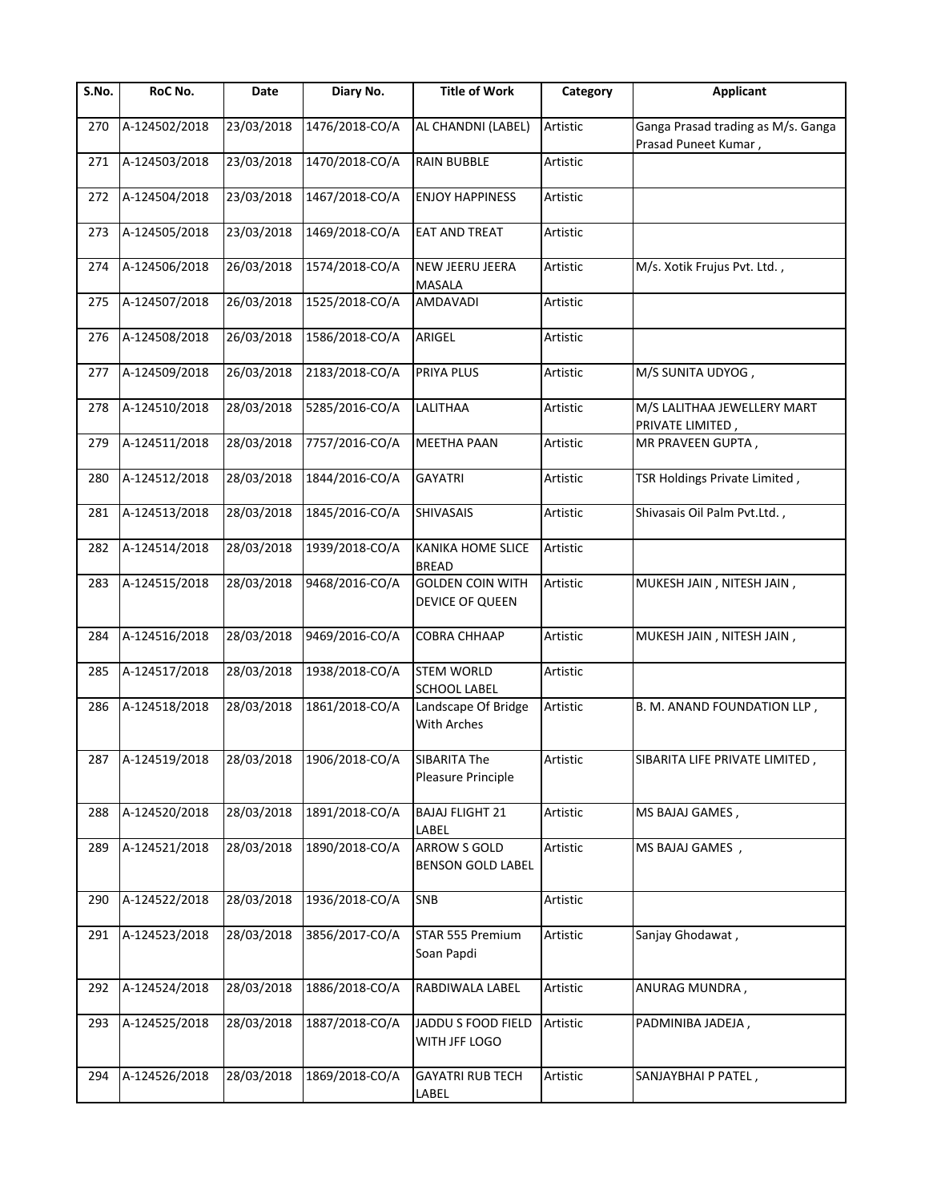| S.No. | RoC No. | Date | Diary No. | Title of Work | Category | Applicant |
|---|---|---|---|---|---|---|
| 270 | A-124502/2018 | 23/03/2018 | 1476/2018-CO/A | AL CHANDNI (LABEL) | Artistic | Ganga Prasad trading as M/s. Ganga Prasad Puneet Kumar , |
| 271 | A-124503/2018 | 23/03/2018 | 1470/2018-CO/A | RAIN BUBBLE | Artistic | |
| 272 | A-124504/2018 | 23/03/2018 | 1467/2018-CO/A | ENJOY HAPPINESS | Artistic | |
| 273 | A-124505/2018 | 23/03/2018 | 1469/2018-CO/A | EAT AND TREAT | Artistic | |
| 274 | A-124506/2018 | 26/03/2018 | 1574/2018-CO/A | NEW JEERU JEERA MASALA | Artistic | M/s. Xotik Frujus Pvt. Ltd. , |
| 275 | A-124507/2018 | 26/03/2018 | 1525/2018-CO/A | AMDAVADI | Artistic | |
| 276 | A-124508/2018 | 26/03/2018 | 1586/2018-CO/A | ARIGEL | Artistic | |
| 277 | A-124509/2018 | 26/03/2018 | 2183/2018-CO/A | PRIYA PLUS | Artistic | M/S SUNITA UDYOG , |
| 278 | A-124510/2018 | 28/03/2018 | 5285/2016-CO/A | LALITHAA | Artistic | M/S LALITHAA JEWELLERY MART PRIVATE LIMITED , |
| 279 | A-124511/2018 | 28/03/2018 | 7757/2016-CO/A | MEETHA PAAN | Artistic | MR PRAVEEN GUPTA , |
| 280 | A-124512/2018 | 28/03/2018 | 1844/2016-CO/A | GAYATRI | Artistic | TSR Holdings Private Limited , |
| 281 | A-124513/2018 | 28/03/2018 | 1845/2016-CO/A | SHIVASAIS | Artistic | Shivasais Oil Palm Pvt.Ltd. , |
| 282 | A-124514/2018 | 28/03/2018 | 1939/2018-CO/A | KANIKA HOME SLICE BREAD | Artistic | |
| 283 | A-124515/2018 | 28/03/2018 | 9468/2016-CO/A | GOLDEN COIN WITH DEVICE OF QUEEN | Artistic | MUKESH JAIN , NITESH JAIN , |
| 284 | A-124516/2018 | 28/03/2018 | 9469/2016-CO/A | COBRA CHHAAP | Artistic | MUKESH JAIN , NITESH JAIN , |
| 285 | A-124517/2018 | 28/03/2018 | 1938/2018-CO/A | STEM WORLD SCHOOL LABEL | Artistic | |
| 286 | A-124518/2018 | 28/03/2018 | 1861/2018-CO/A | Landscape Of Bridge With Arches | Artistic | B. M. ANAND FOUNDATION LLP , |
| 287 | A-124519/2018 | 28/03/2018 | 1906/2018-CO/A | SIBARITA The Pleasure Principle | Artistic | SIBARITA LIFE PRIVATE LIMITED , |
| 288 | A-124520/2018 | 28/03/2018 | 1891/2018-CO/A | BAJAJ FLIGHT 21 LABEL | Artistic | MS BAJAJ GAMES , |
| 289 | A-124521/2018 | 28/03/2018 | 1890/2018-CO/A | ARROW S GOLD BENSON GOLD LABEL | Artistic | MS BAJAJ GAMES , |
| 290 | A-124522/2018 | 28/03/2018 | 1936/2018-CO/A | SNB | Artistic | |
| 291 | A-124523/2018 | 28/03/2018 | 3856/2017-CO/A | STAR 555 Premium Soan Papdi | Artistic | Sanjay Ghodawat , |
| 292 | A-124524/2018 | 28/03/2018 | 1886/2018-CO/A | RABDIWALA LABEL | Artistic | ANURAG MUNDRA , |
| 293 | A-124525/2018 | 28/03/2018 | 1887/2018-CO/A | JADDU S FOOD FIELD WITH JFF LOGO | Artistic | PADMINIBA JADEJA , |
| 294 | A-124526/2018 | 28/03/2018 | 1869/2018-CO/A | GAYATRI RUB TECH LABEL | Artistic | SANJAYBHAI P PATEL , |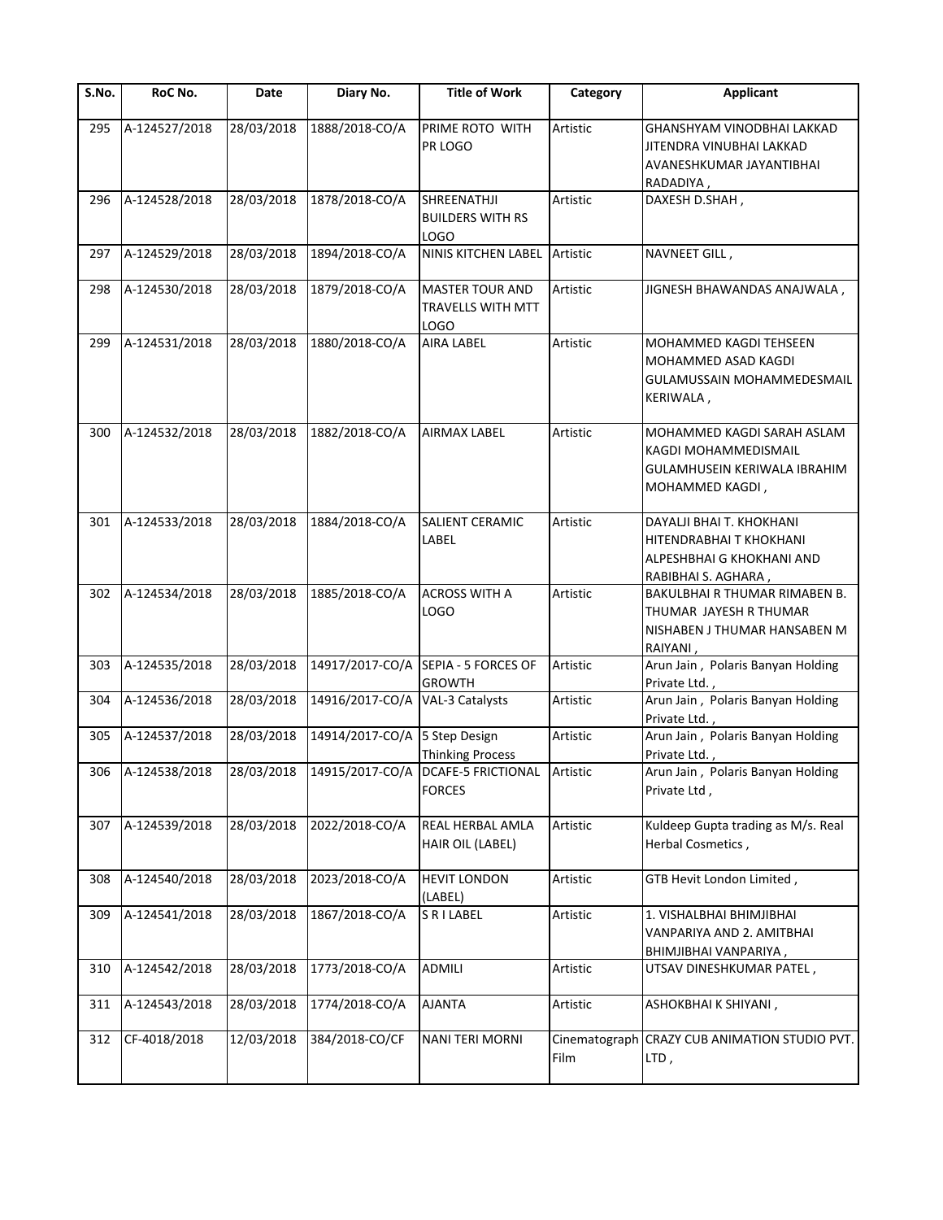| S.No. | RoC No. | Date | Diary No. | Title of Work | Category | Applicant |
|---|---|---|---|---|---|---|
| 295 | A-124527/2018 | 28/03/2018 | 1888/2018-CO/A | PRIME ROTO WITH PR LOGO | Artistic | GHANSHYAM VINODBHAI LAKKAD JITENDRA VINUBHAI LAKKAD AVANESHKUMAR JAYANTIBHAI RADADIYA , |
| 296 | A-124528/2018 | 28/03/2018 | 1878/2018-CO/A | SHREENATHJI BUILDERS WITH RS LOGO | Artistic | DAXESH D.SHAH , |
| 297 | A-124529/2018 | 28/03/2018 | 1894/2018-CO/A | NINIS KITCHEN LABEL | Artistic | NAVNEET GILL , |
| 298 | A-124530/2018 | 28/03/2018 | 1879/2018-CO/A | MASTER TOUR AND TRAVELLS WITH MTT LOGO | Artistic | JIGNESH BHAWANDAS ANAJWALA , |
| 299 | A-124531/2018 | 28/03/2018 | 1880/2018-CO/A | AIRA LABEL | Artistic | MOHAMMED KAGDI TEHSEEN MOHAMMED ASAD KAGDI GULAMUSSAIN MOHAMMEDESMAIL KERIWALA , |
| 300 | A-124532/2018 | 28/03/2018 | 1882/2018-CO/A | AIRMAX LABEL | Artistic | MOHAMMED KAGDI SARAH ASLAM KAGDI MOHAMMEDISMAIL GULAMHUSEIN KERIWALA IBRAHIM MOHAMMED KAGDI , |
| 301 | A-124533/2018 | 28/03/2018 | 1884/2018-CO/A | SALIENT CERAMIC LABEL | Artistic | DAYALJI BHAI T. KHOKHANI HITENDRABHAI T KHOKHANI ALPESHBHAI G KHOKHANI AND RABIBHAI S. AGHARA , |
| 302 | A-124534/2018 | 28/03/2018 | 1885/2018-CO/A | ACROSS WITH A LOGO | Artistic | BAKULBHAI R THUMAR RIMABEN B. THUMAR JAYESH R THUMAR NISHABEN J THUMAR HANSABEN M RAIYANI , |
| 303 | A-124535/2018 | 28/03/2018 | 14917/2017-CO/A | SEPIA - 5 FORCES OF GROWTH | Artistic | Arun Jain , Polaris Banyan Holding Private Ltd. , |
| 304 | A-124536/2018 | 28/03/2018 | 14916/2017-CO/A | VAL-3 Catalysts | Artistic | Arun Jain , Polaris Banyan Holding Private Ltd. , |
| 305 | A-124537/2018 | 28/03/2018 | 14914/2017-CO/A | 5 Step Design Thinking Process | Artistic | Arun Jain , Polaris Banyan Holding Private Ltd. , |
| 306 | A-124538/2018 | 28/03/2018 | 14915/2017-CO/A | DCAFE-5 FRICTIONAL FORCES | Artistic | Arun Jain , Polaris Banyan Holding Private Ltd , |
| 307 | A-124539/2018 | 28/03/2018 | 2022/2018-CO/A | REAL HERBAL AMLA HAIR OIL (LABEL) | Artistic | Kuldeep Gupta trading as M/s. Real Herbal Cosmetics , |
| 308 | A-124540/2018 | 28/03/2018 | 2023/2018-CO/A | HEVIT LONDON (LABEL) | Artistic | GTB Hevit London Limited , |
| 309 | A-124541/2018 | 28/03/2018 | 1867/2018-CO/A | S R I LABEL | Artistic | 1. VISHALBHAI BHIMJIBHAI VANPARIYA AND 2. AMITBHAI BHIMJIBHAI VANPARIYA , |
| 310 | A-124542/2018 | 28/03/2018 | 1773/2018-CO/A | ADMILI | Artistic | UTSAV DINESHKUMAR PATEL , |
| 311 | A-124543/2018 | 28/03/2018 | 1774/2018-CO/A | AJANTA | Artistic | ASHOKBHAI K SHIYANI , |
| 312 | CF-4018/2018 | 12/03/2018 | 384/2018-CO/CF | NANI TERI MORNI | Cinematograph Film | CRAZY CUB ANIMATION STUDIO PVT. LTD , |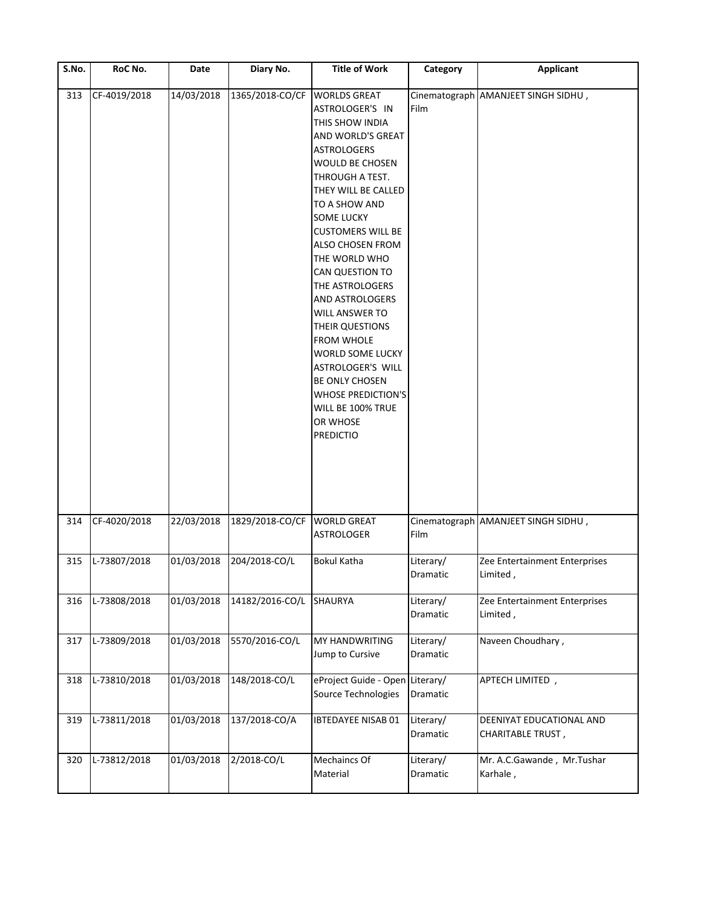| S.No. | RoC No. | Date | Diary No. | Title of Work | Category | Applicant |
|---|---|---|---|---|---|---|
| 313 | CF-4019/2018 | 14/03/2018 | 1365/2018-CO/CF | WORLDS GREAT ASTROLOGER'S IN THIS SHOW INDIA AND WORLD'S GREAT ASTROLOGERS WOULD BE CHOSEN THROUGH A TEST. THEY WILL BE CALLED TO A SHOW AND SOME LUCKY CUSTOMERS WILL BE ALSO CHOSEN FROM THE WORLD WHO CAN QUESTION TO THE ASTROLOGERS AND ASTROLOGERS WILL ANSWER TO THEIR QUESTIONS FROM WHOLE WORLD SOME LUCKY ASTROLOGER'S WILL BE ONLY CHOSEN WHOSE PREDICTION'S WILL BE 100% TRUE OR WHOSE PREDICTIO | Cinematograph Film | AMANJEET SINGH SIDHU , |
| 314 | CF-4020/2018 | 22/03/2018 | 1829/2018-CO/CF | WORLD GREAT ASTROLOGER | Cinematograph Film | AMANJEET SINGH SIDHU , |
| 315 | L-73807/2018 | 01/03/2018 | 204/2018-CO/L | Bokul Katha | Literary/ Dramatic | Zee Entertainment Enterprises Limited , |
| 316 | L-73808/2018 | 01/03/2018 | 14182/2016-CO/L | SHAURYA | Literary/ Dramatic | Zee Entertainment Enterprises Limited , |
| 317 | L-73809/2018 | 01/03/2018 | 5570/2016-CO/L | MY HANDWRITING Jump to Cursive | Literary/ Dramatic | Naveen Choudhary , |
| 318 | L-73810/2018 | 01/03/2018 | 148/2018-CO/L | eProject Guide - Open Source Technologies | Literary/ Dramatic | APTECH LIMITED , |
| 319 | L-73811/2018 | 01/03/2018 | 137/2018-CO/A | IBTEDAYEE NISAB 01 | Literary/ Dramatic | DEENIYAT EDUCATIONAL AND CHARITABLE TRUST , |
| 320 | L-73812/2018 | 01/03/2018 | 2/2018-CO/L | Mechaincs Of Material | Literary/ Dramatic | Mr. A.C.Gawande , Mr.Tushar Karhale , |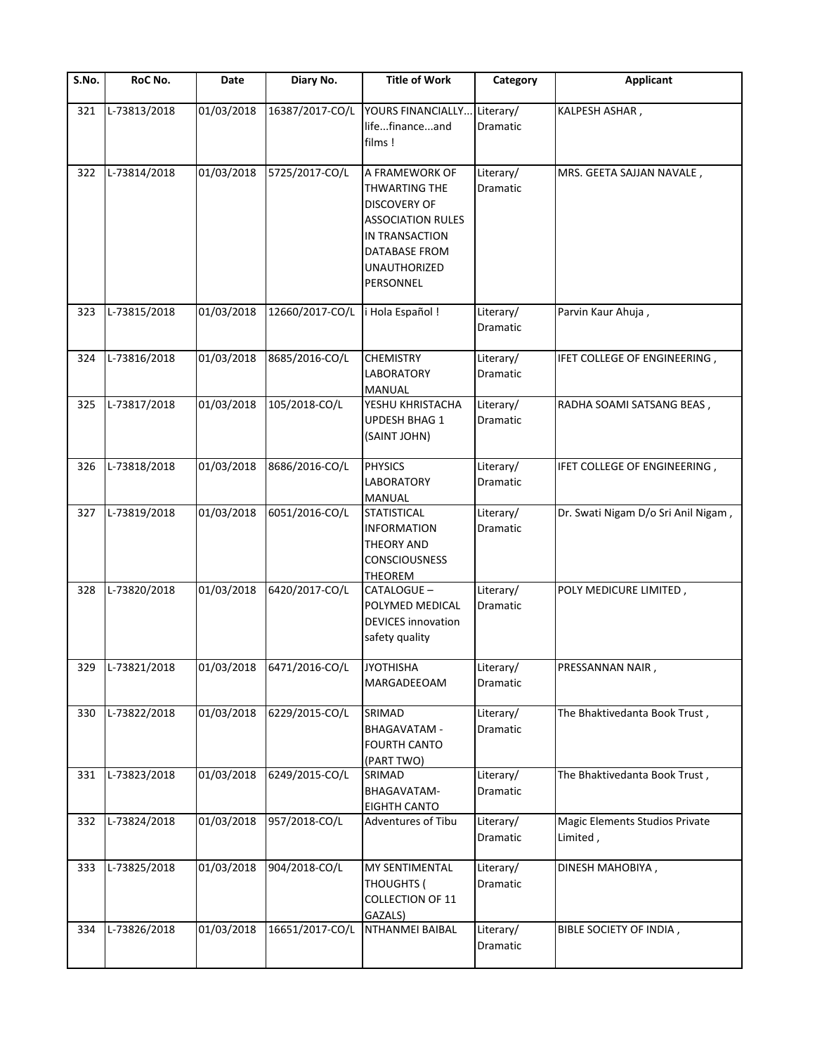| S.No. | RoC No. | Date | Diary No. | Title of Work | Category | Applicant |
|---|---|---|---|---|---|---|
| 321 | L-73813/2018 | 01/03/2018 | 16387/2017-CO/L | YOURS FINANCIALLY... life...finance...and films ! | Literary/ Dramatic | KALPESH ASHAR , |
| 322 | L-73814/2018 | 01/03/2018 | 5725/2017-CO/L | A FRAMEWORK OF THWARTING THE DISCOVERY OF ASSOCIATION RULES IN TRANSACTION DATABASE FROM UNAUTHORIZED PERSONNEL | Literary/ Dramatic | MRS. GEETA SAJJAN NAVALE , |
| 323 | L-73815/2018 | 01/03/2018 | 12660/2017-CO/L | i Hola Español ! | Literary/ Dramatic | Parvin Kaur Ahuja , |
| 324 | L-73816/2018 | 01/03/2018 | 8685/2016-CO/L | CHEMISTRY LABORATORY MANUAL | Literary/ Dramatic | IFET COLLEGE OF ENGINEERING , |
| 325 | L-73817/2018 | 01/03/2018 | 105/2018-CO/L | YESHU KHRISTACHA UPDESH BHAG 1 (SAINT JOHN) | Literary/ Dramatic | RADHA SOAMI SATSANG BEAS , |
| 326 | L-73818/2018 | 01/03/2018 | 8686/2016-CO/L | PHYSICS LABORATORY MANUAL | Literary/ Dramatic | IFET COLLEGE OF ENGINEERING , |
| 327 | L-73819/2018 | 01/03/2018 | 6051/2016-CO/L | STATISTICAL INFORMATION THEORY AND CONSCIOUSNESS THEOREM | Literary/ Dramatic | Dr. Swati Nigam D/o Sri Anil Nigam , |
| 328 | L-73820/2018 | 01/03/2018 | 6420/2017-CO/L | CATALOGUE – POLYMED MEDICAL DEVICES innovation safety quality | Literary/ Dramatic | POLY MEDICURE LIMITED , |
| 329 | L-73821/2018 | 01/03/2018 | 6471/2016-CO/L | JYOTHISHA MARGADEEOAM | Literary/ Dramatic | PRESSANNAN NAIR , |
| 330 | L-73822/2018 | 01/03/2018 | 6229/2015-CO/L | SRIMAD BHAGAVATAM - FOURTH CANTO (PART TWO) | Literary/ Dramatic | The Bhaktivedanta Book Trust , |
| 331 | L-73823/2018 | 01/03/2018 | 6249/2015-CO/L | SRIMAD BHAGAVATAM- EIGHTH CANTO | Literary/ Dramatic | The Bhaktivedanta Book Trust , |
| 332 | L-73824/2018 | 01/03/2018 | 957/2018-CO/L | Adventures of Tibu | Literary/ Dramatic | Magic Elements Studios Private Limited , |
| 333 | L-73825/2018 | 01/03/2018 | 904/2018-CO/L | MY SENTIMENTAL THOUGHTS ( COLLECTION OF 11 GAZALS) | Literary/ Dramatic | DINESH MAHOBIYA , |
| 334 | L-73826/2018 | 01/03/2018 | 16651/2017-CO/L | NTHANMEI BAIBAL | Literary/ Dramatic | BIBLE SOCIETY OF INDIA , |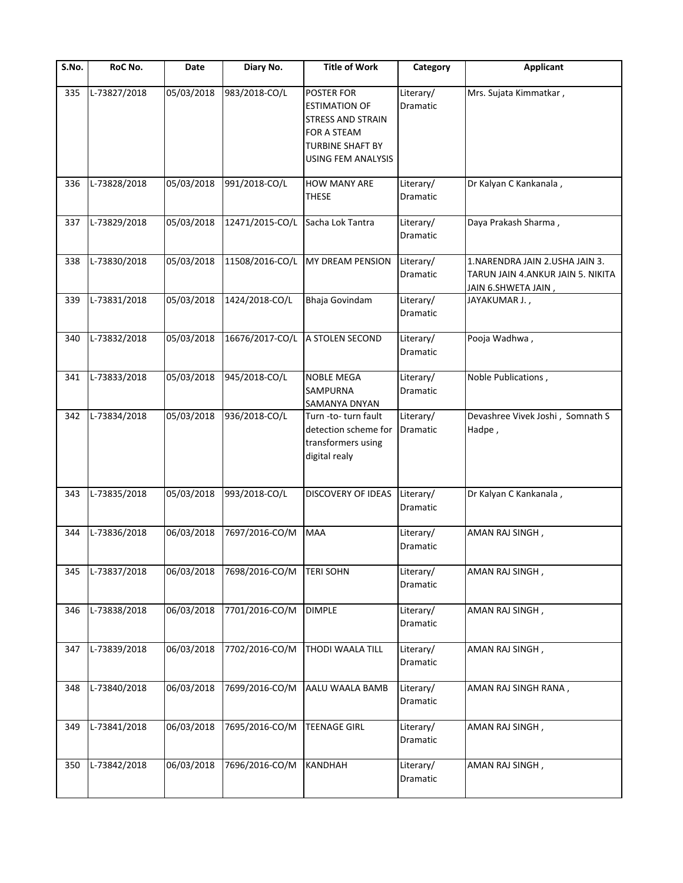| S.No. | RoC No. | Date | Diary No. | Title of Work | Category | Applicant |
|---|---|---|---|---|---|---|
| 335 | L-73827/2018 | 05/03/2018 | 983/2018-CO/L | POSTER FOR ESTIMATION OF STRESS AND STRAIN FOR A STEAM TURBINE SHAFT BY USING FEM ANALYSIS | Literary/ Dramatic | Mrs. Sujata Kimmatkar , |
| 336 | L-73828/2018 | 05/03/2018 | 991/2018-CO/L | HOW MANY ARE THESE | Literary/ Dramatic | Dr Kalyan C Kankanala , |
| 337 | L-73829/2018 | 05/03/2018 | 12471/2015-CO/L | Sacha Lok Tantra | Literary/ Dramatic | Daya Prakash Sharma , |
| 338 | L-73830/2018 | 05/03/2018 | 11508/2016-CO/L | MY DREAM PENSION | Literary/ Dramatic | 1.NARENDRA JAIN 2.USHA JAIN 3. TARUN JAIN 4.ANKUR JAIN 5. NIKITA JAIN 6.SHWETA JAIN , |
| 339 | L-73831/2018 | 05/03/2018 | 1424/2018-CO/L | Bhaja Govindam | Literary/ Dramatic | JAYAKUMAR J. , |
| 340 | L-73832/2018 | 05/03/2018 | 16676/2017-CO/L | A STOLEN SECOND | Literary/ Dramatic | Pooja Wadhwa , |
| 341 | L-73833/2018 | 05/03/2018 | 945/2018-CO/L | NOBLE MEGA SAMPURNA SAMANYA DNYAN | Literary/ Dramatic | Noble Publications , |
| 342 | L-73834/2018 | 05/03/2018 | 936/2018-CO/L | Turn -to- turn fault detection scheme for transformers using digital realy | Literary/ Dramatic | Devashree Vivek Joshi , Somnath S Hadpe , |
| 343 | L-73835/2018 | 05/03/2018 | 993/2018-CO/L | DISCOVERY OF IDEAS | Literary/ Dramatic | Dr Kalyan C Kankanala , |
| 344 | L-73836/2018 | 06/03/2018 | 7697/2016-CO/M | MAA | Literary/ Dramatic | AMAN RAJ SINGH , |
| 345 | L-73837/2018 | 06/03/2018 | 7698/2016-CO/M | TERI SOHN | Literary/ Dramatic | AMAN RAJ SINGH , |
| 346 | L-73838/2018 | 06/03/2018 | 7701/2016-CO/M | DIMPLE | Literary/ Dramatic | AMAN RAJ SINGH , |
| 347 | L-73839/2018 | 06/03/2018 | 7702/2016-CO/M | THODI WAALA TILL | Literary/ Dramatic | AMAN RAJ SINGH , |
| 348 | L-73840/2018 | 06/03/2018 | 7699/2016-CO/M | AALU WAALA BAMB | Literary/ Dramatic | AMAN RAJ SINGH RANA , |
| 349 | L-73841/2018 | 06/03/2018 | 7695/2016-CO/M | TEENAGE GIRL | Literary/ Dramatic | AMAN RAJ SINGH , |
| 350 | L-73842/2018 | 06/03/2018 | 7696/2016-CO/M | KANDHAH | Literary/ Dramatic | AMAN RAJ SINGH , |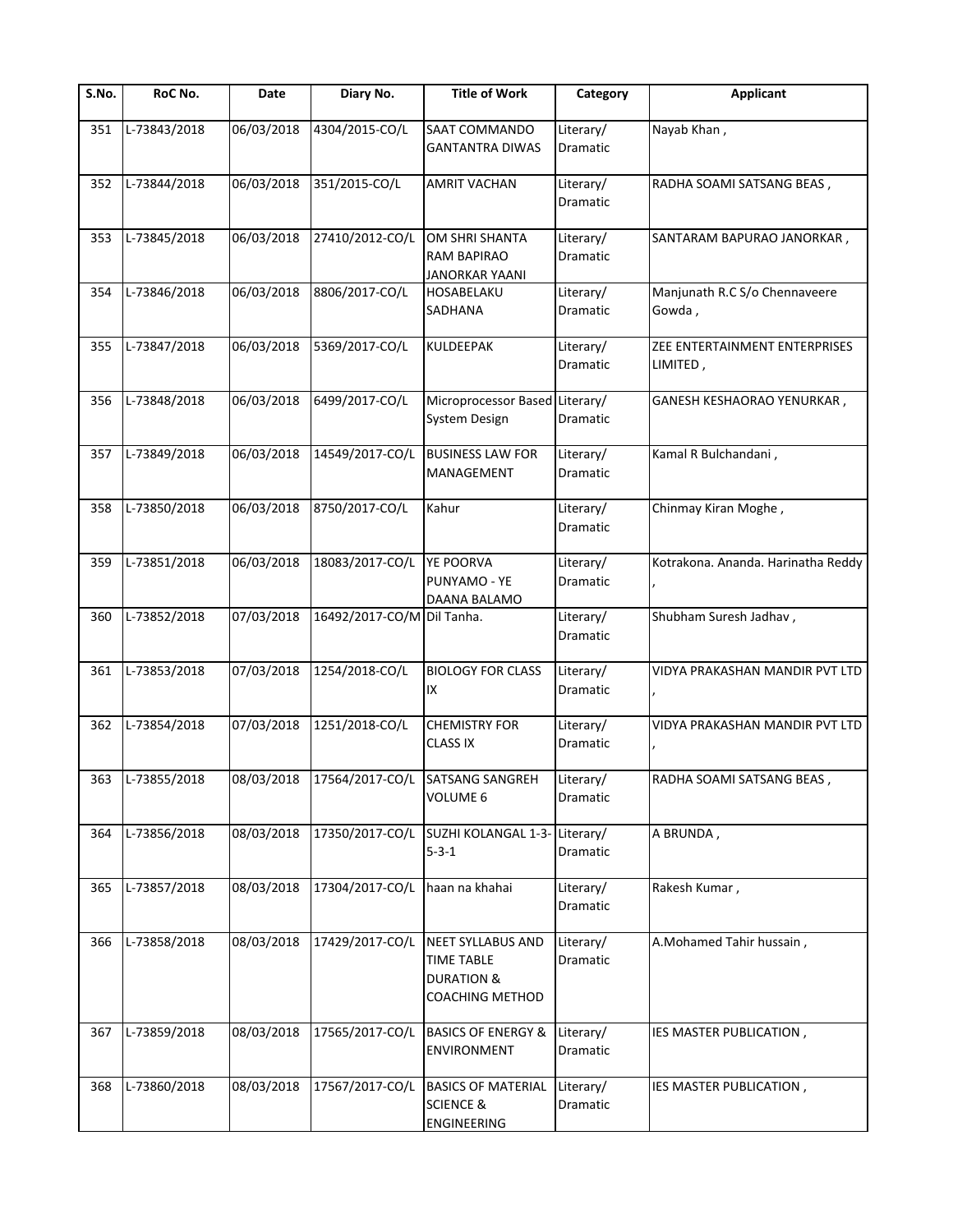| S.No. | RoC No. | Date | Diary No. | Title of Work | Category | Applicant |
|---|---|---|---|---|---|---|
| 351 | L-73843/2018 | 06/03/2018 | 4304/2015-CO/L | SAAT COMMANDO GANTANTRA DIWAS | Literary/ Dramatic | Nayab Khan , |
| 352 | L-73844/2018 | 06/03/2018 | 351/2015-CO/L | AMRIT VACHAN | Literary/ Dramatic | RADHA SOAMI SATSANG BEAS , |
| 353 | L-73845/2018 | 06/03/2018 | 27410/2012-CO/L | OM SHRI SHANTA RAM BAPIRAO JANORKAR YAANI | Literary/ Dramatic | SANTARAM BAPURAO JANORKAR , |
| 354 | L-73846/2018 | 06/03/2018 | 8806/2017-CO/L | HOSABELAKU SADHANA | Literary/ Dramatic | Manjunath R.C S/o Chennaveere Gowda , |
| 355 | L-73847/2018 | 06/03/2018 | 5369/2017-CO/L | KULDEEPAK | Literary/ Dramatic | ZEE ENTERTAINMENT ENTERPRISES LIMITED , |
| 356 | L-73848/2018 | 06/03/2018 | 6499/2017-CO/L | Microprocessor Based System Design | Literary/ Dramatic | GANESH KESHAORAO YENURKAR , |
| 357 | L-73849/2018 | 06/03/2018 | 14549/2017-CO/L | BUSINESS LAW FOR MANAGEMENT | Literary/ Dramatic | Kamal R Bulchandani , |
| 358 | L-73850/2018 | 06/03/2018 | 8750/2017-CO/L | Kahur | Literary/ Dramatic | Chinmay Kiran Moghe , |
| 359 | L-73851/2018 | 06/03/2018 | 18083/2017-CO/L | YE POORVA PUNYAMO - YE DAANA BALAMO | Literary/ Dramatic | Kotrakona. Ananda. Harinatha Reddy , |
| 360 | L-73852/2018 | 07/03/2018 | 16492/2017-CO/M | Dil Tanha. | Literary/ Dramatic | Shubham Suresh Jadhav , |
| 361 | L-73853/2018 | 07/03/2018 | 1254/2018-CO/L | BIOLOGY FOR CLASS IX | Literary/ Dramatic | VIDYA PRAKASHAN MANDIR PVT LTD , |
| 362 | L-73854/2018 | 07/03/2018 | 1251/2018-CO/L | CHEMISTRY FOR CLASS IX | Literary/ Dramatic | VIDYA PRAKASHAN MANDIR PVT LTD , |
| 363 | L-73855/2018 | 08/03/2018 | 17564/2017-CO/L | SATSANG SANGREH VOLUME 6 | Literary/ Dramatic | RADHA SOAMI SATSANG BEAS , |
| 364 | L-73856/2018 | 08/03/2018 | 17350/2017-CO/L | SUZHI KOLANGAL 1-3-5-3-1 | Literary/ Dramatic | A BRUNDA , |
| 365 | L-73857/2018 | 08/03/2018 | 17304/2017-CO/L | haan na khahai | Literary/ Dramatic | Rakesh Kumar , |
| 366 | L-73858/2018 | 08/03/2018 | 17429/2017-CO/L | NEET SYLLABUS AND TIME TABLE DURATION & COACHING METHOD | Literary/ Dramatic | A.Mohamed Tahir hussain , |
| 367 | L-73859/2018 | 08/03/2018 | 17565/2017-CO/L | BASICS OF ENERGY & ENVIRONMENT | Literary/ Dramatic | IES MASTER PUBLICATION , |
| 368 | L-73860/2018 | 08/03/2018 | 17567/2017-CO/L | BASICS OF MATERIAL SCIENCE & ENGINEERING | Literary/ Dramatic | IES MASTER PUBLICATION , |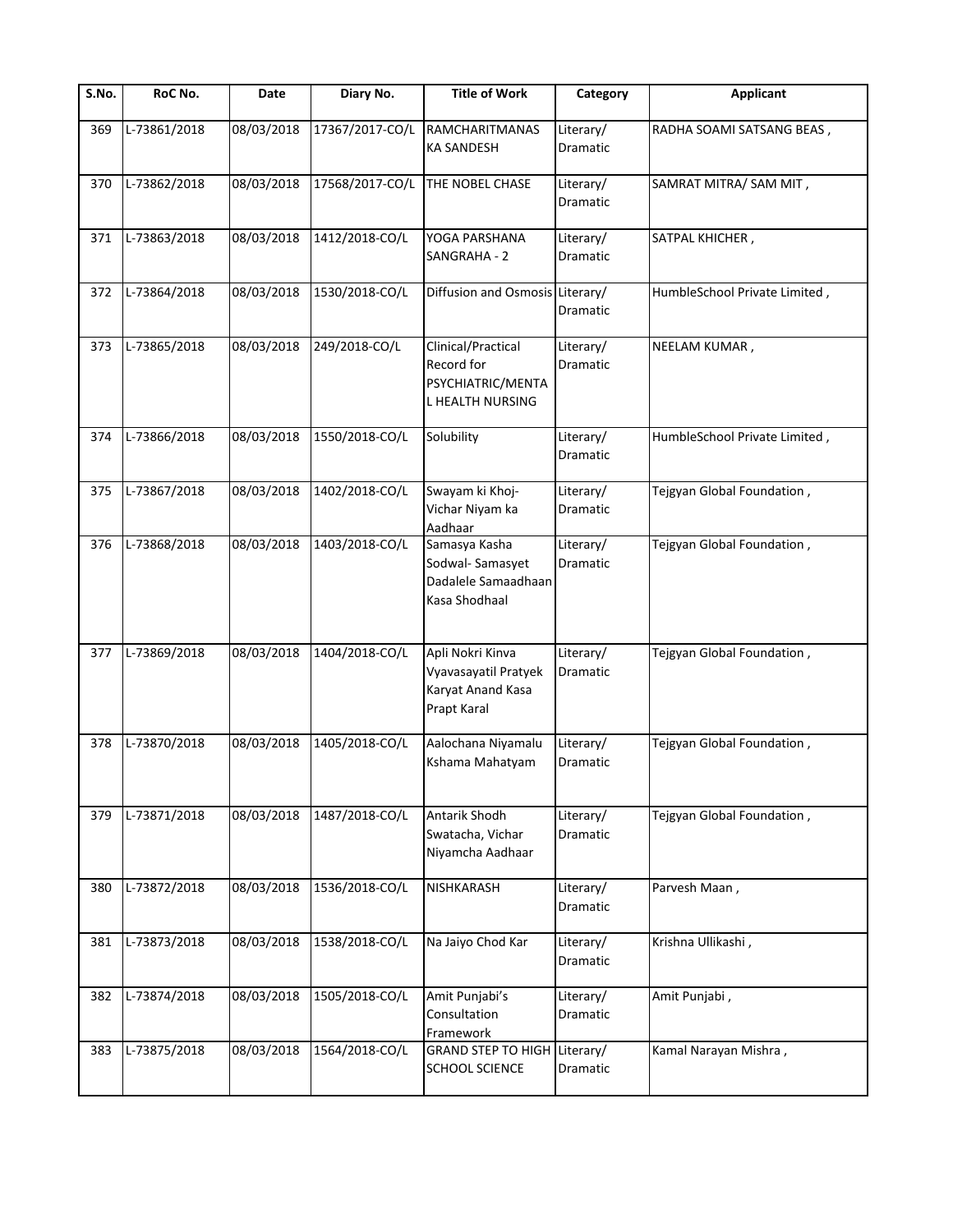| S.No. | RoC No. | Date | Diary No. | Title of Work | Category | Applicant |
|---|---|---|---|---|---|---|
| 369 | L-73861/2018 | 08/03/2018 | 17367/2017-CO/L | RAMCHARITMANAS KA SANDESH | Literary/ Dramatic | RADHA SOAMI SATSANG BEAS , |
| 370 | L-73862/2018 | 08/03/2018 | 17568/2017-CO/L | THE NOBEL CHASE | Literary/ Dramatic | SAMRAT MITRA/ SAM MIT , |
| 371 | L-73863/2018 | 08/03/2018 | 1412/2018-CO/L | YOGA PARSHANA SANGRAHA - 2 | Literary/ Dramatic | SATPAL KHICHER , |
| 372 | L-73864/2018 | 08/03/2018 | 1530/2018-CO/L | Diffusion and Osmosis | Literary/ Dramatic | HumbleSchool Private Limited , |
| 373 | L-73865/2018 | 08/03/2018 | 249/2018-CO/L | Clinical/Practical Record for PSYCHIATRIC/MENTAL HEALTH NURSING | Literary/ Dramatic | NEELAM KUMAR , |
| 374 | L-73866/2018 | 08/03/2018 | 1550/2018-CO/L | Solubility | Literary/ Dramatic | HumbleSchool Private Limited , |
| 375 | L-73867/2018 | 08/03/2018 | 1402/2018-CO/L | Swayam ki Khoj- Vichar Niyam ka Aadhaar | Literary/ Dramatic | Tejgyan Global Foundation , |
| 376 | L-73868/2018 | 08/03/2018 | 1403/2018-CO/L | Samasya Kasha Sodwal- Samasyet Dadalele Samaadhaan Kasa Shodhaal | Literary/ Dramatic | Tejgyan Global Foundation , |
| 377 | L-73869/2018 | 08/03/2018 | 1404/2018-CO/L | Apli Nokri Kinva Vyavasayatil Pratyek Karyat Anand Kasa Prapt Karal | Literary/ Dramatic | Tejgyan Global Foundation , |
| 378 | L-73870/2018 | 08/03/2018 | 1405/2018-CO/L | Aalochana Niyamalu Kshama Mahatyam | Literary/ Dramatic | Tejgyan Global Foundation , |
| 379 | L-73871/2018 | 08/03/2018 | 1487/2018-CO/L | Antarik Shodh Swatacha, Vichar Niyamcha Aadhaar | Literary/ Dramatic | Tejgyan Global Foundation , |
| 380 | L-73872/2018 | 08/03/2018 | 1536/2018-CO/L | NISHKARASH | Literary/ Dramatic | Parvesh Maan , |
| 381 | L-73873/2018 | 08/03/2018 | 1538/2018-CO/L | Na Jaiyo Chod Kar | Literary/ Dramatic | Krishna Ullikashi , |
| 382 | L-73874/2018 | 08/03/2018 | 1505/2018-CO/L | Amit Punjabi's Consultation Framework | Literary/ Dramatic | Amit Punjabi , |
| 383 | L-73875/2018 | 08/03/2018 | 1564/2018-CO/L | GRAND STEP TO HIGH SCHOOL SCIENCE | Literary/ Dramatic | Kamal Narayan Mishra , |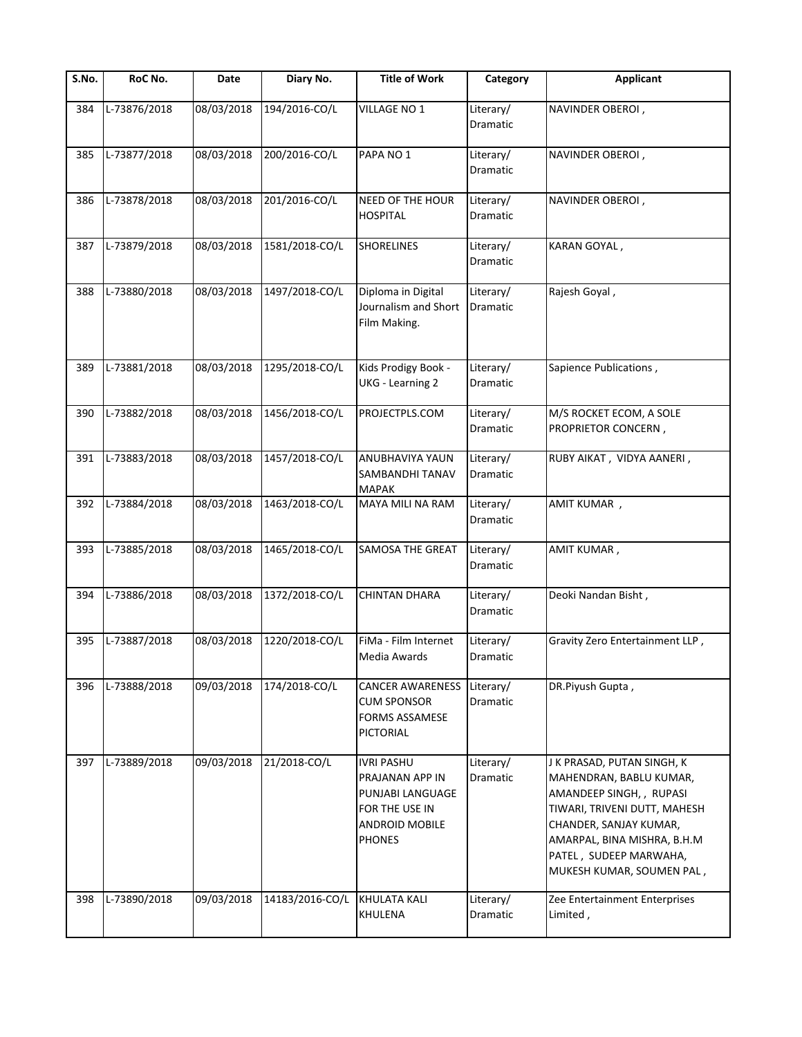| S.No. | RoC No. | Date | Diary No. | Title of Work | Category | Applicant |
|---|---|---|---|---|---|---|
| 384 | L-73876/2018 | 08/03/2018 | 194/2016-CO/L | VILLAGE NO 1 | Literary/ Dramatic | NAVINDER OBEROI , |
| 385 | L-73877/2018 | 08/03/2018 | 200/2016-CO/L | PAPA NO 1 | Literary/ Dramatic | NAVINDER OBEROI , |
| 386 | L-73878/2018 | 08/03/2018 | 201/2016-CO/L | NEED OF THE HOUR HOSPITAL | Literary/ Dramatic | NAVINDER OBEROI , |
| 387 | L-73879/2018 | 08/03/2018 | 1581/2018-CO/L | SHORELINES | Literary/ Dramatic | KARAN GOYAL , |
| 388 | L-73880/2018 | 08/03/2018 | 1497/2018-CO/L | Diploma in Digital Journalism and Short Film Making. | Literary/ Dramatic | Rajesh Goyal , |
| 389 | L-73881/2018 | 08/03/2018 | 1295/2018-CO/L | Kids Prodigy Book - UKG - Learning 2 | Literary/ Dramatic | Sapience Publications , |
| 390 | L-73882/2018 | 08/03/2018 | 1456/2018-CO/L | PROJECTPLS.COM | Literary/ Dramatic | M/S ROCKET ECOM, A SOLE PROPRIETOR CONCERN , |
| 391 | L-73883/2018 | 08/03/2018 | 1457/2018-CO/L | ANUBHAVIYA YAUN SAMBANDHI TANAV MAPAK | Literary/ Dramatic | RUBY AIKAT , VIDYA AANERI , |
| 392 | L-73884/2018 | 08/03/2018 | 1463/2018-CO/L | MAYA MILI NA RAM | Literary/ Dramatic | AMIT KUMAR , |
| 393 | L-73885/2018 | 08/03/2018 | 1465/2018-CO/L | SAMOSA THE GREAT | Literary/ Dramatic | AMIT KUMAR , |
| 394 | L-73886/2018 | 08/03/2018 | 1372/2018-CO/L | CHINTAN DHARA | Literary/ Dramatic | Deoki Nandan Bisht , |
| 395 | L-73887/2018 | 08/03/2018 | 1220/2018-CO/L | FiMa - Film Internet Media Awards | Literary/ Dramatic | Gravity Zero Entertainment LLP , |
| 396 | L-73888/2018 | 09/03/2018 | 174/2018-CO/L | CANCER AWARENESS CUM SPONSOR FORMS ASSAMESE PICTORIAL | Literary/ Dramatic | DR.Piyush Gupta , |
| 397 | L-73889/2018 | 09/03/2018 | 21/2018-CO/L | IVRI PASHU PRAJANAN APP IN PUNJABI LANGUAGE FOR THE USE IN ANDROID MOBILE PHONES | Literary/ Dramatic | J K PRASAD, PUTAN SINGH, K MAHENDRAN, BABLU KUMAR, AMANDEEP SINGH, , RUPASI TIWARI, TRIVENI DUTT, MAHESH CHANDER, SANJAY KUMAR, AMARPAL, BINA MISHRA, B.H.M PATEL , SUDEEP MARWAHA, MUKESH KUMAR, SOUMEN PAL , |
| 398 | L-73890/2018 | 09/03/2018 | 14183/2016-CO/L | KHULATA KALI KHULENA | Literary/ Dramatic | Zee Entertainment Enterprises Limited , |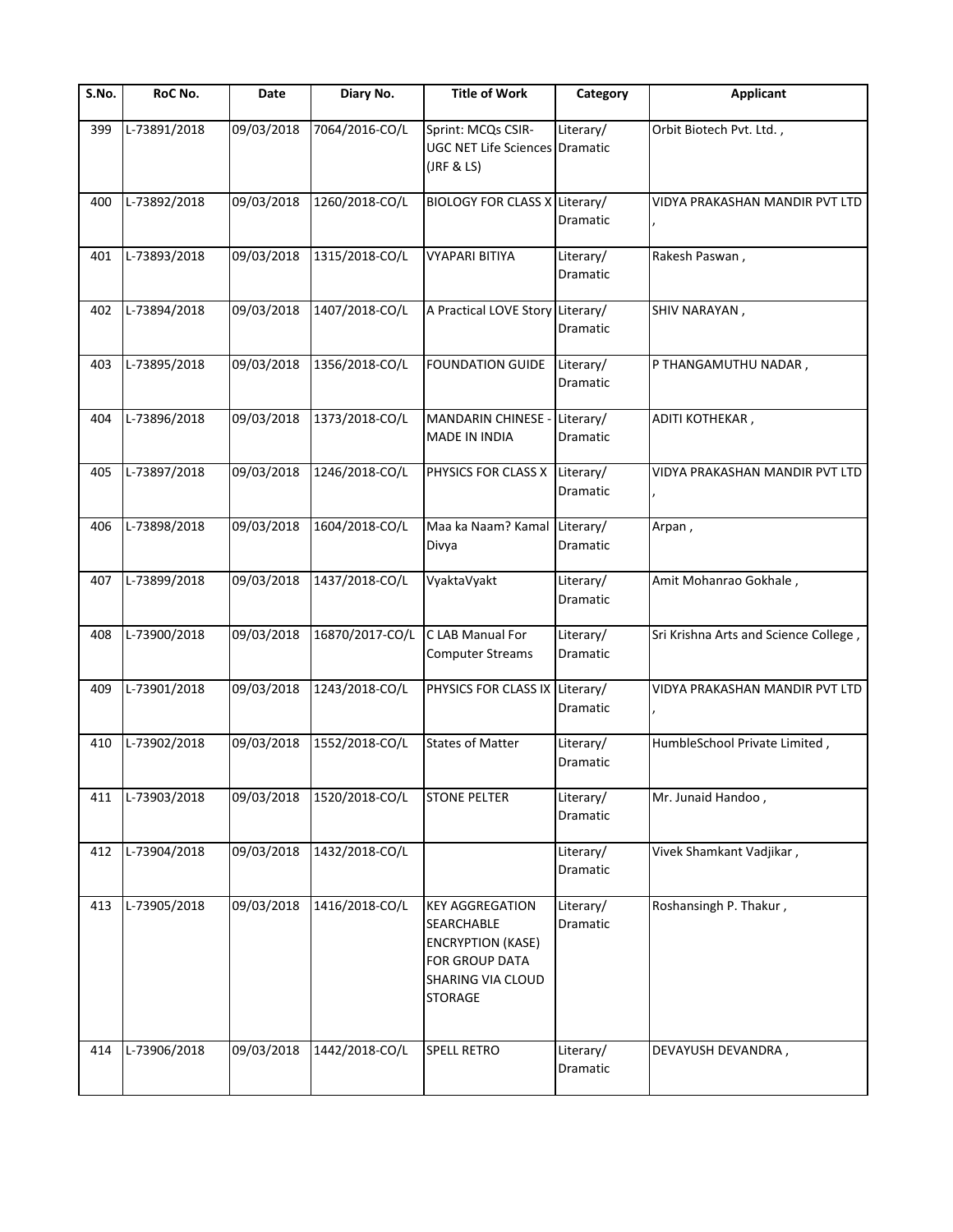| S.No. | RoC No. | Date | Diary No. | Title of Work | Category | Applicant |
|---|---|---|---|---|---|---|
| 399 | L-73891/2018 | 09/03/2018 | 7064/2016-CO/L | Sprint: MCQs CSIR-UGC NET Life Sciences (JRF & LS) | Literary/ Dramatic | Orbit Biotech Pvt. Ltd. , |
| 400 | L-73892/2018 | 09/03/2018 | 1260/2018-CO/L | BIOLOGY FOR CLASS X | Literary/ Dramatic | VIDYA PRAKASHAN MANDIR PVT LTD , |
| 401 | L-73893/2018 | 09/03/2018 | 1315/2018-CO/L | VYAPARI BITIYA | Literary/ Dramatic | Rakesh Paswan , |
| 402 | L-73894/2018 | 09/03/2018 | 1407/2018-CO/L | A Practical LOVE Story | Literary/ Dramatic | SHIV NARAYAN , |
| 403 | L-73895/2018 | 09/03/2018 | 1356/2018-CO/L | FOUNDATION GUIDE | Literary/ Dramatic | P THANGAMUTHU NADAR , |
| 404 | L-73896/2018 | 09/03/2018 | 1373/2018-CO/L | MANDARIN CHINESE - MADE IN INDIA | Literary/ Dramatic | ADITI KOTHEKAR , |
| 405 | L-73897/2018 | 09/03/2018 | 1246/2018-CO/L | PHYSICS FOR CLASS X | Literary/ Dramatic | VIDYA PRAKASHAN MANDIR PVT LTD , |
| 406 | L-73898/2018 | 09/03/2018 | 1604/2018-CO/L | Maa ka Naam? Kamal Divya | Literary/ Dramatic | Arpan , |
| 407 | L-73899/2018 | 09/03/2018 | 1437/2018-CO/L | VyaktaVyakt | Literary/ Dramatic | Amit Mohanrao Gokhale , |
| 408 | L-73900/2018 | 09/03/2018 | 16870/2017-CO/L | C LAB Manual For Computer Streams | Literary/ Dramatic | Sri Krishna Arts and Science College , |
| 409 | L-73901/2018 | 09/03/2018 | 1243/2018-CO/L | PHYSICS FOR CLASS IX | Literary/ Dramatic | VIDYA PRAKASHAN MANDIR PVT LTD , |
| 410 | L-73902/2018 | 09/03/2018 | 1552/2018-CO/L | States of Matter | Literary/ Dramatic | HumbleSchool Private Limited , |
| 411 | L-73903/2018 | 09/03/2018 | 1520/2018-CO/L | STONE PELTER | Literary/ Dramatic | Mr. Junaid Handoo , |
| 412 | L-73904/2018 | 09/03/2018 | 1432/2018-CO/L | | Literary/ Dramatic | Vivek Shamkant Vadjikar , |
| 413 | L-73905/2018 | 09/03/2018 | 1416/2018-CO/L | KEY AGGREGATION SEARCHABLE ENCRYPTION (KASE) FOR GROUP DATA SHARING VIA CLOUD STORAGE | Literary/ Dramatic | Roshansingh P. Thakur , |
| 414 | L-73906/2018 | 09/03/2018 | 1442/2018-CO/L | SPELL RETRO | Literary/ Dramatic | DEVAYUSH DEVANDRA , |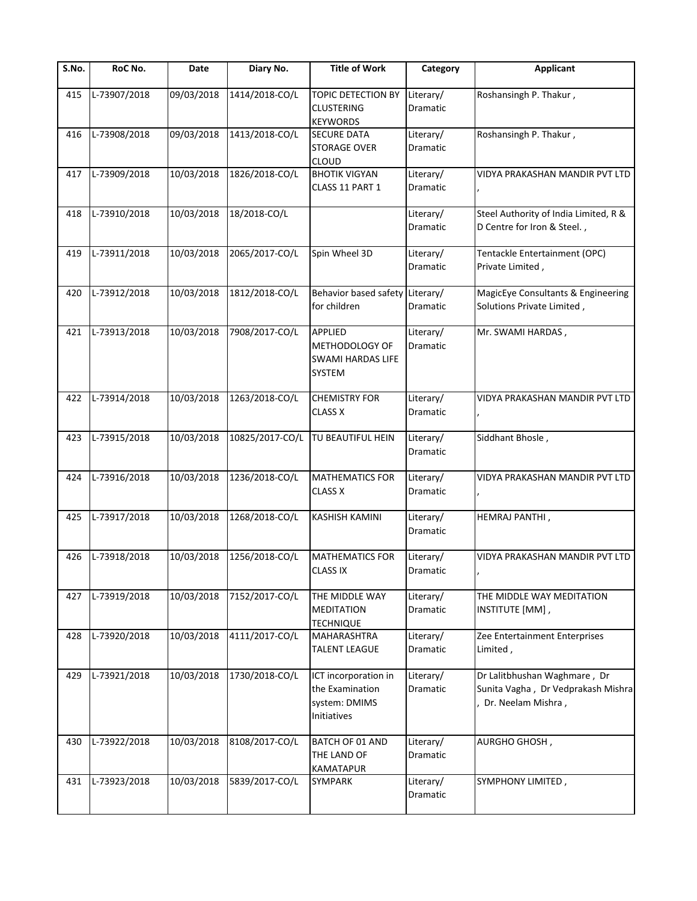| S.No. | RoC No. | Date | Diary No. | Title of Work | Category | Applicant |
|---|---|---|---|---|---|---|
| 415 | L-73907/2018 | 09/03/2018 | 1414/2018-CO/L | TOPIC DETECTION BY CLUSTERING KEYWORDS | Literary/ Dramatic | Roshansingh P. Thakur , |
| 416 | L-73908/2018 | 09/03/2018 | 1413/2018-CO/L | SECURE DATA STORAGE OVER CLOUD | Literary/ Dramatic | Roshansingh P. Thakur , |
| 417 | L-73909/2018 | 10/03/2018 | 1826/2018-CO/L | BHOTIK VIGYAN CLASS 11 PART 1 | Literary/ Dramatic | VIDYA PRAKASHAN MANDIR PVT LTD , |
| 418 | L-73910/2018 | 10/03/2018 | 18/2018-CO/L | | Literary/ Dramatic | Steel Authority of India Limited, R & D Centre for Iron & Steel. , |
| 419 | L-73911/2018 | 10/03/2018 | 2065/2017-CO/L | Spin Wheel 3D | Literary/ Dramatic | Tentackle Entertainment (OPC) Private Limited , |
| 420 | L-73912/2018 | 10/03/2018 | 1812/2018-CO/L | Behavior based safety for children | Literary/ Dramatic | MagicEye Consultants & Engineering Solutions Private Limited , |
| 421 | L-73913/2018 | 10/03/2018 | 7908/2017-CO/L | APPLIED METHODOLOGY OF SWAMI HARDAS LIFE SYSTEM | Literary/ Dramatic | Mr. SWAMI HARDAS , |
| 422 | L-73914/2018 | 10/03/2018 | 1263/2018-CO/L | CHEMISTRY FOR CLASS X | Literary/ Dramatic | VIDYA PRAKASHAN MANDIR PVT LTD , |
| 423 | L-73915/2018 | 10/03/2018 | 10825/2017-CO/L | TU BEAUTIFUL HEIN | Literary/ Dramatic | Siddhant Bhosle , |
| 424 | L-73916/2018 | 10/03/2018 | 1236/2018-CO/L | MATHEMATICS FOR CLASS X | Literary/ Dramatic | VIDYA PRAKASHAN MANDIR PVT LTD , |
| 425 | L-73917/2018 | 10/03/2018 | 1268/2018-CO/L | KASHISH KAMINI | Literary/ Dramatic | HEMRAJ PANTHI , |
| 426 | L-73918/2018 | 10/03/2018 | 1256/2018-CO/L | MATHEMATICS FOR CLASS IX | Literary/ Dramatic | VIDYA PRAKASHAN MANDIR PVT LTD , |
| 427 | L-73919/2018 | 10/03/2018 | 7152/2017-CO/L | THE MIDDLE WAY MEDITATION TECHNIQUE | Literary/ Dramatic | THE MIDDLE WAY MEDITATION INSTITUTE [MM] , |
| 428 | L-73920/2018 | 10/03/2018 | 4111/2017-CO/L | MAHARASHTRA TALENT LEAGUE | Literary/ Dramatic | Zee Entertainment Enterprises Limited , |
| 429 | L-73921/2018 | 10/03/2018 | 1730/2018-CO/L | ICT incorporation in the Examination system: DMIMS Initiatives | Literary/ Dramatic | Dr Lalitbhushan Waghmare , Dr Sunita Vagha , Dr Vedprakash Mishra , Dr. Neelam Mishra , |
| 430 | L-73922/2018 | 10/03/2018 | 8108/2017-CO/L | BATCH OF 01 AND THE LAND OF KAMATAPUR | Literary/ Dramatic | AURGHO GHOSH , |
| 431 | L-73923/2018 | 10/03/2018 | 5839/2017-CO/L | SYMPARK | Literary/ Dramatic | SYMPHONY LIMITED , |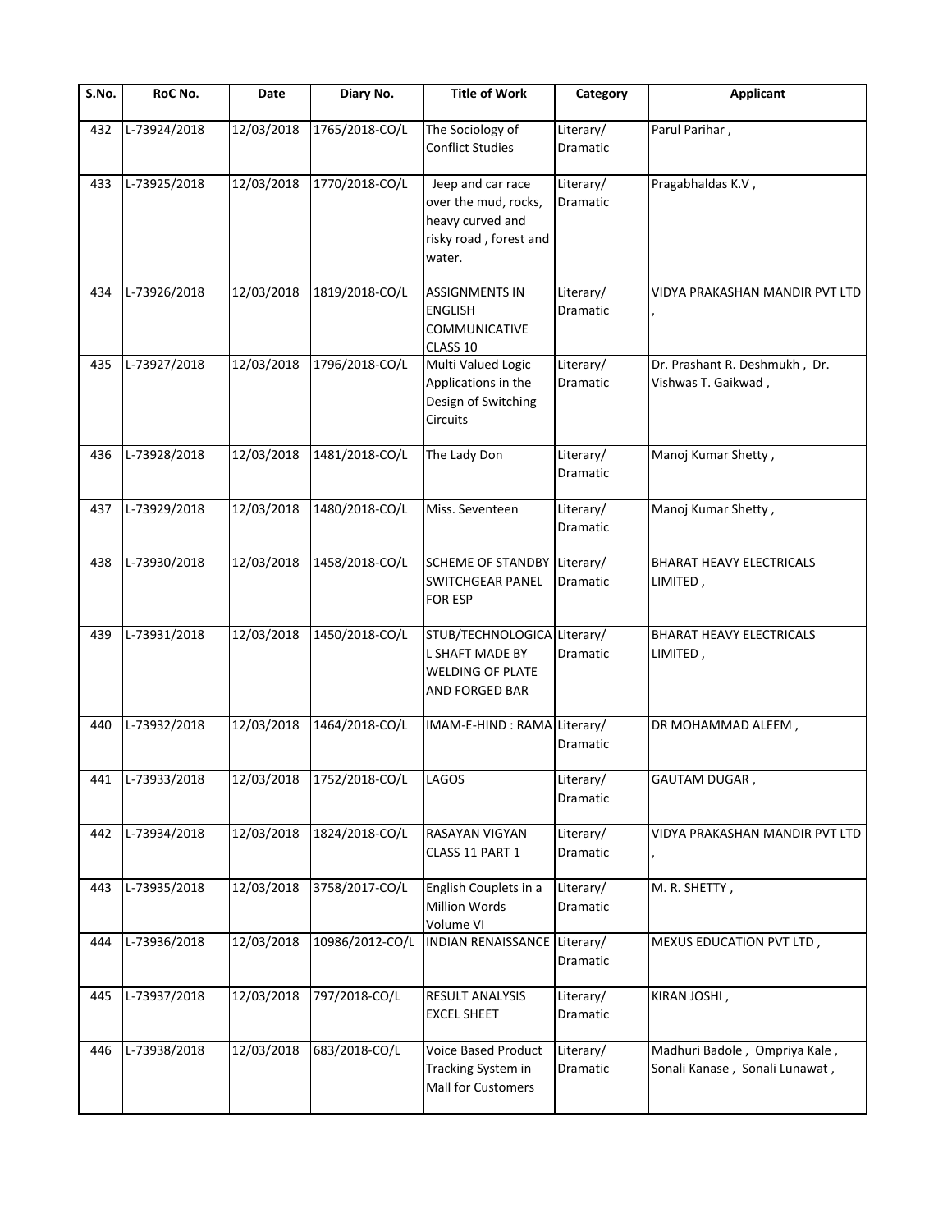| S.No. | RoC No. | Date | Diary No. | Title of Work | Category | Applicant |
|---|---|---|---|---|---|---|
| 432 | L-73924/2018 | 12/03/2018 | 1765/2018-CO/L | The Sociology of Conflict Studies | Literary/ Dramatic | Parul Parihar , |
| 433 | L-73925/2018 | 12/03/2018 | 1770/2018-CO/L | Jeep and car race over the mud, rocks, heavy curved and risky road , forest and water. | Literary/ Dramatic | Pragabhaldas K.V , |
| 434 | L-73926/2018 | 12/03/2018 | 1819/2018-CO/L | ASSIGNMENTS IN ENGLISH COMMUNICATIVE CLASS 10 | Literary/ Dramatic | VIDYA PRAKASHAN MANDIR PVT LTD , |
| 435 | L-73927/2018 | 12/03/2018 | 1796/2018-CO/L | Multi Valued Logic Applications in the Design of Switching Circuits | Literary/ Dramatic | Dr. Prashant R. Deshmukh , Dr. Vishwas T. Gaikwad , |
| 436 | L-73928/2018 | 12/03/2018 | 1481/2018-CO/L | The Lady Don | Literary/ Dramatic | Manoj Kumar Shetty , |
| 437 | L-73929/2018 | 12/03/2018 | 1480/2018-CO/L | Miss. Seventeen | Literary/ Dramatic | Manoj Kumar Shetty , |
| 438 | L-73930/2018 | 12/03/2018 | 1458/2018-CO/L | SCHEME OF STANDBY SWITCHGEAR PANEL FOR ESP | Literary/ Dramatic | BHARAT HEAVY ELECTRICALS LIMITED , |
| 439 | L-73931/2018 | 12/03/2018 | 1450/2018-CO/L | STUB/TECHNOLOGICAL SHAFT MADE BY WELDING OF PLATE AND FORGED BAR | Literary/ Dramatic | BHARAT HEAVY ELECTRICALS LIMITED , |
| 440 | L-73932/2018 | 12/03/2018 | 1464/2018-CO/L | IMAM-E-HIND : RAMA | Literary/ Dramatic | DR MOHAMMAD ALEEM , |
| 441 | L-73933/2018 | 12/03/2018 | 1752/2018-CO/L | LAGOS | Literary/ Dramatic | GAUTAM DUGAR , |
| 442 | L-73934/2018 | 12/03/2018 | 1824/2018-CO/L | RASAYAN VIGYAN CLASS 11 PART 1 | Literary/ Dramatic | VIDYA PRAKASHAN MANDIR PVT LTD , |
| 443 | L-73935/2018 | 12/03/2018 | 3758/2017-CO/L | English Couplets in a Million Words Volume VI | Literary/ Dramatic | M. R. SHETTY , |
| 444 | L-73936/2018 | 12/03/2018 | 10986/2012-CO/L | INDIAN RENAISSANCE | Literary/ Dramatic | MEXUS EDUCATION PVT LTD , |
| 445 | L-73937/2018 | 12/03/2018 | 797/2018-CO/L | RESULT ANALYSIS EXCEL SHEET | Literary/ Dramatic | KIRAN JOSHI , |
| 446 | L-73938/2018 | 12/03/2018 | 683/2018-CO/L | Voice Based Product Tracking System in Mall for Customers | Literary/ Dramatic | Madhuri Badole , Ompriya Kale , Sonali Kanase , Sonali Lunawat , |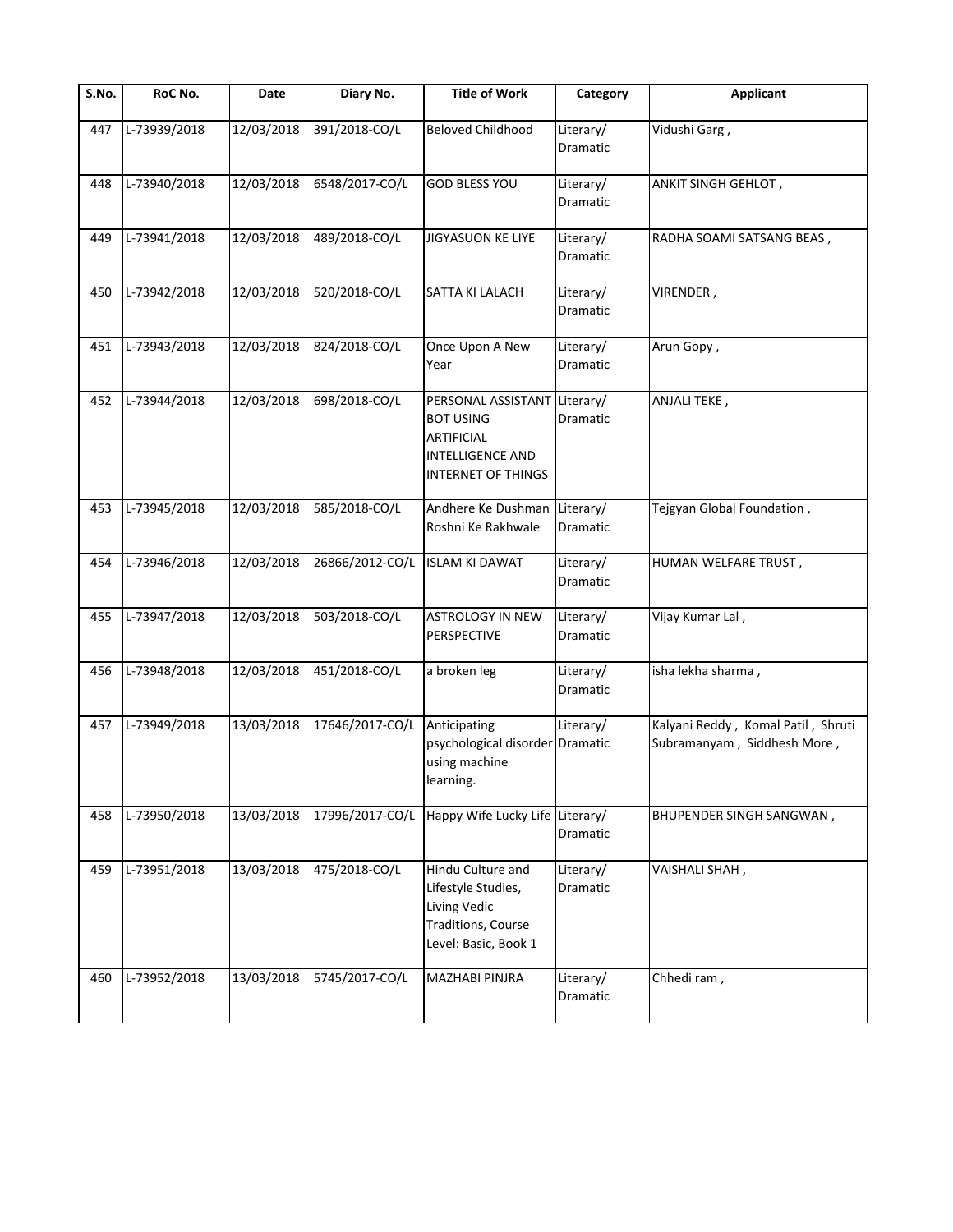| S.No. | RoC No. | Date | Diary No. | Title of Work | Category | Applicant |
|---|---|---|---|---|---|---|
| 447 | L-73939/2018 | 12/03/2018 | 391/2018-CO/L | Beloved Childhood | Literary/ Dramatic | Vidushi Garg , |
| 448 | L-73940/2018 | 12/03/2018 | 6548/2017-CO/L | GOD BLESS YOU | Literary/ Dramatic | ANKIT SINGH GEHLOT , |
| 449 | L-73941/2018 | 12/03/2018 | 489/2018-CO/L | JIGYASUON KE LIYE | Literary/ Dramatic | RADHA SOAMI SATSANG BEAS , |
| 450 | L-73942/2018 | 12/03/2018 | 520/2018-CO/L | SATTA KI LALACH | Literary/ Dramatic | VIRENDER , |
| 451 | L-73943/2018 | 12/03/2018 | 824/2018-CO/L | Once Upon A New Year | Literary/ Dramatic | Arun Gopy , |
| 452 | L-73944/2018 | 12/03/2018 | 698/2018-CO/L | PERSONAL ASSISTANT BOT USING ARTIFICIAL INTELLIGENCE AND INTERNET OF THINGS | Literary/ Dramatic | ANJALI TEKE , |
| 453 | L-73945/2018 | 12/03/2018 | 585/2018-CO/L | Andhere Ke Dushman Roshni Ke Rakhwale | Literary/ Dramatic | Tejgyan Global Foundation , |
| 454 | L-73946/2018 | 12/03/2018 | 26866/2012-CO/L | ISLAM KI DAWAT | Literary/ Dramatic | HUMAN WELFARE TRUST , |
| 455 | L-73947/2018 | 12/03/2018 | 503/2018-CO/L | ASTROLOGY IN NEW PERSPECTIVE | Literary/ Dramatic | Vijay Kumar Lal , |
| 456 | L-73948/2018 | 12/03/2018 | 451/2018-CO/L | a broken leg | Literary/ Dramatic | isha lekha sharma , |
| 457 | L-73949/2018 | 13/03/2018 | 17646/2017-CO/L | Anticipating psychological disorder using machine learning. | Literary/ Dramatic | Kalyani Reddy , Komal Patil , Shruti Subramanyam , Siddhesh More , |
| 458 | L-73950/2018 | 13/03/2018 | 17996/2017-CO/L | Happy Wife Lucky Life | Literary/ Dramatic | BHUPENDER SINGH SANGWAN , |
| 459 | L-73951/2018 | 13/03/2018 | 475/2018-CO/L | Hindu Culture and Lifestyle Studies, Living Vedic Traditions, Course Level: Basic, Book 1 | Literary/ Dramatic | VAISHALI SHAH , |
| 460 | L-73952/2018 | 13/03/2018 | 5745/2017-CO/L | MAZHABI PINJRA | Literary/ Dramatic | Chhedi ram , |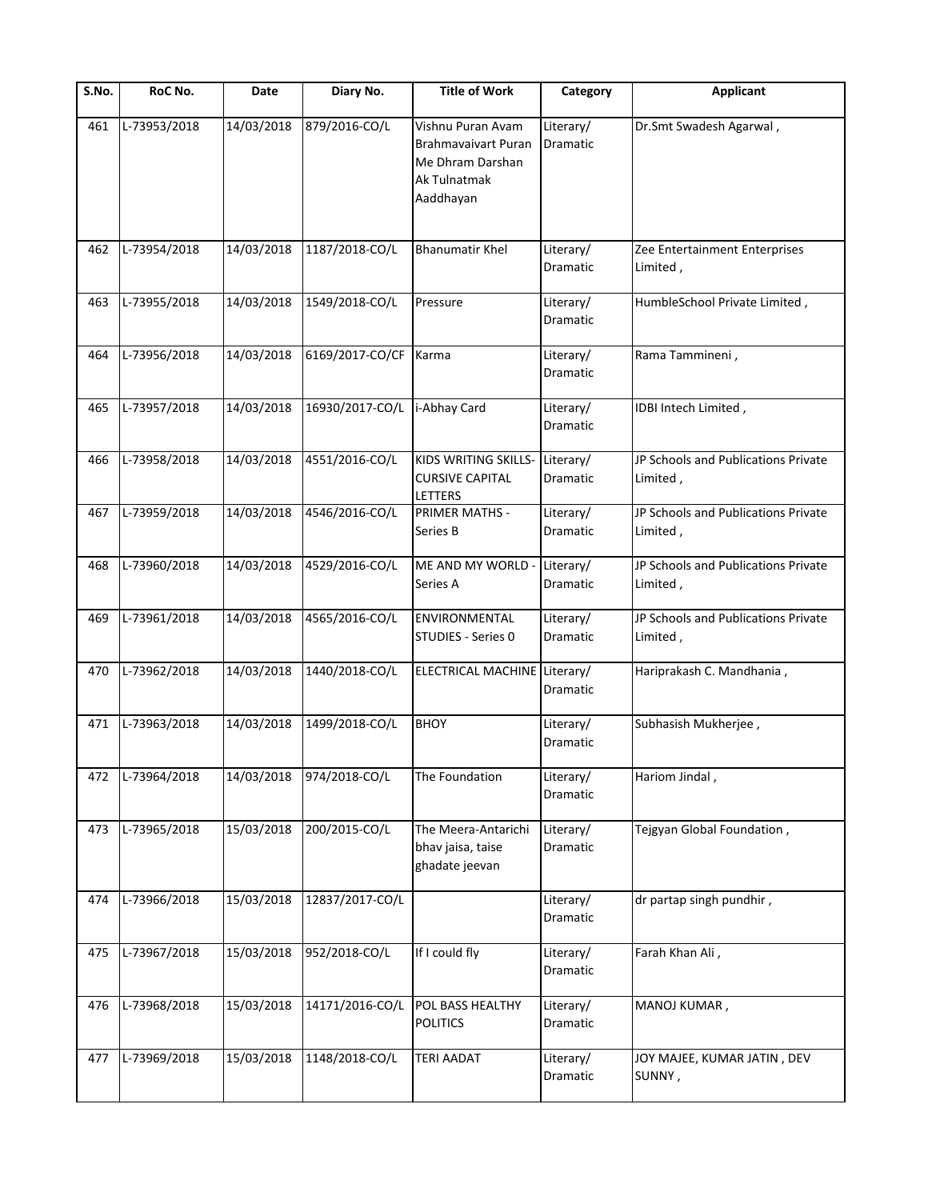| S.No. | RoC No. | Date | Diary No. | Title of Work | Category | Applicant |
|---|---|---|---|---|---|---|
| 461 | L-73953/2018 | 14/03/2018 | 879/2016-CO/L | Vishnu Puran Avam Brahmavaivart Puran Me Dhram Darshan Ak Tulnatmak Aaddhayan | Literary/ Dramatic | Dr.Smt Swadesh Agarwal , |
| 462 | L-73954/2018 | 14/03/2018 | 1187/2018-CO/L | Bhanumatir Khel | Literary/ Dramatic | Zee Entertainment Enterprises Limited , |
| 463 | L-73955/2018 | 14/03/2018 | 1549/2018-CO/L | Pressure | Literary/ Dramatic | HumbleSchool Private Limited , |
| 464 | L-73956/2018 | 14/03/2018 | 6169/2017-CO/CF | Karma | Literary/ Dramatic | Rama Tammineni , |
| 465 | L-73957/2018 | 14/03/2018 | 16930/2017-CO/L | i-Abhay Card | Literary/ Dramatic | IDBI Intech Limited , |
| 466 | L-73958/2018 | 14/03/2018 | 4551/2016-CO/L | KIDS WRITING SKILLS-CURSIVE CAPITAL LETTERS | Literary/ Dramatic | JP Schools and Publications Private Limited , |
| 467 | L-73959/2018 | 14/03/2018 | 4546/2016-CO/L | PRIMER MATHS - Series B | Literary/ Dramatic | JP Schools and Publications Private Limited , |
| 468 | L-73960/2018 | 14/03/2018 | 4529/2016-CO/L | ME AND MY WORLD - Series A | Literary/ Dramatic | JP Schools and Publications Private Limited , |
| 469 | L-73961/2018 | 14/03/2018 | 4565/2016-CO/L | ENVIRONMENTAL STUDIES - Series 0 | Literary/ Dramatic | JP Schools and Publications Private Limited , |
| 470 | L-73962/2018 | 14/03/2018 | 1440/2018-CO/L | ELECTRICAL MACHINE | Literary/ Dramatic | Hariprakash C. Mandhania , |
| 471 | L-73963/2018 | 14/03/2018 | 1499/2018-CO/L | BHOY | Literary/ Dramatic | Subhasish Mukherjee , |
| 472 | L-73964/2018 | 14/03/2018 | 974/2018-CO/L | The Foundation | Literary/ Dramatic | Hariom Jindal , |
| 473 | L-73965/2018 | 15/03/2018 | 200/2015-CO/L | The Meera-Antarichi bhav jaisa, taise ghadate jeevan | Literary/ Dramatic | Tejgyan Global Foundation , |
| 474 | L-73966/2018 | 15/03/2018 | 12837/2017-CO/L | | Literary/ Dramatic | dr partap singh pundhir , |
| 475 | L-73967/2018 | 15/03/2018 | 952/2018-CO/L | If I could fly | Literary/ Dramatic | Farah Khan Ali , |
| 476 | L-73968/2018 | 15/03/2018 | 14171/2016-CO/L | POL BASS HEALTHY POLITICS | Literary/ Dramatic | MANOJ KUMAR , |
| 477 | L-73969/2018 | 15/03/2018 | 1148/2018-CO/L | TERI AADAT | Literary/ Dramatic | JOY MAJEE, KUMAR JATIN , DEV SUNNY , |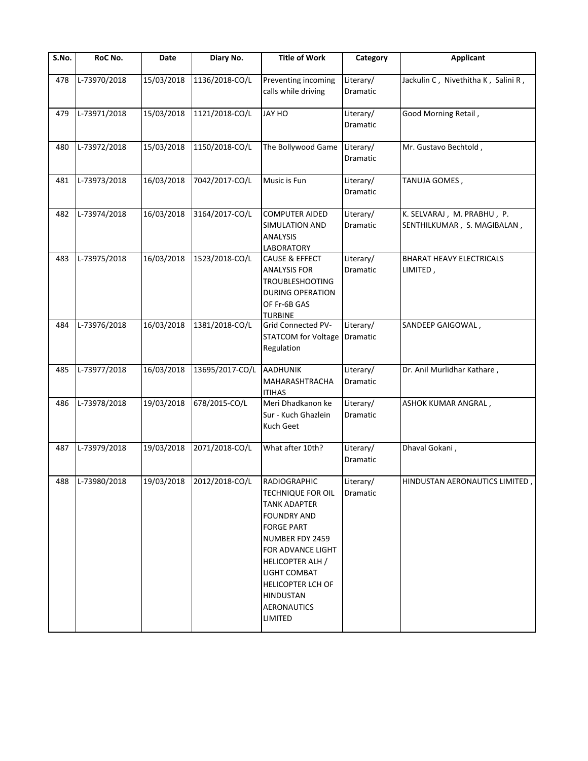| S.No. | RoC No. | Date | Diary No. | Title of Work | Category | Applicant |
|---|---|---|---|---|---|---|
| 478 | L-73970/2018 | 15/03/2018 | 1136/2018-CO/L | Preventing incoming calls while driving | Literary/ Dramatic | Jackulin C , Nivethitha K , Salini R , |
| 479 | L-73971/2018 | 15/03/2018 | 1121/2018-CO/L | JAY HO | Literary/ Dramatic | Good Morning Retail , |
| 480 | L-73972/2018 | 15/03/2018 | 1150/2018-CO/L | The Bollywood Game | Literary/ Dramatic | Mr. Gustavo Bechtold , |
| 481 | L-73973/2018 | 16/03/2018 | 7042/2017-CO/L | Music is Fun | Literary/ Dramatic | TANUJA GOMES , |
| 482 | L-73974/2018 | 16/03/2018 | 3164/2017-CO/L | COMPUTER AIDED SIMULATION AND ANALYSIS LABORATORY | Literary/ Dramatic | K. SELVARAJ , M. PRABHU , P. SENTHILKUMAR , S. MAGIBALAN , |
| 483 | L-73975/2018 | 16/03/2018 | 1523/2018-CO/L | CAUSE & EFFECT ANALYSIS FOR TROUBLESHOOTING DURING OPERATION OF Fr-6B GAS TURBINE | Literary/ Dramatic | BHARAT HEAVY ELECTRICALS LIMITED , |
| 484 | L-73976/2018 | 16/03/2018 | 1381/2018-CO/L | Grid Connected PV-STATCOM for Voltage Regulation | Literary/ Dramatic | SANDEEP GAIGOWAL , |
| 485 | L-73977/2018 | 16/03/2018 | 13695/2017-CO/L | AADHUNIK MAHARASHTRACHA ITIHAS | Literary/ Dramatic | Dr. Anil Murlidhar Kathare , |
| 486 | L-73978/2018 | 19/03/2018 | 678/2015-CO/L | Meri Dhadkanon ke Sur - Kuch Ghazlein Kuch Geet | Literary/ Dramatic | ASHOK KUMAR ANGRAL , |
| 487 | L-73979/2018 | 19/03/2018 | 2071/2018-CO/L | What after 10th? | Literary/ Dramatic | Dhaval Gokani , |
| 488 | L-73980/2018 | 19/03/2018 | 2012/2018-CO/L | RADIOGRAPHIC TECHNIQUE FOR OIL TANK ADAPTER FOUNDRY AND FORGE PART NUMBER FDY 2459 FOR ADVANCE LIGHT HELICOPTER ALH / LIGHT COMBAT HELICOPTER LCH OF HINDUSTAN AERONAUTICS LIMITED | Literary/ Dramatic | HINDUSTAN AERONAUTICS LIMITED , |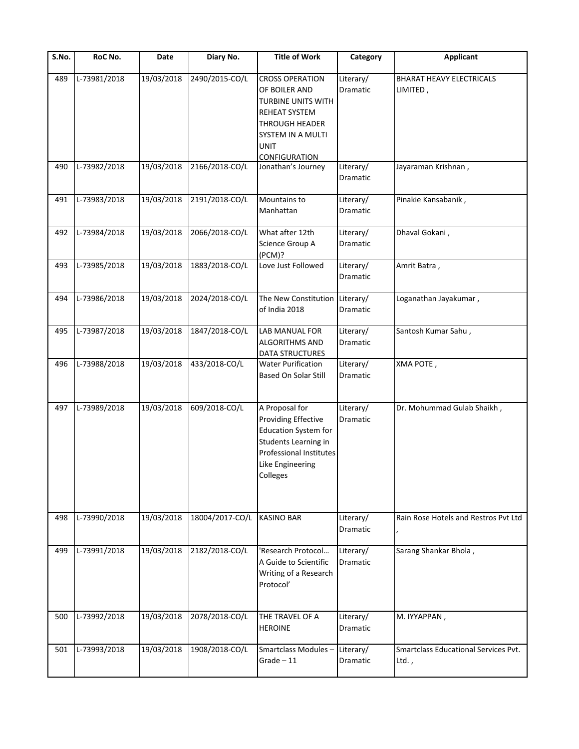| S.No. | RoC No. | Date | Diary No. | Title of Work | Category | Applicant |
|---|---|---|---|---|---|---|
| 489 | L-73981/2018 | 19/03/2018 | 2490/2015-CO/L | CROSS OPERATION OF BOILER AND TURBINE UNITS WITH REHEAT SYSTEM THROUGH HEADER SYSTEM IN A MULTI UNIT CONFIGURATION | Literary/ Dramatic | BHARAT HEAVY ELECTRICALS LIMITED , |
| 490 | L-73982/2018 | 19/03/2018 | 2166/2018-CO/L | Jonathan's Journey | Literary/ Dramatic | Jayaraman Krishnan , |
| 491 | L-73983/2018 | 19/03/2018 | 2191/2018-CO/L | Mountains to Manhattan | Literary/ Dramatic | Pinakie Kansabanik , |
| 492 | L-73984/2018 | 19/03/2018 | 2066/2018-CO/L | What after 12th Science Group A (PCM)? | Literary/ Dramatic | Dhaval Gokani , |
| 493 | L-73985/2018 | 19/03/2018 | 1883/2018-CO/L | Love Just Followed | Literary/ Dramatic | Amrit Batra , |
| 494 | L-73986/2018 | 19/03/2018 | 2024/2018-CO/L | The New Constitution of India 2018 | Literary/ Dramatic | Loganathan Jayakumar , |
| 495 | L-73987/2018 | 19/03/2018 | 1847/2018-CO/L | LAB MANUAL FOR ALGORITHMS AND DATA STRUCTURES | Literary/ Dramatic | Santosh Kumar Sahu , |
| 496 | L-73988/2018 | 19/03/2018 | 433/2018-CO/L | Water Purification Based On Solar Still | Literary/ Dramatic | XMA POTE , |
| 497 | L-73989/2018 | 19/03/2018 | 609/2018-CO/L | A Proposal for Providing Effective Education System for Students Learning in Professional Institutes Like Engineering Colleges | Literary/ Dramatic | Dr. Mohummad Gulab Shaikh , |
| 498 | L-73990/2018 | 19/03/2018 | 18004/2017-CO/L | KASINO BAR | Literary/ Dramatic | Rain Rose Hotels and Restros Pvt Ltd , |
| 499 | L-73991/2018 | 19/03/2018 | 2182/2018-CO/L | 'Research Protocol… A Guide to Scientific Writing of a Research Protocol' | Literary/ Dramatic | Sarang Shankar Bhola , |
| 500 | L-73992/2018 | 19/03/2018 | 2078/2018-CO/L | THE TRAVEL OF A HEROINE | Literary/ Dramatic | M. IYYAPPAN , |
| 501 | L-73993/2018 | 19/03/2018 | 1908/2018-CO/L | Smartclass Modules – Grade – 11 | Literary/ Dramatic | Smartclass Educational Services Pvt. Ltd. , |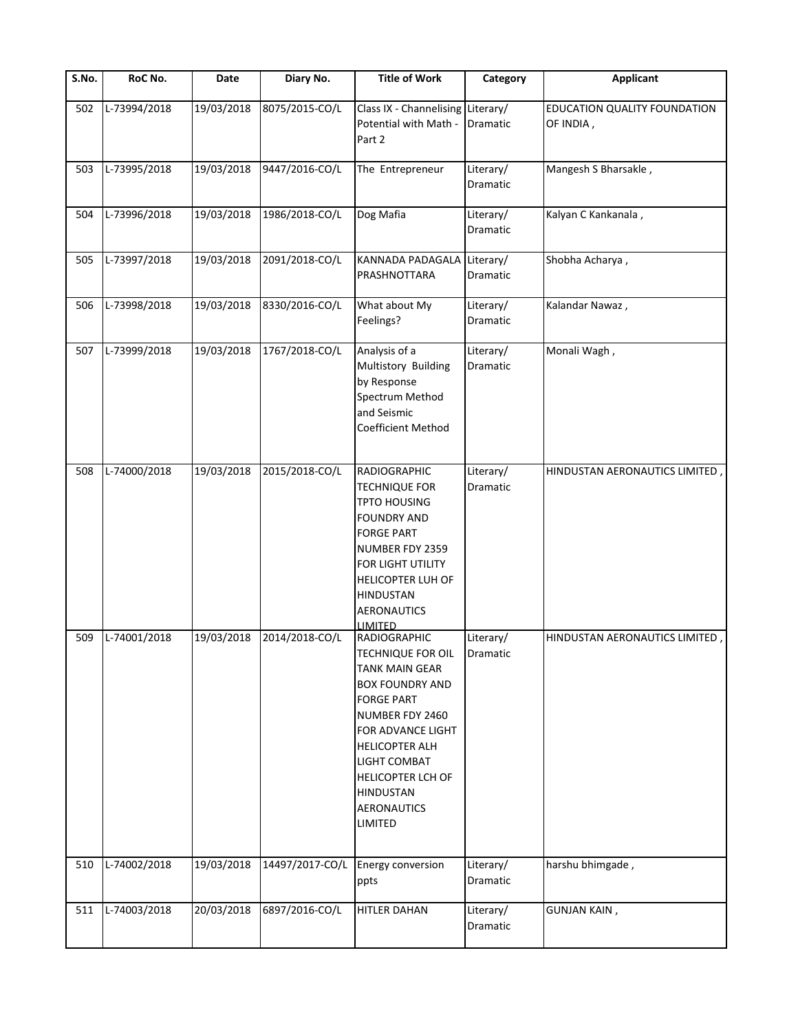| S.No. | RoC No. | Date | Diary No. | Title of Work | Category | Applicant |
|---|---|---|---|---|---|---|
| 502 | L-73994/2018 | 19/03/2018 | 8075/2015-CO/L | Class IX - Channelising Potential with Math - Part 2 | Literary/ Dramatic | EDUCATION QUALITY FOUNDATION OF INDIA , |
| 503 | L-73995/2018 | 19/03/2018 | 9447/2016-CO/L | The Entrepreneur | Literary/ Dramatic | Mangesh S Bharsakle , |
| 504 | L-73996/2018 | 19/03/2018 | 1986/2018-CO/L | Dog Mafia | Literary/ Dramatic | Kalyan C Kankanala , |
| 505 | L-73997/2018 | 19/03/2018 | 2091/2018-CO/L | KANNADA PADAGALA PRASHNOTTARA | Literary/ Dramatic | Shobha Acharya , |
| 506 | L-73998/2018 | 19/03/2018 | 8330/2016-CO/L | What about My Feelings? | Literary/ Dramatic | Kalandar Nawaz , |
| 507 | L-73999/2018 | 19/03/2018 | 1767/2018-CO/L | Analysis of a Multistory Building by Response Spectrum Method and Seismic Coefficient Method | Literary/ Dramatic | Monali Wagh , |
| 508 | L-74000/2018 | 19/03/2018 | 2015/2018-CO/L | RADIOGRAPHIC TECHNIQUE FOR TPTO HOUSING FOUNDRY AND FORGE PART NUMBER FDY 2359 FOR LIGHT UTILITY HELICOPTER LUH OF HINDUSTAN AERONAUTICS LIMITED | Literary/ Dramatic | HINDUSTAN AERONAUTICS LIMITED , |
| 509 | L-74001/2018 | 19/03/2018 | 2014/2018-CO/L | RADIOGRAPHIC TECHNIQUE FOR OIL TANK MAIN GEAR BOX FOUNDRY AND FORGE PART NUMBER FDY 2460 FOR ADVANCE LIGHT HELICOPTER ALH LIGHT COMBAT HELICOPTER LCH OF HINDUSTAN AERONAUTICS LIMITED | Literary/ Dramatic | HINDUSTAN AERONAUTICS LIMITED , |
| 510 | L-74002/2018 | 19/03/2018 | 14497/2017-CO/L | Energy conversion ppts | Literary/ Dramatic | harshu bhimgade , |
| 511 | L-74003/2018 | 20/03/2018 | 6897/2016-CO/L | HITLER DAHAN | Literary/ Dramatic | GUNJAN KAIN , |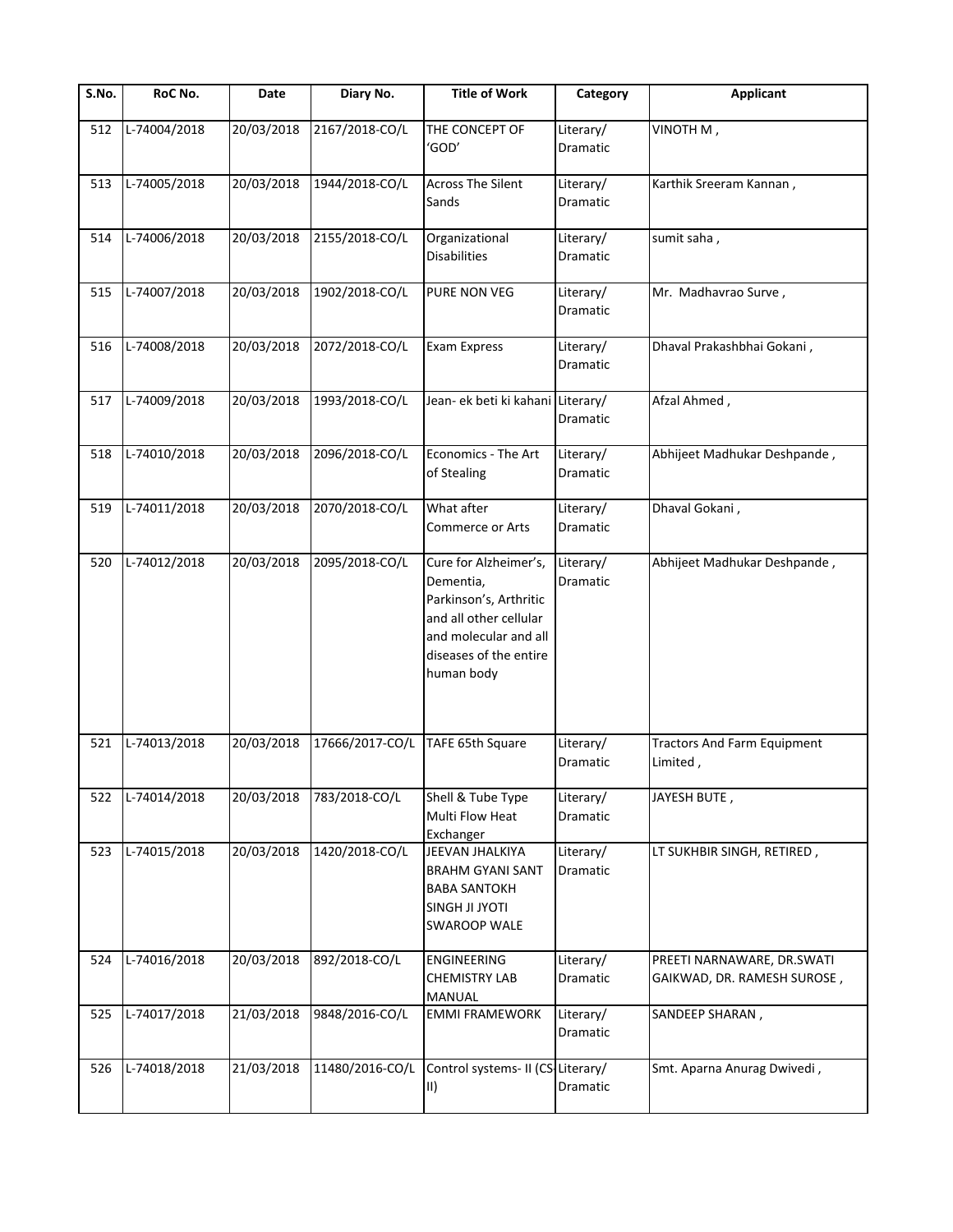| S.No. | RoC No. | Date | Diary No. | Title of Work | Category | Applicant |
|---|---|---|---|---|---|---|
| 512 | L-74004/2018 | 20/03/2018 | 2167/2018-CO/L | THE CONCEPT OF 'GOD' | Literary/ Dramatic | VINOTH M , |
| 513 | L-74005/2018 | 20/03/2018 | 1944/2018-CO/L | Across The Silent Sands | Literary/ Dramatic | Karthik Sreeram Kannan , |
| 514 | L-74006/2018 | 20/03/2018 | 2155/2018-CO/L | Organizational Disabilities | Literary/ Dramatic | sumit saha , |
| 515 | L-74007/2018 | 20/03/2018 | 1902/2018-CO/L | PURE NON VEG | Literary/ Dramatic | Mr. Madhavrao Surve , |
| 516 | L-74008/2018 | 20/03/2018 | 2072/2018-CO/L | Exam Express | Literary/ Dramatic | Dhaval Prakashbhai Gokani , |
| 517 | L-74009/2018 | 20/03/2018 | 1993/2018-CO/L | Jean- ek beti ki kahani | Literary/ Dramatic | Afzal Ahmed , |
| 518 | L-74010/2018 | 20/03/2018 | 2096/2018-CO/L | Economics - The Art of Stealing | Literary/ Dramatic | Abhijeet Madhukar Deshpande , |
| 519 | L-74011/2018 | 20/03/2018 | 2070/2018-CO/L | What after Commerce or Arts | Literary/ Dramatic | Dhaval Gokani , |
| 520 | L-74012/2018 | 20/03/2018 | 2095/2018-CO/L | Cure for Alzheimer's, Dementia, Parkinson's, Arthritic and all other cellular and molecular and all diseases of the entire human body | Literary/ Dramatic | Abhijeet Madhukar Deshpande , |
| 521 | L-74013/2018 | 20/03/2018 | 17666/2017-CO/L | TAFE 65th Square | Literary/ Dramatic | Tractors And Farm Equipment Limited , |
| 522 | L-74014/2018 | 20/03/2018 | 783/2018-CO/L | Shell & Tube Type Multi Flow Heat Exchanger | Literary/ Dramatic | JAYESH BUTE , |
| 523 | L-74015/2018 | 20/03/2018 | 1420/2018-CO/L | JEEVAN JHALKIYA BRAHM GYANI SANT BABA SANTOKH SINGH JI JYOTI SWAROOP WALE | Literary/ Dramatic | LT SUKHBIR SINGH, RETIRED , |
| 524 | L-74016/2018 | 20/03/2018 | 892/2018-CO/L | ENGINEERING CHEMISTRY LAB MANUAL | Literary/ Dramatic | PREETI NARNAWARE, DR.SWATI GAIKWAD, DR. RAMESH SUROSE , |
| 525 | L-74017/2018 | 21/03/2018 | 9848/2016-CO/L | EMMI FRAMEWORK | Literary/ Dramatic | SANDEEP SHARAN , |
| 526 | L-74018/2018 | 21/03/2018 | 11480/2016-CO/L | Control systems- II (CS-II) | Literary/ Dramatic | Smt. Aparna Anurag Dwivedi , |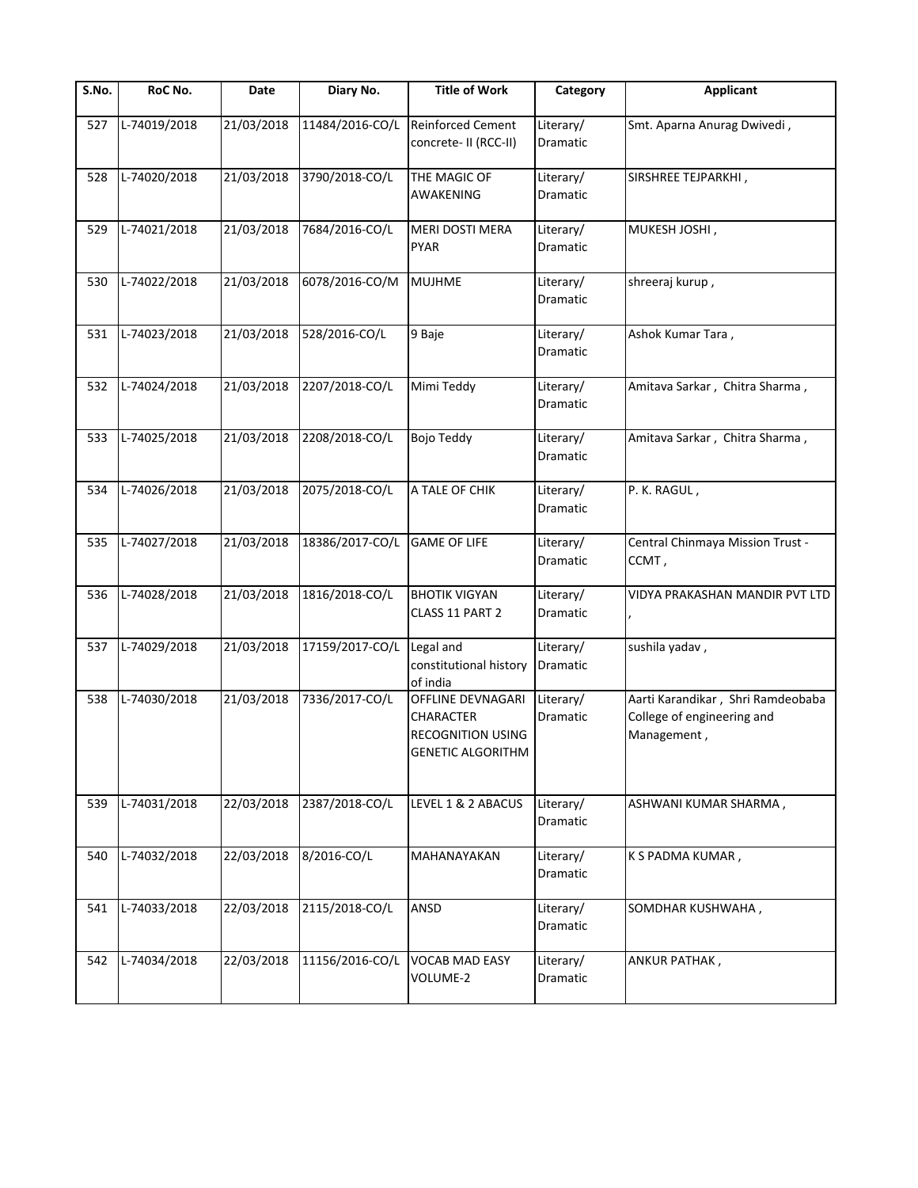| S.No. | RoC No. | Date | Diary No. | Title of Work | Category | Applicant |
|---|---|---|---|---|---|---|
| 527 | L-74019/2018 | 21/03/2018 | 11484/2016-CO/L | Reinforced Cement concrete- II (RCC-II) | Literary/ Dramatic | Smt. Aparna Anurag Dwivedi , |
| 528 | L-74020/2018 | 21/03/2018 | 3790/2018-CO/L | THE MAGIC OF AWAKENING | Literary/ Dramatic | SIRSHREE TEJPARKHI , |
| 529 | L-74021/2018 | 21/03/2018 | 7684/2016-CO/L | MERI DOSTI MERA PYAR | Literary/ Dramatic | MUKESH JOSHI , |
| 530 | L-74022/2018 | 21/03/2018 | 6078/2016-CO/M | MUJHME | Literary/ Dramatic | shreeraj kurup , |
| 531 | L-74023/2018 | 21/03/2018 | 528/2016-CO/L | 9 Baje | Literary/ Dramatic | Ashok Kumar Tara , |
| 532 | L-74024/2018 | 21/03/2018 | 2207/2018-CO/L | Mimi Teddy | Literary/ Dramatic | Amitava Sarkar , Chitra Sharma , |
| 533 | L-74025/2018 | 21/03/2018 | 2208/2018-CO/L | Bojo Teddy | Literary/ Dramatic | Amitava Sarkar , Chitra Sharma , |
| 534 | L-74026/2018 | 21/03/2018 | 2075/2018-CO/L | A TALE OF CHIK | Literary/ Dramatic | P. K. RAGUL , |
| 535 | L-74027/2018 | 21/03/2018 | 18386/2017-CO/L | GAME OF LIFE | Literary/ Dramatic | Central Chinmaya Mission Trust - CCMT , |
| 536 | L-74028/2018 | 21/03/2018 | 1816/2018-CO/L | BHOTIK VIGYAN CLASS 11 PART 2 | Literary/ Dramatic | VIDYA PRAKASHAN MANDIR PVT LTD , |
| 537 | L-74029/2018 | 21/03/2018 | 17159/2017-CO/L | Legal and constitutional history of india | Literary/ Dramatic | sushila yadav , |
| 538 | L-74030/2018 | 21/03/2018 | 7336/2017-CO/L | OFFLINE DEVNAGARI CHARACTER RECOGNITION USING GENETIC ALGORITHM | Literary/ Dramatic | Aarti Karandikar , Shri Ramdeobaba College of engineering and Management , |
| 539 | L-74031/2018 | 22/03/2018 | 2387/2018-CO/L | LEVEL 1 & 2 ABACUS | Literary/ Dramatic | ASHWANI KUMAR SHARMA , |
| 540 | L-74032/2018 | 22/03/2018 | 8/2016-CO/L | MAHANAYAKAN | Literary/ Dramatic | K S PADMA KUMAR , |
| 541 | L-74033/2018 | 22/03/2018 | 2115/2018-CO/L | ANSD | Literary/ Dramatic | SOMDHAR KUSHWAHA , |
| 542 | L-74034/2018 | 22/03/2018 | 11156/2016-CO/L | VOCAB MAD EASY VOLUME-2 | Literary/ Dramatic | ANKUR PATHAK , |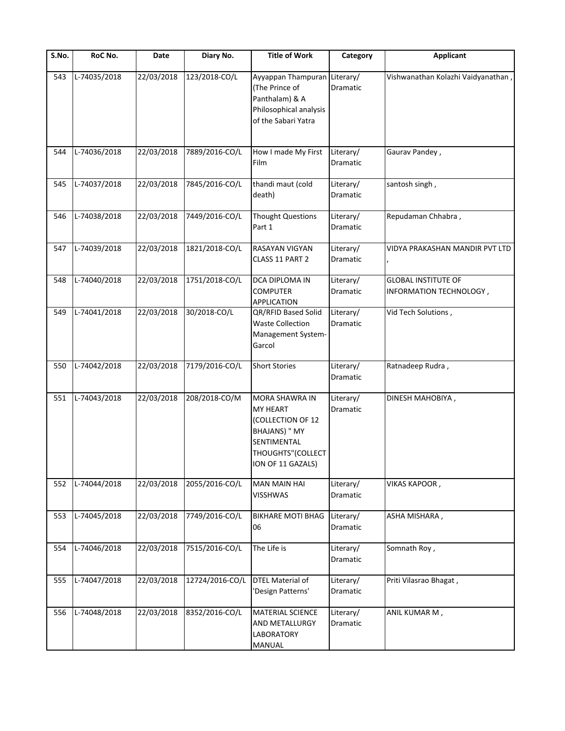| S.No. | RoC No. | Date | Diary No. | Title of Work | Category | Applicant |
|---|---|---|---|---|---|---|
| 543 | L-74035/2018 | 22/03/2018 | 123/2018-CO/L | Ayyappan Thampuran (The Prince of Panthalam) & A Philosophical analysis of the Sabari Yatra | Literary/ Dramatic | Vishwanathan Kolazhi Vaidyanathan , |
| 544 | L-74036/2018 | 22/03/2018 | 7889/2016-CO/L | How I made My First Film | Literary/ Dramatic | Gaurav Pandey , |
| 545 | L-74037/2018 | 22/03/2018 | 7845/2016-CO/L | thandi maut (cold death) | Literary/ Dramatic | santosh singh , |
| 546 | L-74038/2018 | 22/03/2018 | 7449/2016-CO/L | Thought Questions Part 1 | Literary/ Dramatic | Repudaman Chhabra , |
| 547 | L-74039/2018 | 22/03/2018 | 1821/2018-CO/L | RASAYAN VIGYAN CLASS 11 PART 2 | Literary/ Dramatic | VIDYA PRAKASHAN MANDIR PVT LTD , |
| 548 | L-74040/2018 | 22/03/2018 | 1751/2018-CO/L | DCA DIPLOMA IN COMPUTER APPLICATION | Literary/ Dramatic | GLOBAL INSTITUTE OF INFORMATION TECHNOLOGY , |
| 549 | L-74041/2018 | 22/03/2018 | 30/2018-CO/L | QR/RFID Based Solid Waste Collection Management System-Garcol | Literary/ Dramatic | Vid Tech Solutions , |
| 550 | L-74042/2018 | 22/03/2018 | 7179/2016-CO/L | Short Stories | Literary/ Dramatic | Ratnadeep Rudra , |
| 551 | L-74043/2018 | 22/03/2018 | 208/2018-CO/M | MORA SHAWRA IN MY HEART (COLLECTION OF 12 BHAJANS) " MY SENTIMENTAL THOUGHTS"(COLLECTION OF 11 GAZALS) | Literary/ Dramatic | DINESH MAHOBIYA , |
| 552 | L-74044/2018 | 22/03/2018 | 2055/2016-CO/L | MAN MAIN HAI VISSHWAS | Literary/ Dramatic | VIKAS KAPOOR , |
| 553 | L-74045/2018 | 22/03/2018 | 7749/2016-CO/L | BIKHARE MOTI BHAG 06 | Literary/ Dramatic | ASHA MISHARA , |
| 554 | L-74046/2018 | 22/03/2018 | 7515/2016-CO/L | The Life is | Literary/ Dramatic | Somnath Roy , |
| 555 | L-74047/2018 | 22/03/2018 | 12724/2016-CO/L | DTEL Material of 'Design Patterns' | Literary/ Dramatic | Priti Vilasrao Bhagat , |
| 556 | L-74048/2018 | 22/03/2018 | 8352/2016-CO/L | MATERIAL SCIENCE AND METALLURGY LABORATORY MANUAL | Literary/ Dramatic | ANIL KUMAR M , |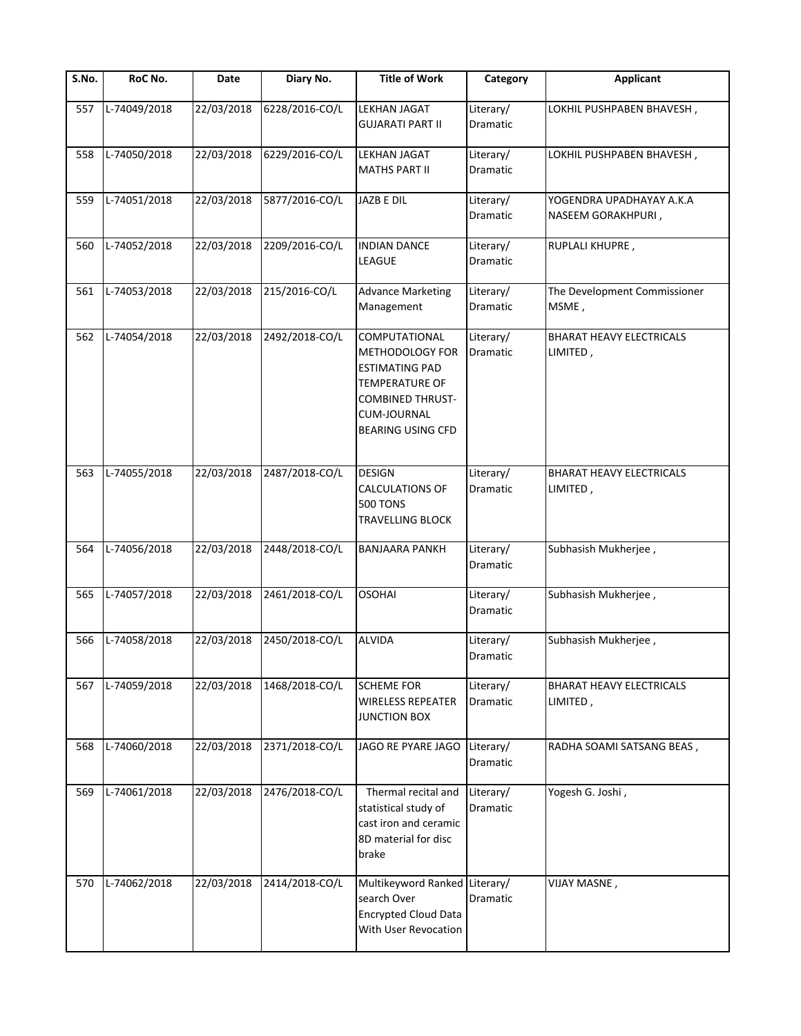| S.No. | RoC No. | Date | Diary No. | Title of Work | Category | Applicant |
|---|---|---|---|---|---|---|
| 557 | L-74049/2018 | 22/03/2018 | 6228/2016-CO/L | LEKHAN JAGAT GUJARATI PART II | Literary/ Dramatic | LOKHIL PUSHPABEN BHAVESH , |
| 558 | L-74050/2018 | 22/03/2018 | 6229/2016-CO/L | LEKHAN JAGAT MATHS PART II | Literary/ Dramatic | LOKHIL PUSHPABEN BHAVESH , |
| 559 | L-74051/2018 | 22/03/2018 | 5877/2016-CO/L | JAZB E DIL | Literary/ Dramatic | YOGENDRA UPADHAYAY A.K.A NASEEM GORAKHPURI , |
| 560 | L-74052/2018 | 22/03/2018 | 2209/2016-CO/L | INDIAN DANCE LEAGUE | Literary/ Dramatic | RUPLALI KHUPRE , |
| 561 | L-74053/2018 | 22/03/2018 | 215/2016-CO/L | Advance Marketing Management | Literary/ Dramatic | The Development Commissioner MSME , |
| 562 | L-74054/2018 | 22/03/2018 | 2492/2018-CO/L | COMPUTATIONAL METHODOLOGY FOR ESTIMATING PAD TEMPERATURE OF COMBINED THRUST-CUM-JOURNAL BEARING USING CFD | Literary/ Dramatic | BHARAT HEAVY ELECTRICALS LIMITED , |
| 563 | L-74055/2018 | 22/03/2018 | 2487/2018-CO/L | DESIGN CALCULATIONS OF 500 TONS TRAVELLING BLOCK | Literary/ Dramatic | BHARAT HEAVY ELECTRICALS LIMITED , |
| 564 | L-74056/2018 | 22/03/2018 | 2448/2018-CO/L | BANJAARA PANKH | Literary/ Dramatic | Subhasish Mukherjee , |
| 565 | L-74057/2018 | 22/03/2018 | 2461/2018-CO/L | OSOHAI | Literary/ Dramatic | Subhasish Mukherjee , |
| 566 | L-74058/2018 | 22/03/2018 | 2450/2018-CO/L | ALVIDA | Literary/ Dramatic | Subhasish Mukherjee , |
| 567 | L-74059/2018 | 22/03/2018 | 1468/2018-CO/L | SCHEME FOR WIRELESS REPEATER JUNCTION BOX | Literary/ Dramatic | BHARAT HEAVY ELECTRICALS LIMITED , |
| 568 | L-74060/2018 | 22/03/2018 | 2371/2018-CO/L | JAGO RE PYARE JAGO | Literary/ Dramatic | RADHA SOAMI SATSANG BEAS , |
| 569 | L-74061/2018 | 22/03/2018 | 2476/2018-CO/L | Thermal recital and statistical study of cast iron and ceramic 8D material for disc brake | Literary/ Dramatic | Yogesh G. Joshi , |
| 570 | L-74062/2018 | 22/03/2018 | 2414/2018-CO/L | Multikeyword Ranked search Over Encrypted Cloud Data With User Revocation | Literary/ Dramatic | VIJAY MASNE , |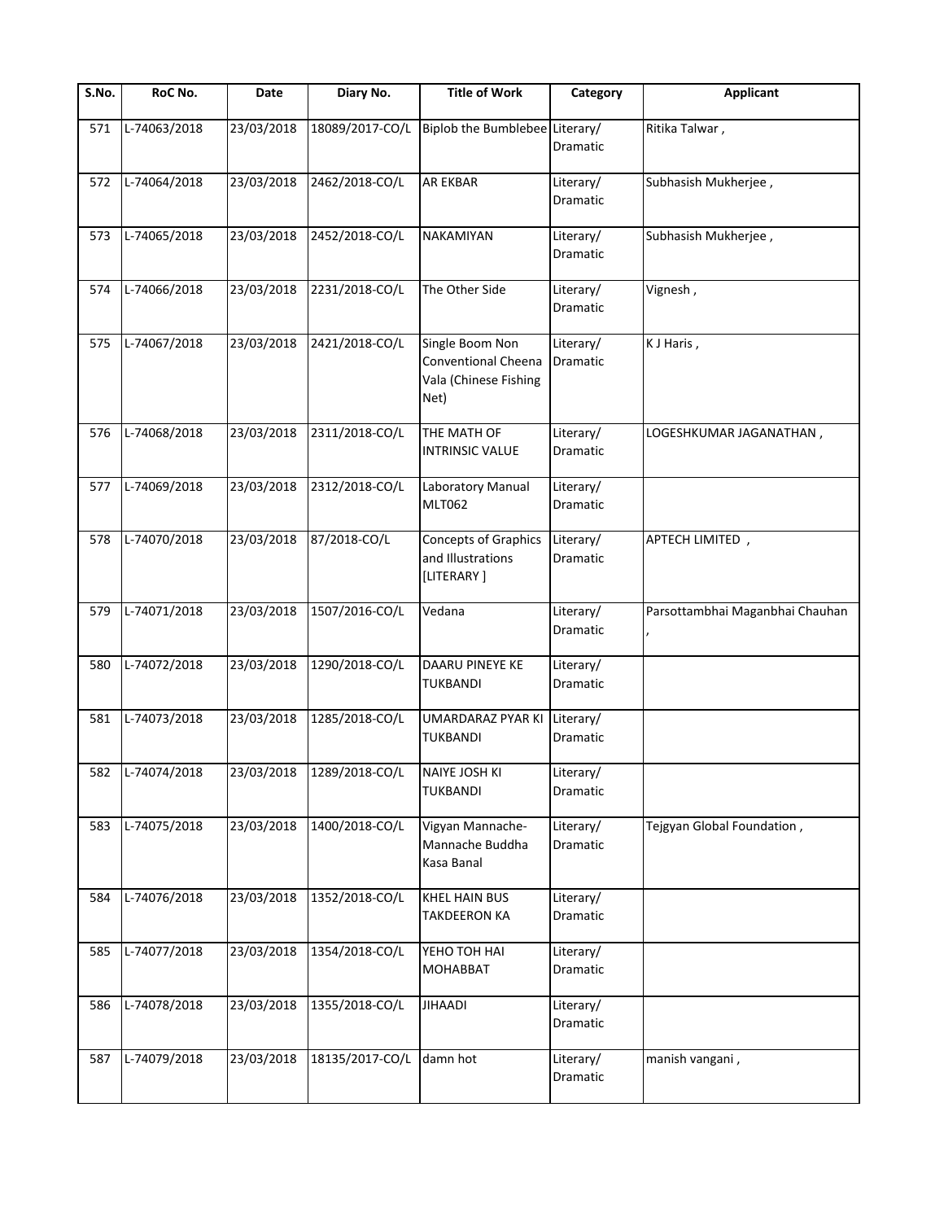| S.No. | RoC No. | Date | Diary No. | Title of Work | Category | Applicant |
|---|---|---|---|---|---|---|
| 571 | L-74063/2018 | 23/03/2018 | 18089/2017-CO/L | Biplob the Bumblebee | Literary/ Dramatic | Ritika Talwar , |
| 572 | L-74064/2018 | 23/03/2018 | 2462/2018-CO/L | AR EKBAR | Literary/ Dramatic | Subhasish Mukherjee , |
| 573 | L-74065/2018 | 23/03/2018 | 2452/2018-CO/L | NAKAMIYAN | Literary/ Dramatic | Subhasish Mukherjee , |
| 574 | L-74066/2018 | 23/03/2018 | 2231/2018-CO/L | The Other Side | Literary/ Dramatic | Vignesh , |
| 575 | L-74067/2018 | 23/03/2018 | 2421/2018-CO/L | Single Boom Non Conventional Cheena Vala (Chinese Fishing Net) | Literary/ Dramatic | K J Haris , |
| 576 | L-74068/2018 | 23/03/2018 | 2311/2018-CO/L | THE MATH OF INTRINSIC VALUE | Literary/ Dramatic | LOGESHKUMAR JAGANATHAN , |
| 577 | L-74069/2018 | 23/03/2018 | 2312/2018-CO/L | Laboratory Manual MLT062 | Literary/ Dramatic | |
| 578 | L-74070/2018 | 23/03/2018 | 87/2018-CO/L | Concepts of Graphics and Illustrations [LITERARY ] | Literary/ Dramatic | APTECH LIMITED , |
| 579 | L-74071/2018 | 23/03/2018 | 1507/2016-CO/L | Vedana | Literary/ Dramatic | Parsottambhai Maganbhai Chauhan , |
| 580 | L-74072/2018 | 23/03/2018 | 1290/2018-CO/L | DAARU PINEYE KE TUKBANDI | Literary/ Dramatic | |
| 581 | L-74073/2018 | 23/03/2018 | 1285/2018-CO/L | UMARDARAZ PYAR KI TUKBANDI | Literary/ Dramatic | |
| 582 | L-74074/2018 | 23/03/2018 | 1289/2018-CO/L | NAIYE JOSH KI TUKBANDI | Literary/ Dramatic | |
| 583 | L-74075/2018 | 23/03/2018 | 1400/2018-CO/L | Vigyan Mannache-Mannache Buddha Kasa Banal | Literary/ Dramatic | Tejgyan Global Foundation , |
| 584 | L-74076/2018 | 23/03/2018 | 1352/2018-CO/L | KHEL HAIN BUS TAKDEERON KA | Literary/ Dramatic | |
| 585 | L-74077/2018 | 23/03/2018 | 1354/2018-CO/L | YEHO TOH HAI MOHABBAT | Literary/ Dramatic | |
| 586 | L-74078/2018 | 23/03/2018 | 1355/2018-CO/L | JIHAADI | Literary/ Dramatic | |
| 587 | L-74079/2018 | 23/03/2018 | 18135/2017-CO/L | damn hot | Literary/ Dramatic | manish vangani , |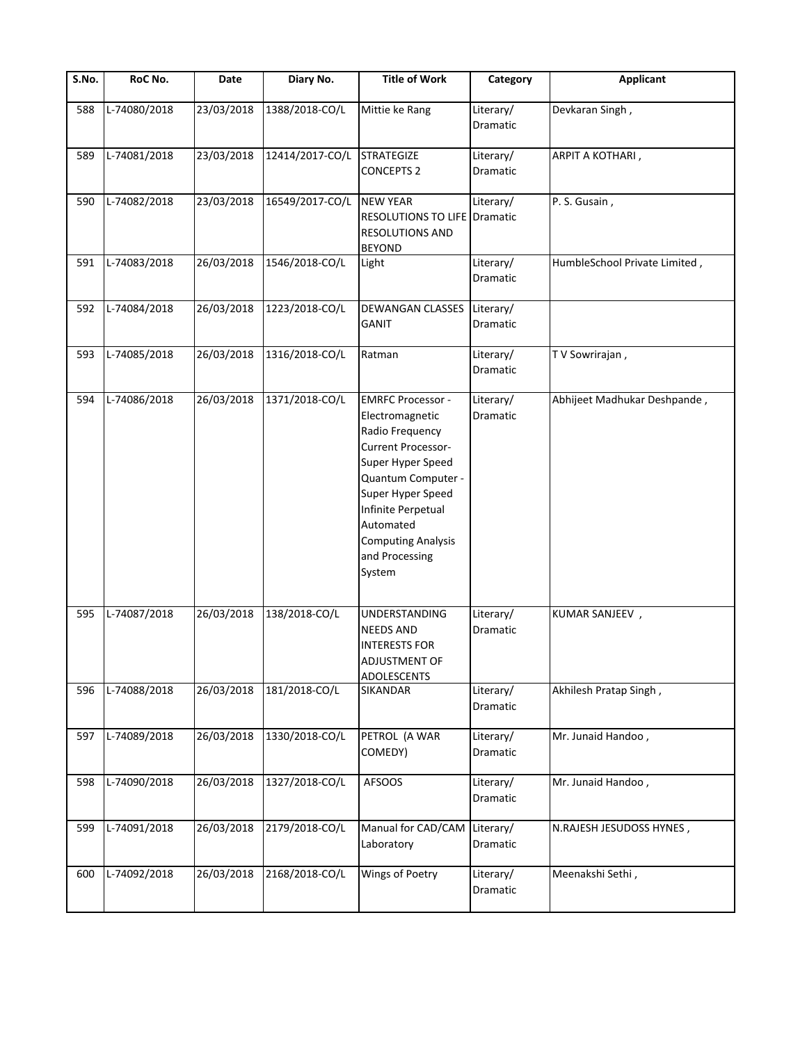| S.No. | RoC No. | Date | Diary No. | Title of Work | Category | Applicant |
|---|---|---|---|---|---|---|
| 588 | L-74080/2018 | 23/03/2018 | 1388/2018-CO/L | Mittie ke Rang | Literary/ Dramatic | Devkaran Singh , |
| 589 | L-74081/2018 | 23/03/2018 | 12414/2017-CO/L | STRATEGIZE CONCEPTS 2 | Literary/ Dramatic | ARPIT A KOTHARI , |
| 590 | L-74082/2018 | 23/03/2018 | 16549/2017-CO/L | NEW YEAR RESOLUTIONS TO LIFE RESOLUTIONS AND BEYOND | Literary/ Dramatic | P. S. Gusain , |
| 591 | L-74083/2018 | 26/03/2018 | 1546/2018-CO/L | Light | Literary/ Dramatic | HumbleSchool Private Limited , |
| 592 | L-74084/2018 | 26/03/2018 | 1223/2018-CO/L | DEWANGAN CLASSES GANIT | Literary/ Dramatic | |
| 593 | L-74085/2018 | 26/03/2018 | 1316/2018-CO/L | Ratman | Literary/ Dramatic | T V Sowrirajan , |
| 594 | L-74086/2018 | 26/03/2018 | 1371/2018-CO/L | EMRFC Processor - Electromagnetic Radio Frequency Current Processor- Super Hyper Speed Quantum Computer - Super Hyper Speed Infinite Perpetual Automated Computing Analysis and Processing System | Literary/ Dramatic | Abhijeet Madhukar Deshpande , |
| 595 | L-74087/2018 | 26/03/2018 | 138/2018-CO/L | UNDERSTANDING NEEDS AND INTERESTS FOR ADJUSTMENT OF ADOLESCENTS | Literary/ Dramatic | KUMAR SANJEEV , |
| 596 | L-74088/2018 | 26/03/2018 | 181/2018-CO/L | SIKANDAR | Literary/ Dramatic | Akhilesh Pratap Singh , |
| 597 | L-74089/2018 | 26/03/2018 | 1330/2018-CO/L | PETROL (A WAR COMEDY) | Literary/ Dramatic | Mr. Junaid Handoo , |
| 598 | L-74090/2018 | 26/03/2018 | 1327/2018-CO/L | AFSOOS | Literary/ Dramatic | Mr. Junaid Handoo , |
| 599 | L-74091/2018 | 26/03/2018 | 2179/2018-CO/L | Manual for CAD/CAM Laboratory | Literary/ Dramatic | N.RAJESH JESUDOSS HYNES , |
| 600 | L-74092/2018 | 26/03/2018 | 2168/2018-CO/L | Wings of Poetry | Literary/ Dramatic | Meenakshi Sethi , |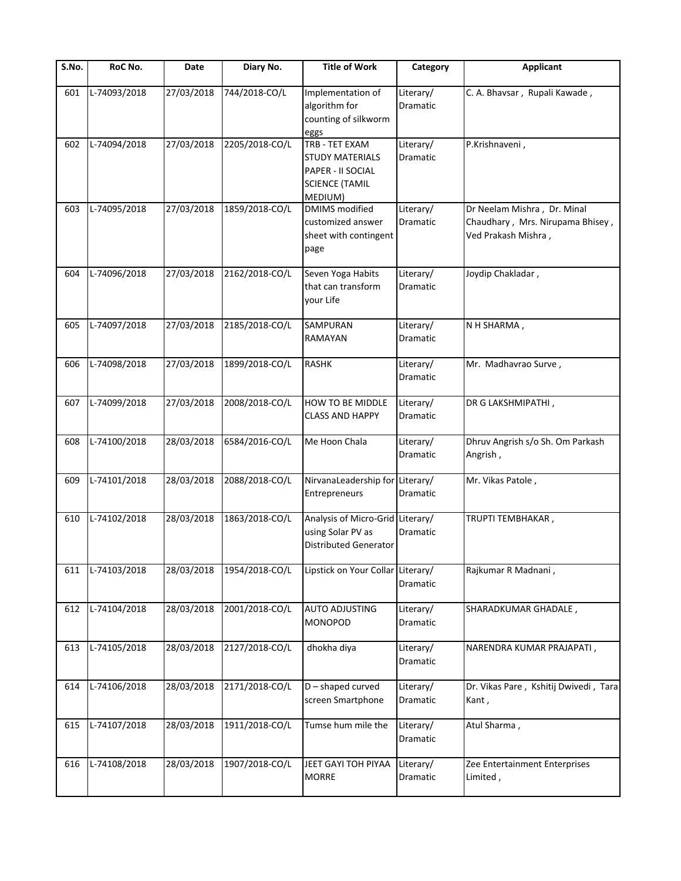| S.No. | RoC No. | Date | Diary No. | Title of Work | Category | Applicant |
|---|---|---|---|---|---|---|
| 601 | L-74093/2018 | 27/03/2018 | 744/2018-CO/L | Implementation of algorithm for counting of silkworm eggs | Literary/ Dramatic | C. A. Bhavsar , Rupali Kawade , |
| 602 | L-74094/2018 | 27/03/2018 | 2205/2018-CO/L | TRB - TET EXAM STUDY MATERIALS PAPER - II SOCIAL SCIENCE (TAMIL MEDIUM) | Literary/ Dramatic | P.Krishnaveni , |
| 603 | L-74095/2018 | 27/03/2018 | 1859/2018-CO/L | DMIMS modified customized answer sheet with contingent page | Literary/ Dramatic | Dr Neelam Mishra , Dr. Minal Chaudhary , Mrs. Nirupama Bhisey , Ved Prakash Mishra , |
| 604 | L-74096/2018 | 27/03/2018 | 2162/2018-CO/L | Seven Yoga Habits that can transform your Life | Literary/ Dramatic | Joydip Chakladar , |
| 605 | L-74097/2018 | 27/03/2018 | 2185/2018-CO/L | SAMPURAN RAMAYAN | Literary/ Dramatic | N H SHARMA , |
| 606 | L-74098/2018 | 27/03/2018 | 1899/2018-CO/L | RASHK | Literary/ Dramatic | Mr. Madhavrao Surve , |
| 607 | L-74099/2018 | 27/03/2018 | 2008/2018-CO/L | HOW TO BE MIDDLE CLASS AND HAPPY | Literary/ Dramatic | DR G LAKSHMIPATHI , |
| 608 | L-74100/2018 | 28/03/2018 | 6584/2016-CO/L | Me Hoon Chala | Literary/ Dramatic | Dhruv Angrish s/o Sh. Om Parkash Angrish , |
| 609 | L-74101/2018 | 28/03/2018 | 2088/2018-CO/L | NirvanaLeadership for Entrepreneurs | Literary/ Dramatic | Mr. Vikas Patole , |
| 610 | L-74102/2018 | 28/03/2018 | 1863/2018-CO/L | Analysis of Micro-Grid using Solar PV as Distributed Generator | Literary/ Dramatic | TRUPTI TEMBHAKAR , |
| 611 | L-74103/2018 | 28/03/2018 | 1954/2018-CO/L | Lipstick on Your Collar | Literary/ Dramatic | Rajkumar R Madnani , |
| 612 | L-74104/2018 | 28/03/2018 | 2001/2018-CO/L | AUTO ADJUSTING MONOPOD | Literary/ Dramatic | SHARADKUMAR GHADALE , |
| 613 | L-74105/2018 | 28/03/2018 | 2127/2018-CO/L | dhokha diya | Literary/ Dramatic | NARENDRA KUMAR PRAJAPATI , |
| 614 | L-74106/2018 | 28/03/2018 | 2171/2018-CO/L | D – shaped curved screen Smartphone | Literary/ Dramatic | Dr. Vikas Pare , Kshitij Dwivedi , Tara Kant , |
| 615 | L-74107/2018 | 28/03/2018 | 1911/2018-CO/L | Tumse hum mile the | Literary/ Dramatic | Atul Sharma , |
| 616 | L-74108/2018 | 28/03/2018 | 1907/2018-CO/L | JEET GAYI TOH PIYAA MORRE | Literary/ Dramatic | Zee Entertainment Enterprises Limited , |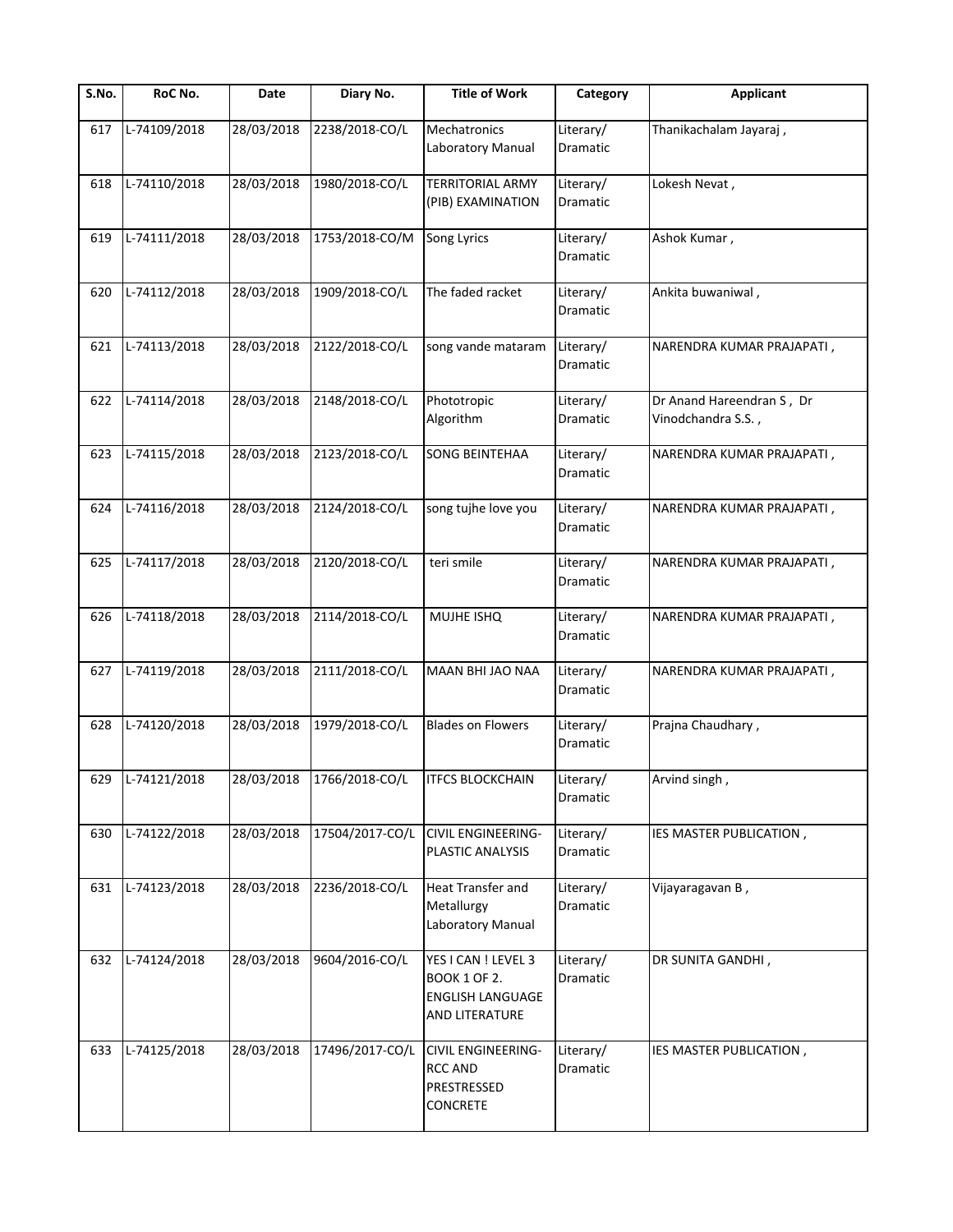| S.No. | RoC No. | Date | Diary No. | Title of Work | Category | Applicant |
|---|---|---|---|---|---|---|
| 617 | L-74109/2018 | 28/03/2018 | 2238/2018-CO/L | Mechatronics Laboratory Manual | Literary/ Dramatic | Thanikachalam Jayaraj , |
| 618 | L-74110/2018 | 28/03/2018 | 1980/2018-CO/L | TERRITORIAL ARMY (PIB) EXAMINATION | Literary/ Dramatic | Lokesh Nevat , |
| 619 | L-74111/2018 | 28/03/2018 | 1753/2018-CO/M | Song Lyrics | Literary/ Dramatic | Ashok Kumar , |
| 620 | L-74112/2018 | 28/03/2018 | 1909/2018-CO/L | The faded racket | Literary/ Dramatic | Ankita buwaniwal , |
| 621 | L-74113/2018 | 28/03/2018 | 2122/2018-CO/L | song vande mataram | Literary/ Dramatic | NARENDRA KUMAR PRAJAPATI , |
| 622 | L-74114/2018 | 28/03/2018 | 2148/2018-CO/L | Phototropic Algorithm | Literary/ Dramatic | Dr Anand Hareendran S , Dr Vinodchandra S.S. , |
| 623 | L-74115/2018 | 28/03/2018 | 2123/2018-CO/L | SONG BEINTEHAA | Literary/ Dramatic | NARENDRA KUMAR PRAJAPATI , |
| 624 | L-74116/2018 | 28/03/2018 | 2124/2018-CO/L | song tujhe love you | Literary/ Dramatic | NARENDRA KUMAR PRAJAPATI , |
| 625 | L-74117/2018 | 28/03/2018 | 2120/2018-CO/L | teri smile | Literary/ Dramatic | NARENDRA KUMAR PRAJAPATI , |
| 626 | L-74118/2018 | 28/03/2018 | 2114/2018-CO/L | MUJHE ISHQ | Literary/ Dramatic | NARENDRA KUMAR PRAJAPATI , |
| 627 | L-74119/2018 | 28/03/2018 | 2111/2018-CO/L | MAAN BHI JAO NAA | Literary/ Dramatic | NARENDRA KUMAR PRAJAPATI , |
| 628 | L-74120/2018 | 28/03/2018 | 1979/2018-CO/L | Blades on Flowers | Literary/ Dramatic | Prajna Chaudhary , |
| 629 | L-74121/2018 | 28/03/2018 | 1766/2018-CO/L | ITFCS BLOCKCHAIN | Literary/ Dramatic | Arvind singh , |
| 630 | L-74122/2018 | 28/03/2018 | 17504/2017-CO/L | CIVIL ENGINEERING-PLASTIC ANALYSIS | Literary/ Dramatic | IES MASTER PUBLICATION , |
| 631 | L-74123/2018 | 28/03/2018 | 2236/2018-CO/L | Heat Transfer and Metallurgy Laboratory Manual | Literary/ Dramatic | Vijayaragavan B , |
| 632 | L-74124/2018 | 28/03/2018 | 9604/2016-CO/L | YES I CAN ! LEVEL 3 BOOK 1 OF 2. ENGLISH LANGUAGE AND LITERATURE | Literary/ Dramatic | DR SUNITA GANDHI , |
| 633 | L-74125/2018 | 28/03/2018 | 17496/2017-CO/L | CIVIL ENGINEERING-RCC AND PRESTRESSED CONCRETE | Literary/ Dramatic | IES MASTER PUBLICATION , |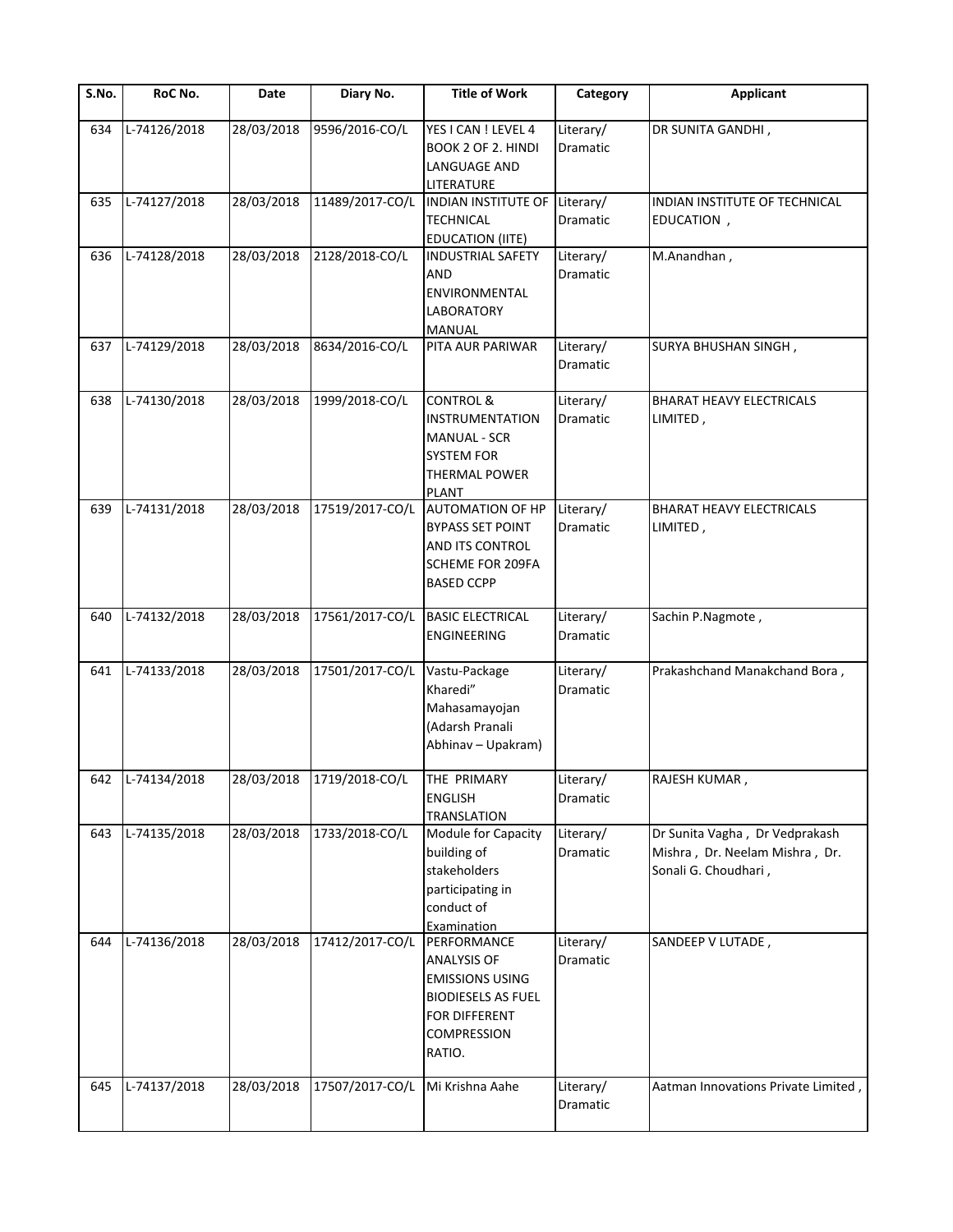| S.No. | RoC No. | Date | Diary No. | Title of Work | Category | Applicant |
|---|---|---|---|---|---|---|
| 634 | L-74126/2018 | 28/03/2018 | 9596/2016-CO/L | YES I CAN ! LEVEL 4 BOOK 2 OF 2. HINDI LANGUAGE AND LITERATURE | Literary/ Dramatic | DR SUNITA GANDHI , |
| 635 | L-74127/2018 | 28/03/2018 | 11489/2017-CO/L | INDIAN INSTITUTE OF TECHNICAL EDUCATION (IITE) | Literary/ Dramatic | INDIAN INSTITUTE OF TECHNICAL EDUCATION , |
| 636 | L-74128/2018 | 28/03/2018 | 2128/2018-CO/L | INDUSTRIAL SAFETY AND ENVIRONMENTAL LABORATORY MANUAL | Literary/ Dramatic | M.Anandhan , |
| 637 | L-74129/2018 | 28/03/2018 | 8634/2016-CO/L | PITA AUR PARIWAR | Literary/ Dramatic | SURYA BHUSHAN SINGH , |
| 638 | L-74130/2018 | 28/03/2018 | 1999/2018-CO/L | CONTROL & INSTRUMENTATION MANUAL - SCR SYSTEM FOR THERMAL POWER PLANT | Literary/ Dramatic | BHARAT HEAVY ELECTRICALS LIMITED , |
| 639 | L-74131/2018 | 28/03/2018 | 17519/2017-CO/L | AUTOMATION OF HP BYPASS SET POINT AND ITS CONTROL SCHEME FOR 209FA BASED CCPP | Literary/ Dramatic | BHARAT HEAVY ELECTRICALS LIMITED , |
| 640 | L-74132/2018 | 28/03/2018 | 17561/2017-CO/L | BASIC ELECTRICAL ENGINEERING | Literary/ Dramatic | Sachin P.Nagmote , |
| 641 | L-74133/2018 | 28/03/2018 | 17501/2017-CO/L | Vastu-Package Kharedi" Mahasamayojan (Adarsh Pranali Abhinav – Upakram) | Literary/ Dramatic | Prakashchand Manakchand Bora , |
| 642 | L-74134/2018 | 28/03/2018 | 1719/2018-CO/L | THE PRIMARY ENGLISH TRANSLATION | Literary/ Dramatic | RAJESH KUMAR , |
| 643 | L-74135/2018 | 28/03/2018 | 1733/2018-CO/L | Module for Capacity building of stakeholders participating in conduct of Examination | Literary/ Dramatic | Dr Sunita Vagha , Dr Vedprakash Mishra , Dr. Neelam Mishra , Dr. Sonali G. Choudhari , |
| 644 | L-74136/2018 | 28/03/2018 | 17412/2017-CO/L | PERFORMANCE ANALYSIS OF EMISSIONS USING BIODIESELS AS FUEL FOR DIFFERENT COMPRESSION RATIO. | Literary/ Dramatic | SANDEEP V LUTADE , |
| 645 | L-74137/2018 | 28/03/2018 | 17507/2017-CO/L | Mi Krishna Aahe | Literary/ Dramatic | Aatman Innovations Private Limited , |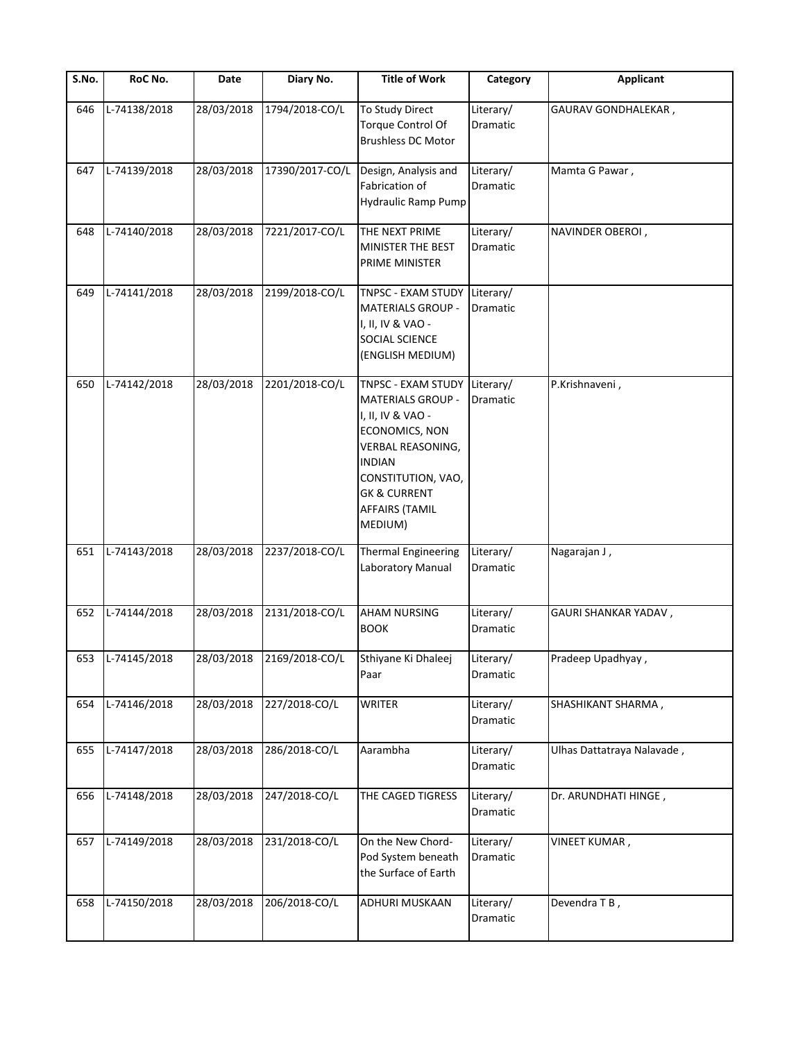| S.No. | RoC No. | Date | Diary No. | Title of Work | Category | Applicant |
|---|---|---|---|---|---|---|
| 646 | L-74138/2018 | 28/03/2018 | 1794/2018-CO/L | To Study Direct Torque Control Of Brushless DC Motor | Literary/ Dramatic | GAURAV GONDHALEKAR , |
| 647 | L-74139/2018 | 28/03/2018 | 17390/2017-CO/L | Design, Analysis and Fabrication of Hydraulic Ramp Pump | Literary/ Dramatic | Mamta G Pawar , |
| 648 | L-74140/2018 | 28/03/2018 | 7221/2017-CO/L | THE NEXT PRIME MINISTER THE BEST PRIME MINISTER | Literary/ Dramatic | NAVINDER OBEROI , |
| 649 | L-74141/2018 | 28/03/2018 | 2199/2018-CO/L | TNPSC - EXAM STUDY MATERIALS GROUP - I, II, IV & VAO - SOCIAL SCIENCE (ENGLISH MEDIUM) | Literary/ Dramatic | |
| 650 | L-74142/2018 | 28/03/2018 | 2201/2018-CO/L | TNPSC - EXAM STUDY MATERIALS GROUP - I, II, IV & VAO - ECONOMICS, NON VERBAL REASONING, INDIAN CONSTITUTION, VAO, GK & CURRENT AFFAIRS (TAMIL MEDIUM) | Literary/ Dramatic | P.Krishnaveni , |
| 651 | L-74143/2018 | 28/03/2018 | 2237/2018-CO/L | Thermal Engineering Laboratory Manual | Literary/ Dramatic | Nagarajan J , |
| 652 | L-74144/2018 | 28/03/2018 | 2131/2018-CO/L | AHAM NURSING BOOK | Literary/ Dramatic | GAURI SHANKAR YADAV , |
| 653 | L-74145/2018 | 28/03/2018 | 2169/2018-CO/L | Sthiyane Ki Dhaleej Paar | Literary/ Dramatic | Pradeep Upadhyay , |
| 654 | L-74146/2018 | 28/03/2018 | 227/2018-CO/L | WRITER | Literary/ Dramatic | SHASHIKANT SHARMA , |
| 655 | L-74147/2018 | 28/03/2018 | 286/2018-CO/L | Aarambha | Literary/ Dramatic | Ulhas Dattatraya Nalavade , |
| 656 | L-74148/2018 | 28/03/2018 | 247/2018-CO/L | THE CAGED TIGRESS | Literary/ Dramatic | Dr. ARUNDHATI HINGE , |
| 657 | L-74149/2018 | 28/03/2018 | 231/2018-CO/L | On the New Chord-Pod System beneath the Surface of Earth | Literary/ Dramatic | VINEET KUMAR , |
| 658 | L-74150/2018 | 28/03/2018 | 206/2018-CO/L | ADHURI MUSKAAN | Literary/ Dramatic | Devendra T B , |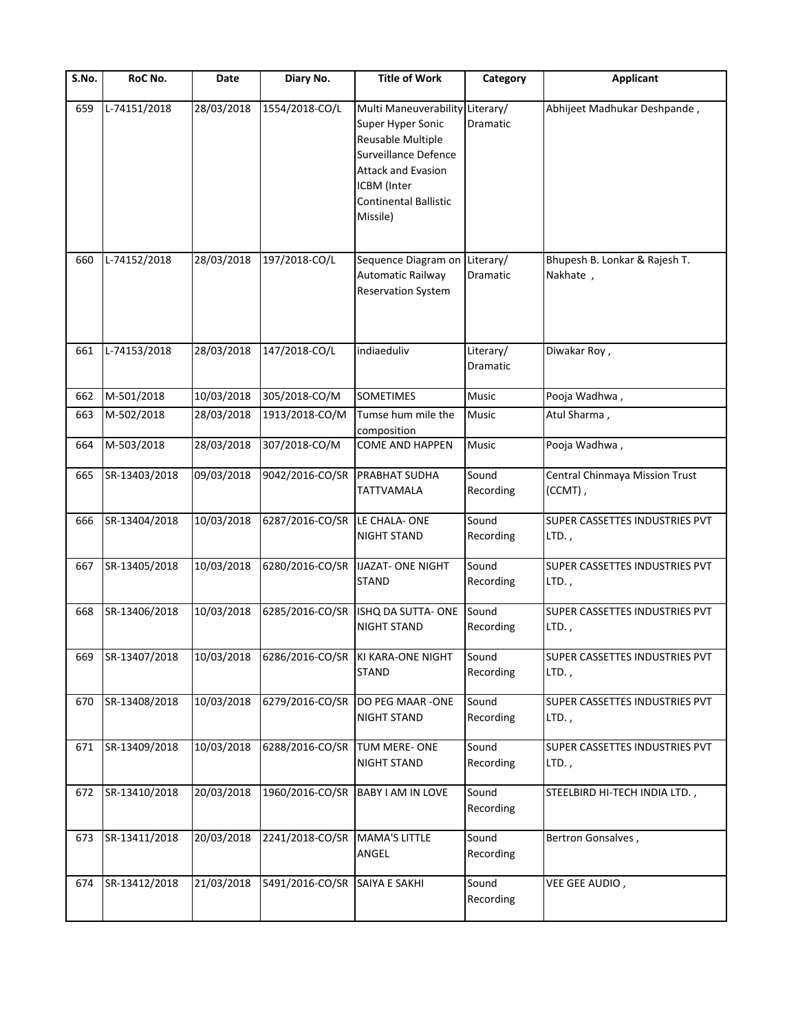| S.No. | RoC No. | Date | Diary No. | Title of Work | Category | Applicant |
|---|---|---|---|---|---|---|
| 659 | L-74151/2018 | 28/03/2018 | 1554/2018-CO/L | Multi Maneuverability Super Hyper Sonic Reusable Multiple Surveillance Defence Attack and Evasion ICBM (Inter Continental Ballistic Missile) | Literary/ Dramatic | Abhijeet Madhukar Deshpande , |
| 660 | L-74152/2018 | 28/03/2018 | 197/2018-CO/L | Sequence Diagram on Automatic Railway Reservation System | Literary/ Dramatic | Bhupesh B. Lonkar & Rajesh T. Nakhate , |
| 661 | L-74153/2018 | 28/03/2018 | 147/2018-CO/L | indiaeduliv | Literary/ Dramatic | Diwakar Roy , |
| 662 | M-501/2018 | 10/03/2018 | 305/2018-CO/M | SOMETIMES | Music | Pooja Wadhwa , |
| 663 | M-502/2018 | 28/03/2018 | 1913/2018-CO/M | Tumse hum mile the composition | Music | Atul Sharma , |
| 664 | M-503/2018 | 28/03/2018 | 307/2018-CO/M | COME AND HAPPEN | Music | Pooja Wadhwa , |
| 665 | SR-13403/2018 | 09/03/2018 | 9042/2016-CO/SR | PRABHAT SUDHA TATTVAMALA | Sound Recording | Central Chinmaya Mission Trust (CCMT) , |
| 666 | SR-13404/2018 | 10/03/2018 | 6287/2016-CO/SR | LE CHALA- ONE NIGHT STAND | Sound Recording | SUPER CASSETTES INDUSTRIES PVT LTD. , |
| 667 | SR-13405/2018 | 10/03/2018 | 6280/2016-CO/SR | IJAZAT- ONE NIGHT STAND | Sound Recording | SUPER CASSETTES INDUSTRIES PVT LTD. , |
| 668 | SR-13406/2018 | 10/03/2018 | 6285/2016-CO/SR | ISHQ DA SUTTA- ONE NIGHT STAND | Sound Recording | SUPER CASSETTES INDUSTRIES PVT LTD. , |
| 669 | SR-13407/2018 | 10/03/2018 | 6286/2016-CO/SR | KI KARA-ONE NIGHT STAND | Sound Recording | SUPER CASSETTES INDUSTRIES PVT LTD. , |
| 670 | SR-13408/2018 | 10/03/2018 | 6279/2016-CO/SR | DO PEG MAAR -ONE NIGHT STAND | Sound Recording | SUPER CASSETTES INDUSTRIES PVT LTD. , |
| 671 | SR-13409/2018 | 10/03/2018 | 6288/2016-CO/SR | TUM MERE- ONE NIGHT STAND | Sound Recording | SUPER CASSETTES INDUSTRIES PVT LTD. , |
| 672 | SR-13410/2018 | 20/03/2018 | 1960/2016-CO/SR | BABY I AM IN LOVE | Sound Recording | STEELBIRD HI-TECH INDIA LTD. , |
| 673 | SR-13411/2018 | 20/03/2018 | 2241/2018-CO/SR | MAMA'S LITTLE ANGEL | Sound Recording | Bertron Gonsalves , |
| 674 | SR-13412/2018 | 21/03/2018 | 5491/2016-CO/SR | SAIYA E SAKHI | Sound Recording | VEE GEE AUDIO , |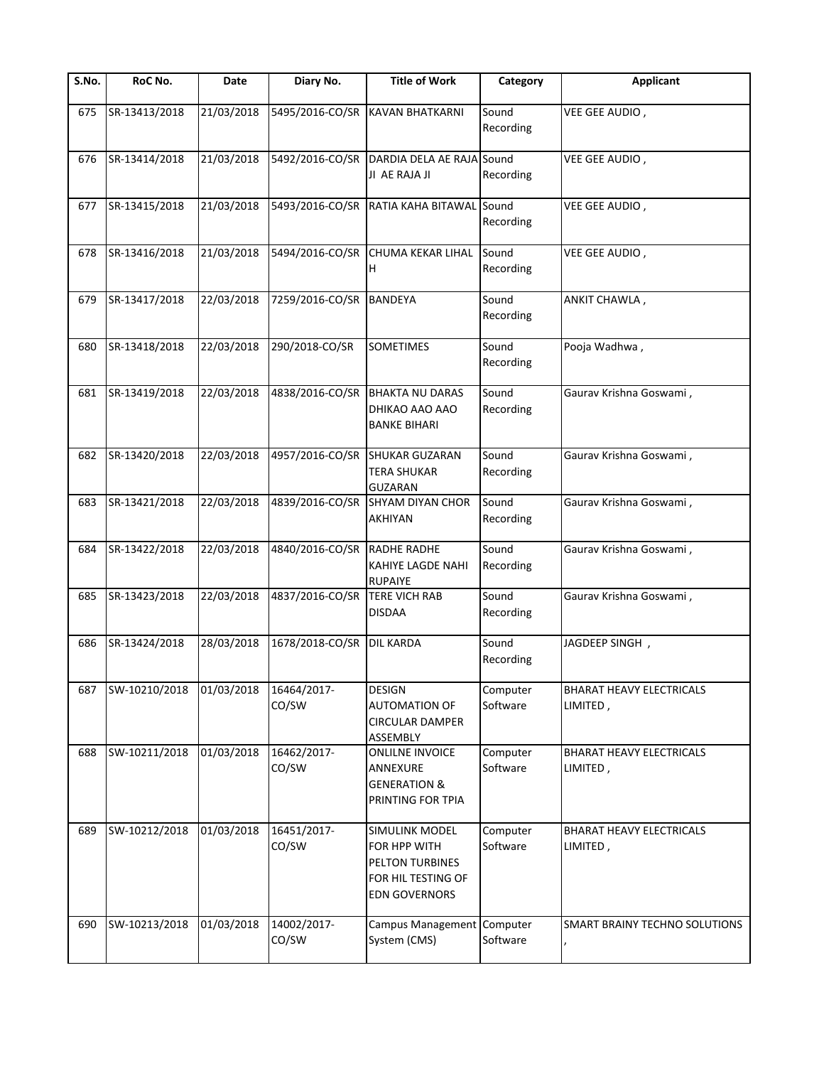| S.No. | RoC No. | Date | Diary No. | Title of Work | Category | Applicant |
|---|---|---|---|---|---|---|
| 675 | SR-13413/2018 | 21/03/2018 | 5495/2016-CO/SR | KAVAN BHATKARNI | Sound Recording | VEE GEE AUDIO , |
| 676 | SR-13414/2018 | 21/03/2018 | 5492/2016-CO/SR | DARDIA DELA AE RAJA JI AE RAJA JI | Sound Recording | VEE GEE AUDIO , |
| 677 | SR-13415/2018 | 21/03/2018 | 5493/2016-CO/SR | RATIA KAHA BITAWAL | Sound Recording | VEE GEE AUDIO , |
| 678 | SR-13416/2018 | 21/03/2018 | 5494/2016-CO/SR | CHUMA KEKAR LIHAL H | Sound Recording | VEE GEE AUDIO , |
| 679 | SR-13417/2018 | 22/03/2018 | 7259/2016-CO/SR | BANDEYA | Sound Recording | ANKIT CHAWLA , |
| 680 | SR-13418/2018 | 22/03/2018 | 290/2018-CO/SR | SOMETIMES | Sound Recording | Pooja Wadhwa , |
| 681 | SR-13419/2018 | 22/03/2018 | 4838/2016-CO/SR | BHAKTA NU DARAS DHIKAO AAO AAO BANKE BIHARI | Sound Recording | Gaurav Krishna Goswami , |
| 682 | SR-13420/2018 | 22/03/2018 | 4957/2016-CO/SR | SHUKAR GUZARAN TERA SHUKAR GUZARAN | Sound Recording | Gaurav Krishna Goswami , |
| 683 | SR-13421/2018 | 22/03/2018 | 4839/2016-CO/SR | SHYAM DIYAN CHOR AKHIYAN | Sound Recording | Gaurav Krishna Goswami , |
| 684 | SR-13422/2018 | 22/03/2018 | 4840/2016-CO/SR | RADHE RADHE KAHIYE LAGDE NAHI RUPAIYE | Sound Recording | Gaurav Krishna Goswami , |
| 685 | SR-13423/2018 | 22/03/2018 | 4837/2016-CO/SR | TERE VICH RAB DISDAA | Sound Recording | Gaurav Krishna Goswami , |
| 686 | SR-13424/2018 | 28/03/2018 | 1678/2018-CO/SR | DIL KARDA | Sound Recording | JAGDEEP SINGH , |
| 687 | SW-10210/2018 | 01/03/2018 | 16464/2017-CO/SW | DESIGN AUTOMATION OF CIRCULAR DAMPER ASSEMBLY | Computer Software | BHARAT HEAVY ELECTRICALS LIMITED , |
| 688 | SW-10211/2018 | 01/03/2018 | 16462/2017-CO/SW | ONLILNE INVOICE ANNEXURE GENERATION & PRINTING FOR TPIA | Computer Software | BHARAT HEAVY ELECTRICALS LIMITED , |
| 689 | SW-10212/2018 | 01/03/2018 | 16451/2017-CO/SW | SIMULINK MODEL FOR HPP WITH PELTON TURBINES FOR HIL TESTING OF EDN GOVERNORS | Computer Software | BHARAT HEAVY ELECTRICALS LIMITED , |
| 690 | SW-10213/2018 | 01/03/2018 | 14002/2017-CO/SW | Campus Management System (CMS) | Computer Software | SMART BRAINY TECHNO SOLUTIONS , |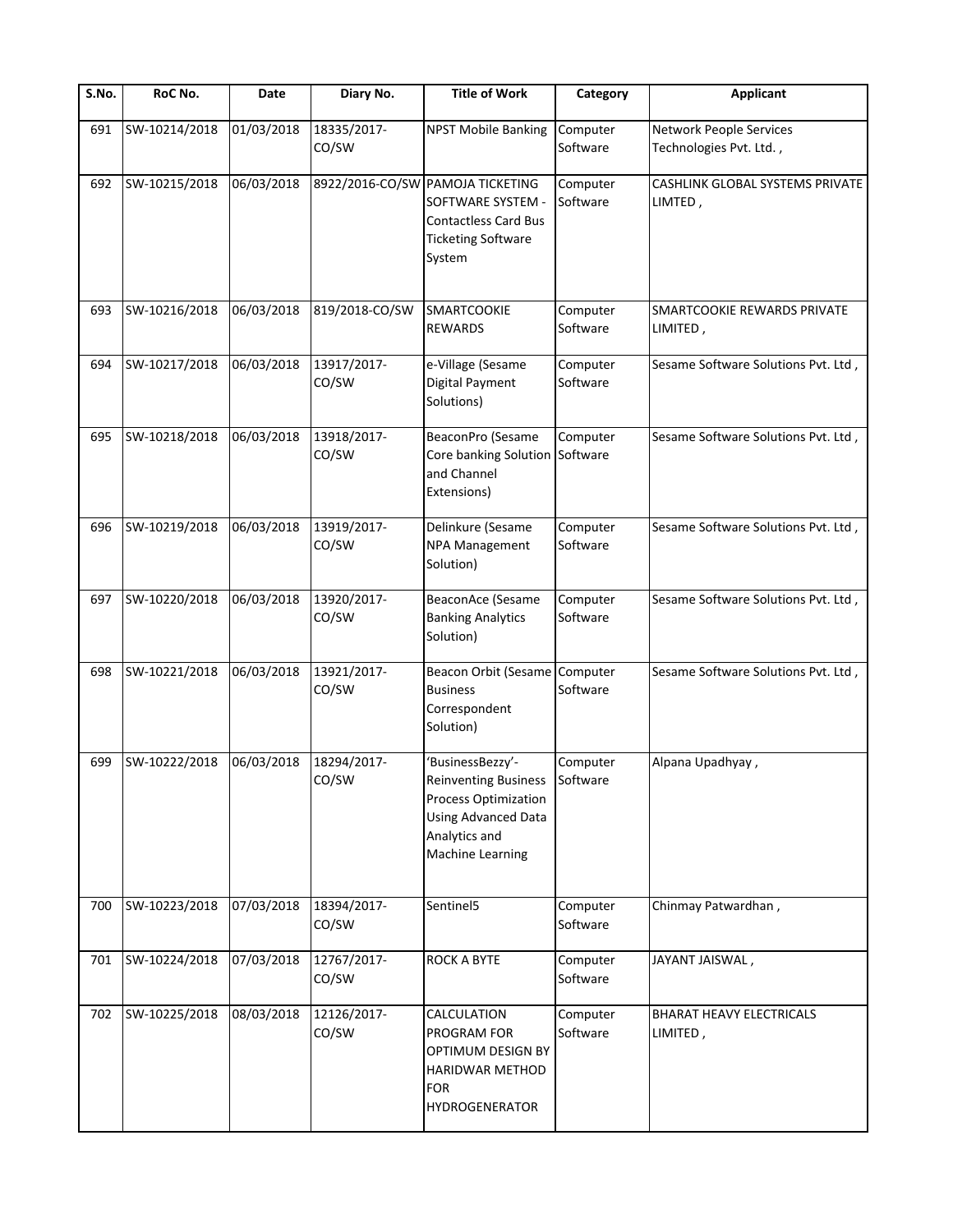| S.No. | RoC No. | Date | Diary No. | Title of Work | Category | Applicant |
|---|---|---|---|---|---|---|
| 691 | SW-10214/2018 | 01/03/2018 | 18335/2017-CO/SW | NPST Mobile Banking | Computer Software | Network People Services Technologies Pvt. Ltd. , |
| 692 | SW-10215/2018 | 06/03/2018 | 8922/2016-CO/SW | PAMOJA TICKETING SOFTWARE SYSTEM - Contactless Card Bus Ticketing Software System | Computer Software | CASHLINK GLOBAL SYSTEMS PRIVATE LIMTED , |
| 693 | SW-10216/2018 | 06/03/2018 | 819/2018-CO/SW | SMARTCOOKIE REWARDS | Computer Software | SMARTCOOKIE REWARDS PRIVATE LIMITED , |
| 694 | SW-10217/2018 | 06/03/2018 | 13917/2017-CO/SW | e-Village (Sesame Digital Payment Solutions) | Computer Software | Sesame Software Solutions Pvt. Ltd , |
| 695 | SW-10218/2018 | 06/03/2018 | 13918/2017-CO/SW | BeaconPro (Sesame Core banking Solution and Channel Extensions) | Computer Software | Sesame Software Solutions Pvt. Ltd , |
| 696 | SW-10219/2018 | 06/03/2018 | 13919/2017-CO/SW | Delinkure (Sesame NPA Management Solution) | Computer Software | Sesame Software Solutions Pvt. Ltd , |
| 697 | SW-10220/2018 | 06/03/2018 | 13920/2017-CO/SW | BeaconAce (Sesame Banking Analytics Solution) | Computer Software | Sesame Software Solutions Pvt. Ltd , |
| 698 | SW-10221/2018 | 06/03/2018 | 13921/2017-CO/SW | Beacon Orbit (Sesame Business Correspondent Solution) | Computer Software | Sesame Software Solutions Pvt. Ltd , |
| 699 | SW-10222/2018 | 06/03/2018 | 18294/2017-CO/SW | 'BusinessBezzy'- Reinventing Business Process Optimization Using Advanced Data Analytics and Machine Learning | Computer Software | Alpana Upadhyay , |
| 700 | SW-10223/2018 | 07/03/2018 | 18394/2017-CO/SW | Sentinel5 | Computer Software | Chinmay Patwardhan , |
| 701 | SW-10224/2018 | 07/03/2018 | 12767/2017-CO/SW | ROCK A BYTE | Computer Software | JAYANT JAISWAL , |
| 702 | SW-10225/2018 | 08/03/2018 | 12126/2017-CO/SW | CALCULATION PROGRAM FOR OPTIMUM DESIGN BY HARIDWAR METHOD FOR HYDROGENERATOR | Computer Software | BHARAT HEAVY ELECTRICALS LIMITED , |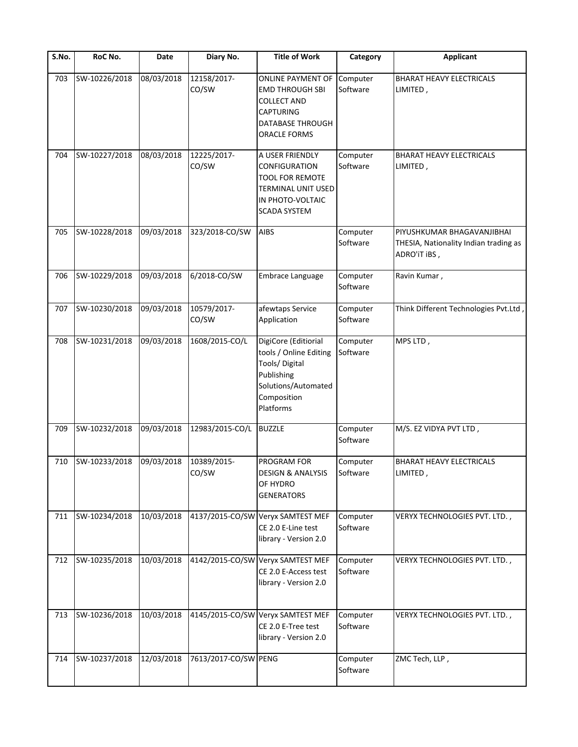| S.No. | RoC No. | Date | Diary No. | Title of Work | Category | Applicant |
|---|---|---|---|---|---|---|
| 703 | SW-10226/2018 | 08/03/2018 | 12158/2017-CO/SW | ONLINE PAYMENT OF EMD THROUGH SBI COLLECT AND CAPTURING DATABASE THROUGH ORACLE FORMS | Computer Software | BHARAT HEAVY ELECTRICALS LIMITED , |
| 704 | SW-10227/2018 | 08/03/2018 | 12225/2017-CO/SW | A USER FRIENDLY CONFIGURATION TOOL FOR REMOTE TERMINAL UNIT USED IN PHOTO-VOLTAIC SCADA SYSTEM | Computer Software | BHARAT HEAVY ELECTRICALS LIMITED , |
| 705 | SW-10228/2018 | 09/03/2018 | 323/2018-CO/SW | AIBS | Computer Software | PIYUSHKUMAR BHAGAVANJIBHAI THESIA, Nationality Indian trading as ADRO'iT iBS , |
| 706 | SW-10229/2018 | 09/03/2018 | 6/2018-CO/SW | Embrace Language | Computer Software | Ravin Kumar , |
| 707 | SW-10230/2018 | 09/03/2018 | 10579/2017-CO/SW | afewtaps Service Application | Computer Software | Think Different Technologies Pvt.Ltd , |
| 708 | SW-10231/2018 | 09/03/2018 | 1608/2015-CO/L | DigiCore (Editiorial tools / Online Editing Tools/ Digital Publishing Solutions/Automated Composition Platforms | Computer Software | MPS LTD , |
| 709 | SW-10232/2018 | 09/03/2018 | 12983/2015-CO/L | BUZZLE | Computer Software | M/S. EZ VIDYA PVT LTD , |
| 710 | SW-10233/2018 | 09/03/2018 | 10389/2015-CO/SW | PROGRAM FOR DESIGN & ANALYSIS OF HYDRO GENERATORS | Computer Software | BHARAT HEAVY ELECTRICALS LIMITED , |
| 711 | SW-10234/2018 | 10/03/2018 | 4137/2015-CO/SW | Veryx SAMTEST MEF CE 2.0 E-Line test library - Version 2.0 | Computer Software | VERYX TECHNOLOGIES PVT. LTD. , |
| 712 | SW-10235/2018 | 10/03/2018 | 4142/2015-CO/SW | Veryx SAMTEST MEF CE 2.0 E-Access test library - Version 2.0 | Computer Software | VERYX TECHNOLOGIES PVT. LTD. , |
| 713 | SW-10236/2018 | 10/03/2018 | 4145/2015-CO/SW | Veryx SAMTEST MEF CE 2.0 E-Tree test library - Version 2.0 | Computer Software | VERYX TECHNOLOGIES PVT. LTD. , |
| 714 | SW-10237/2018 | 12/03/2018 | 7613/2017-CO/SW | PENG | Computer Software | ZMC Tech, LLP , |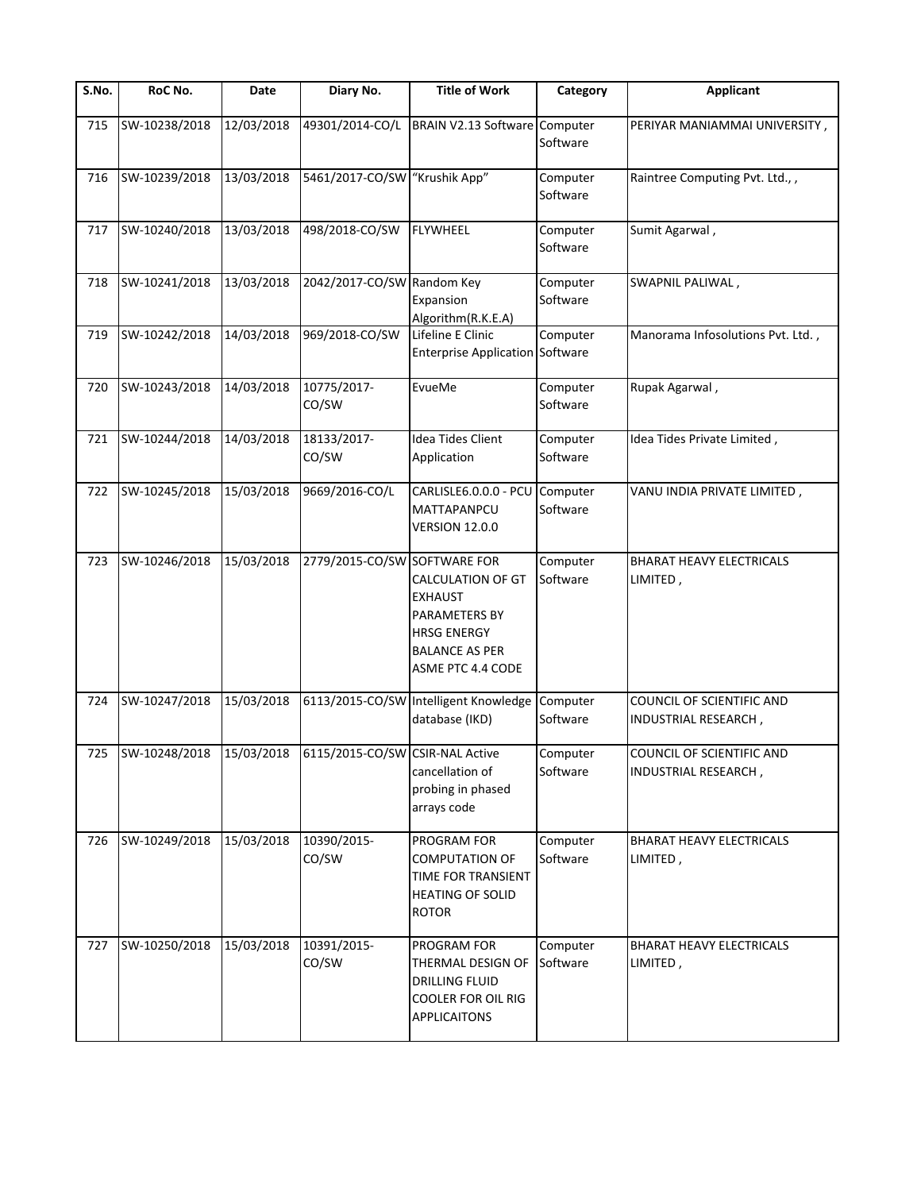| S.No. | RoC No. | Date | Diary No. | Title of Work | Category | Applicant |
|---|---|---|---|---|---|---|
| 715 | SW-10238/2018 | 12/03/2018 | 49301/2014-CO/L | BRAIN V2.13 Software | Computer Software | PERIYAR MANIAMMAI UNIVERSITY , |
| 716 | SW-10239/2018 | 13/03/2018 | 5461/2017-CO/SW | "Krushik App" | Computer Software | Raintree Computing Pvt. Ltd., , |
| 717 | SW-10240/2018 | 13/03/2018 | 498/2018-CO/SW | FLYWHEEL | Computer Software | Sumit Agarwal , |
| 718 | SW-10241/2018 | 13/03/2018 | 2042/2017-CO/SW | Random Key Expansion Algorithm(R.K.E.A) | Computer Software | SWAPNIL PALIWAL , |
| 719 | SW-10242/2018 | 14/03/2018 | 969/2018-CO/SW | Lifeline E Clinic Enterprise Application | Computer Software | Manorama Infosolutions Pvt. Ltd. , |
| 720 | SW-10243/2018 | 14/03/2018 | 10775/2017-CO/SW | EvueMe | Computer Software | Rupak Agarwal , |
| 721 | SW-10244/2018 | 14/03/2018 | 18133/2017-CO/SW | Idea Tides Client Application | Computer Software | Idea Tides Private Limited , |
| 722 | SW-10245/2018 | 15/03/2018 | 9669/2016-CO/L | CARLISLE6.0.0.0 - PCU MATTAPANPCU VERSION 12.0.0 | Computer Software | VANU INDIA PRIVATE LIMITED , |
| 723 | SW-10246/2018 | 15/03/2018 | 2779/2015-CO/SW | SOFTWARE FOR CALCULATION OF GT EXHAUST PARAMETERS BY HRSG ENERGY BALANCE AS PER ASME PTC 4.4 CODE | Computer Software | BHARAT HEAVY ELECTRICALS LIMITED , |
| 724 | SW-10247/2018 | 15/03/2018 | 6113/2015-CO/SW | Intelligent Knowledge database (IKD) | Computer Software | COUNCIL OF SCIENTIFIC AND INDUSTRIAL RESEARCH , |
| 725 | SW-10248/2018 | 15/03/2018 | 6115/2015-CO/SW | CSIR-NAL Active cancellation of probing in phased arrays code | Computer Software | COUNCIL OF SCIENTIFIC AND INDUSTRIAL RESEARCH , |
| 726 | SW-10249/2018 | 15/03/2018 | 10390/2015-CO/SW | PROGRAM FOR COMPUTATION OF TIME FOR TRANSIENT HEATING OF SOLID ROTOR | Computer Software | BHARAT HEAVY ELECTRICALS LIMITED , |
| 727 | SW-10250/2018 | 15/03/2018 | 10391/2015-CO/SW | PROGRAM FOR THERMAL DESIGN OF DRILLING FLUID COOLER FOR OIL RIG APPLICAITONS | Computer Software | BHARAT HEAVY ELECTRICALS LIMITED , |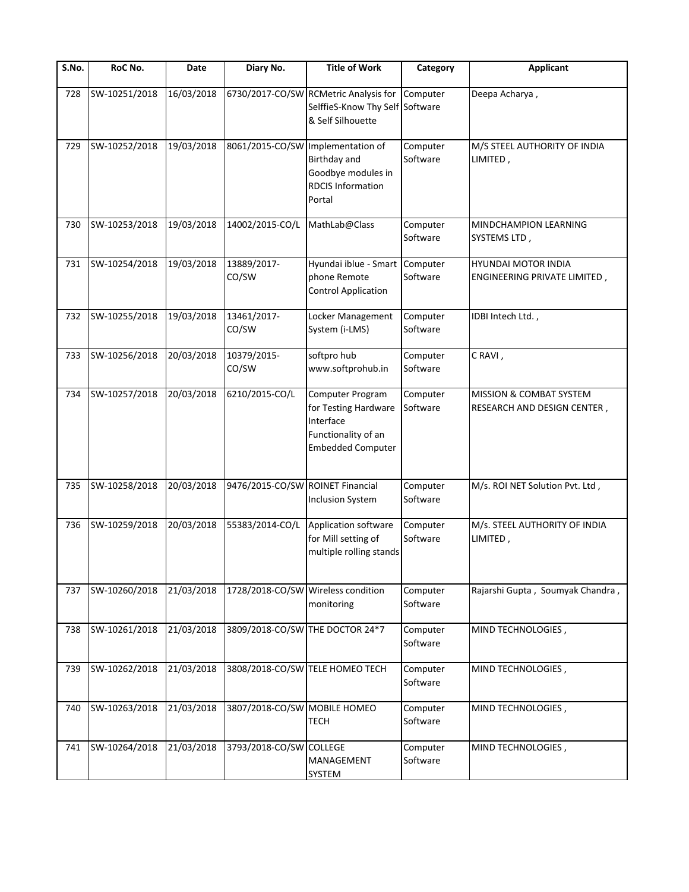| S.No. | RoC No. | Date | Diary No. | Title of Work | Category | Applicant |
|---|---|---|---|---|---|---|
| 728 | SW-10251/2018 | 16/03/2018 | 6730/2017-CO/SW | RCMetric Analysis for SelffieS-Know Thy Self & Self Silhouette | Computer Software | Deepa Acharya , |
| 729 | SW-10252/2018 | 19/03/2018 | 8061/2015-CO/SW | Implementation of Birthday and Goodbye modules in RDCIS Information Portal | Computer Software | M/S STEEL AUTHORITY OF INDIA LIMITED , |
| 730 | SW-10253/2018 | 19/03/2018 | 14002/2015-CO/L | MathLab@Class | Computer Software | MINDCHAMPION LEARNING SYSTEMS LTD , |
| 731 | SW-10254/2018 | 19/03/2018 | 13889/2017-CO/SW | Hyundai iblue - Smart phone Remote Control Application | Computer Software | HYUNDAI MOTOR INDIA ENGINEERING PRIVATE LIMITED , |
| 732 | SW-10255/2018 | 19/03/2018 | 13461/2017-CO/SW | Locker Management System (i-LMS) | Computer Software | IDBI Intech Ltd. , |
| 733 | SW-10256/2018 | 20/03/2018 | 10379/2015-CO/SW | softpro hub www.softprohub.in | Computer Software | C RAVI , |
| 734 | SW-10257/2018 | 20/03/2018 | 6210/2015-CO/L | Computer Program for Testing Hardware Interface Functionality of an Embedded Computer | Computer Software | MISSION & COMBAT SYSTEM RESEARCH AND DESIGN CENTER , |
| 735 | SW-10258/2018 | 20/03/2018 | 9476/2015-CO/SW | ROINET Financial Inclusion System | Computer Software | M/s. ROI NET Solution Pvt. Ltd , |
| 736 | SW-10259/2018 | 20/03/2018 | 55383/2014-CO/L | Application software for Mill setting of multiple rolling stands | Computer Software | M/s. STEEL AUTHORITY OF INDIA LIMITED , |
| 737 | SW-10260/2018 | 21/03/2018 | 1728/2018-CO/SW | Wireless condition monitoring | Computer Software | Rajarshi Gupta , Soumyak Chandra , |
| 738 | SW-10261/2018 | 21/03/2018 | 3809/2018-CO/SW | THE DOCTOR 24*7 | Computer Software | MIND TECHNOLOGIES , |
| 739 | SW-10262/2018 | 21/03/2018 | 3808/2018-CO/SW | TELE HOMEO TECH | Computer Software | MIND TECHNOLOGIES , |
| 740 | SW-10263/2018 | 21/03/2018 | 3807/2018-CO/SW | MOBILE HOMEO TECH | Computer Software | MIND TECHNOLOGIES , |
| 741 | SW-10264/2018 | 21/03/2018 | 3793/2018-CO/SW | COLLEGE MANAGEMENT SYSTEM | Computer Software | MIND TECHNOLOGIES , |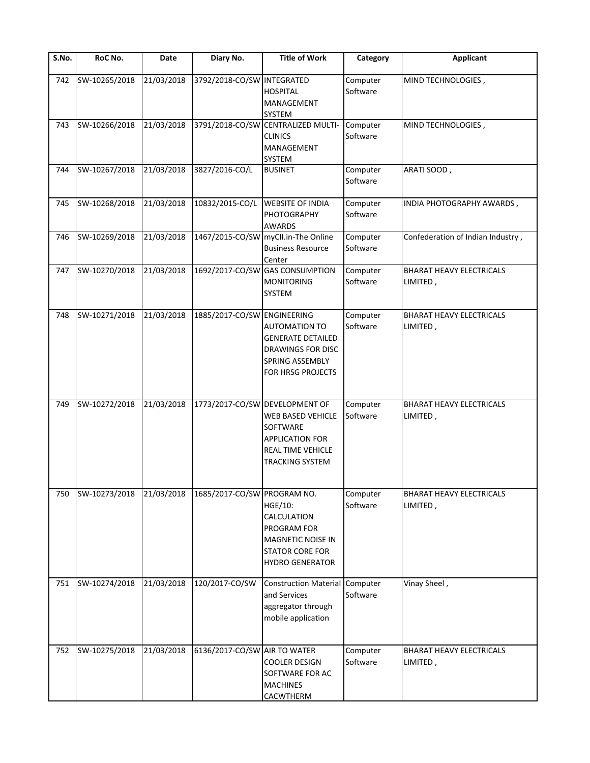| S.No. | RoC No. | Date | Diary No. | Title of Work | Category | Applicant |
|---|---|---|---|---|---|---|
| 742 | SW-10265/2018 | 21/03/2018 | 3792/2018-CO/SW | INTEGRATED HOSPITAL MANAGEMENT SYSTEM | Computer Software | MIND TECHNOLOGIES , |
| 743 | SW-10266/2018 | 21/03/2018 | 3791/2018-CO/SW | CENTRALIZED MULTI-CLINICS MANAGEMENT SYSTEM | Computer Software | MIND TECHNOLOGIES , |
| 744 | SW-10267/2018 | 21/03/2018 | 3827/2016-CO/L | BUSINET | Computer Software | ARATI SOOD , |
| 745 | SW-10268/2018 | 21/03/2018 | 10832/2015-CO/L | WEBSITE OF INDIA PHOTOGRAPHY AWARDS | Computer Software | INDIA PHOTOGRAPHY AWARDS , |
| 746 | SW-10269/2018 | 21/03/2018 | 1467/2015-CO/SW | myCII.in-The Online Business Resource Center | Computer Software | Confederation of Indian Industry , |
| 747 | SW-10270/2018 | 21/03/2018 | 1692/2017-CO/SW | GAS CONSUMPTION MONITORING SYSTEM | Computer Software | BHARAT HEAVY ELECTRICALS LIMITED , |
| 748 | SW-10271/2018 | 21/03/2018 | 1885/2017-CO/SW | ENGINEERING AUTOMATION TO GENERATE DETAILED DRAWINGS FOR DISC SPRING ASSEMBLY FOR HRSG PROJECTS | Computer Software | BHARAT HEAVY ELECTRICALS LIMITED , |
| 749 | SW-10272/2018 | 21/03/2018 | 1773/2017-CO/SW | DEVELOPMENT OF WEB BASED VEHICLE SOFTWARE APPLICATION FOR REAL TIME VEHICLE TRACKING SYSTEM | Computer Software | BHARAT HEAVY ELECTRICALS LIMITED , |
| 750 | SW-10273/2018 | 21/03/2018 | 1685/2017-CO/SW | PROGRAM NO. HGE/10: CALCULATION PROGRAM FOR MAGNETIC NOISE IN STATOR CORE FOR HYDRO GENERATOR | Computer Software | BHARAT HEAVY ELECTRICALS LIMITED , |
| 751 | SW-10274/2018 | 21/03/2018 | 120/2017-CO/SW | Construction Material and Services aggregator through mobile application | Computer Software | Vinay Sheel , |
| 752 | SW-10275/2018 | 21/03/2018 | 6136/2017-CO/SW | AIR TO WATER COOLER DESIGN SOFTWARE FOR AC MACHINES CACWTHERM | Computer Software | BHARAT HEAVY ELECTRICALS LIMITED , |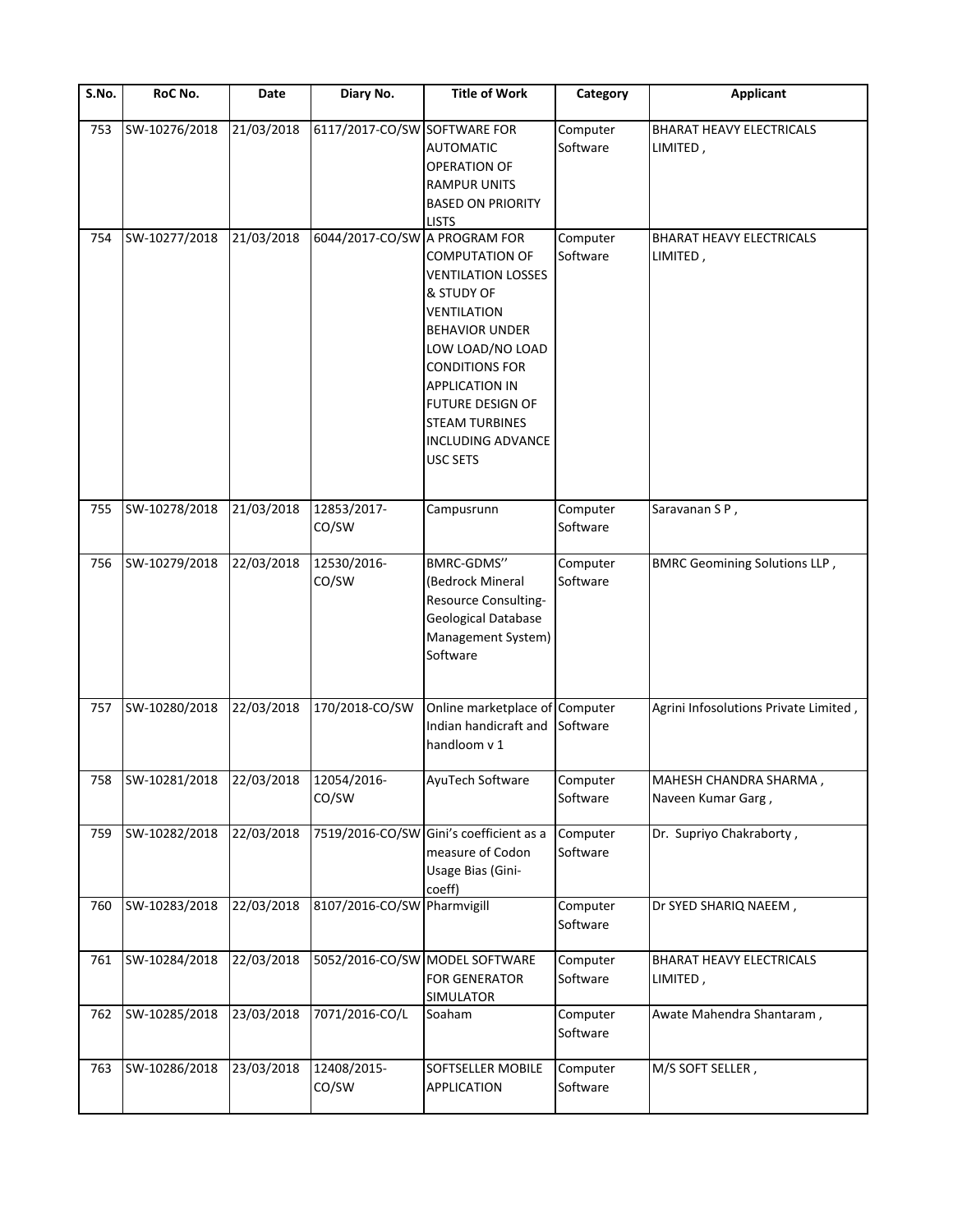| S.No. | RoC No. | Date | Diary No. | Title of Work | Category | Applicant |
|---|---|---|---|---|---|---|
| 753 | SW-10276/2018 | 21/03/2018 | 6117/2017-CO/SW | SOFTWARE FOR AUTOMATIC OPERATION OF RAMPUR UNITS BASED ON PRIORITY LISTS | Computer Software | BHARAT HEAVY ELECTRICALS LIMITED , |
| 754 | SW-10277/2018 | 21/03/2018 | 6044/2017-CO/SW | A PROGRAM FOR COMPUTATION OF VENTILATION LOSSES & STUDY OF VENTILATION BEHAVIOR UNDER LOW LOAD/NO LOAD CONDITIONS FOR APPLICATION IN FUTURE DESIGN OF STEAM TURBINES INCLUDING ADVANCE USC SETS | Computer Software | BHARAT HEAVY ELECTRICALS LIMITED , |
| 755 | SW-10278/2018 | 21/03/2018 | 12853/2017-CO/SW | Campusrunn | Computer Software | Saravanan S P , |
| 756 | SW-10279/2018 | 22/03/2018 | 12530/2016-CO/SW | BMRC-GDMS'' (Bedrock Mineral Resource Consulting-Geological Database Management System) Software | Computer Software | BMRC Geomining Solutions LLP , |
| 757 | SW-10280/2018 | 22/03/2018 | 170/2018-CO/SW | Online marketplace of Indian handicraft and handloom v 1 | Computer Software | Agrini Infosolutions Private Limited , |
| 758 | SW-10281/2018 | 22/03/2018 | 12054/2016-CO/SW | AyuTech Software | Computer Software | MAHESH CHANDRA SHARMA , Naveen Kumar Garg , |
| 759 | SW-10282/2018 | 22/03/2018 | 7519/2016-CO/SW | Gini's coefficient as a measure of Codon Usage Bias (Gini-coeff) | Computer Software | Dr. Supriyo Chakraborty , |
| 760 | SW-10283/2018 | 22/03/2018 | 8107/2016-CO/SW | Pharmvigill | Computer Software | Dr SYED SHARIQ NAEEM , |
| 761 | SW-10284/2018 | 22/03/2018 | 5052/2016-CO/SW | MODEL SOFTWARE FOR GENERATOR SIMULATOR | Computer Software | BHARAT HEAVY ELECTRICALS LIMITED , |
| 762 | SW-10285/2018 | 23/03/2018 | 7071/2016-CO/L | Soaham | Computer Software | Awate Mahendra Shantaram , |
| 763 | SW-10286/2018 | 23/03/2018 | 12408/2015-CO/SW | SOFTSELLER MOBILE APPLICATION | Computer Software | M/S SOFT SELLER , |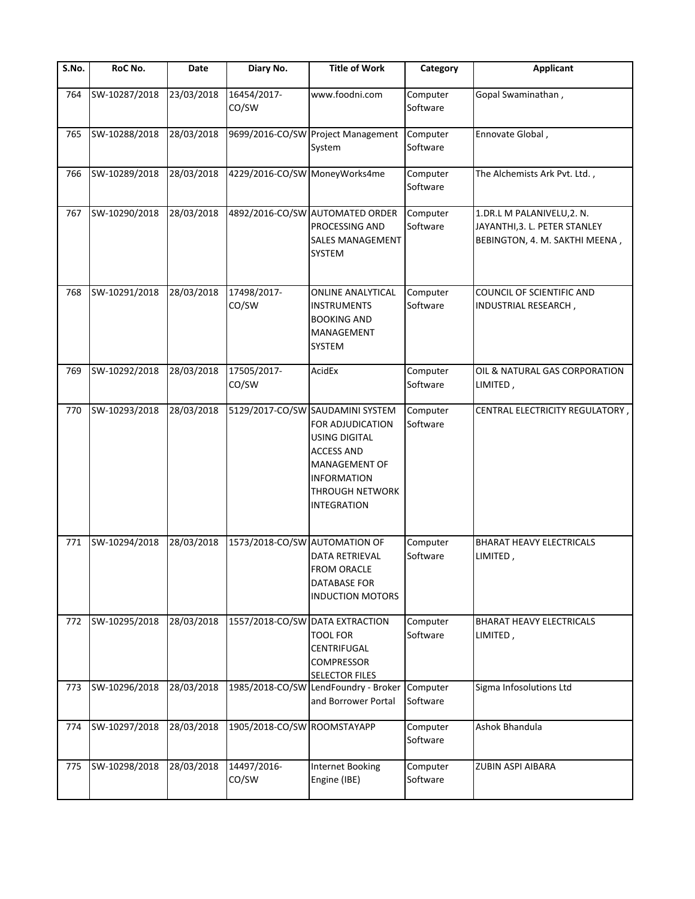| S.No. | RoC No. | Date | Diary No. | Title of Work | Category | Applicant |
| --- | --- | --- | --- | --- | --- | --- |
| 764 | SW-10287/2018 | 23/03/2018 | 16454/2017-CO/SW | www.foodni.com | Computer Software | Gopal Swaminathan , |
| 765 | SW-10288/2018 | 28/03/2018 | 9699/2016-CO/SW | Project Management System | Computer Software | Ennovate Global , |
| 766 | SW-10289/2018 | 28/03/2018 | 4229/2016-CO/SW | MoneyWorks4me | Computer Software | The Alchemists Ark Pvt. Ltd. , |
| 767 | SW-10290/2018 | 28/03/2018 | 4892/2016-CO/SW | AUTOMATED ORDER PROCESSING AND SALES MANAGEMENT SYSTEM | Computer Software | 1.DR.L M PALANIVELU,2. N. JAYANTHI,3. L. PETER STANLEY BEBINGTON, 4. M. SAKTHI MEENA , |
| 768 | SW-10291/2018 | 28/03/2018 | 17498/2017-CO/SW | ONLINE ANALYTICAL INSTRUMENTS BOOKING AND MANAGEMENT SYSTEM | Computer Software | COUNCIL OF SCIENTIFIC AND INDUSTRIAL RESEARCH , |
| 769 | SW-10292/2018 | 28/03/2018 | 17505/2017-CO/SW | AcidEx | Computer Software | OIL & NATURAL GAS CORPORATION LIMITED , |
| 770 | SW-10293/2018 | 28/03/2018 | 5129/2017-CO/SW | SAUDAMINI SYSTEM FOR ADJUDICATION USING DIGITAL ACCESS AND MANAGEMENT OF INFORMATION THROUGH NETWORK INTEGRATION | Computer Software | CENTRAL ELECTRICITY REGULATORY , |
| 771 | SW-10294/2018 | 28/03/2018 | 1573/2018-CO/SW | AUTOMATION OF DATA RETRIEVAL FROM ORACLE DATABASE FOR INDUCTION MOTORS | Computer Software | BHARAT HEAVY ELECTRICALS LIMITED , |
| 772 | SW-10295/2018 | 28/03/2018 | 1557/2018-CO/SW | DATA EXTRACTION TOOL FOR CENTRIFUGAL COMPRESSOR SELECTOR FILES | Computer Software | BHARAT HEAVY ELECTRICALS LIMITED , |
| 773 | SW-10296/2018 | 28/03/2018 | 1985/2018-CO/SW | LendFoundry - Broker and Borrower Portal | Computer Software | Sigma Infosolutions Ltd |
| 774 | SW-10297/2018 | 28/03/2018 | 1905/2018-CO/SW | ROOMSTAYAPP | Computer Software | Ashok Bhandula |
| 775 | SW-10298/2018 | 28/03/2018 | 14497/2016-CO/SW | Internet Booking Engine (IBE) | Computer Software | ZUBIN ASPI AIBARA |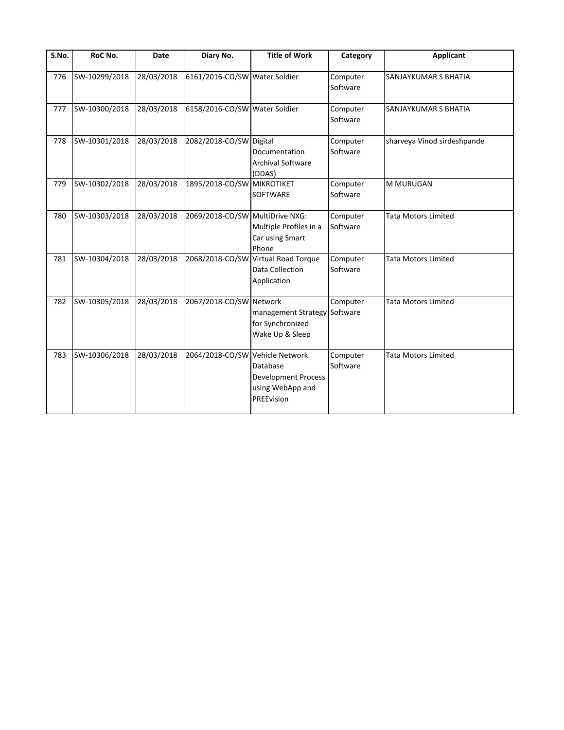| S.No. | RoC No. | Date | Diary No. | Title of Work | Category | Applicant |
|---|---|---|---|---|---|---|
| 776 | SW-10299/2018 | 28/03/2018 | 6161/2016-CO/SW | Water Soldier | Computer Software | SANJAYKUMAR S BHATIA |
| 777 | SW-10300/2018 | 28/03/2018 | 6158/2016-CO/SW | Water Soldier | Computer Software | SANJAYKUMAR S BHATIA |
| 778 | SW-10301/2018 | 28/03/2018 | 2082/2018-CO/SW | Digital Documentation Archival Software (DDAS) | Computer Software | sharveya Vinod sirdeshpande |
| 779 | SW-10302/2018 | 28/03/2018 | 1895/2018-CO/SW | MIKROTIKET SOFTWARE | Computer Software | M MURUGAN |
| 780 | SW-10303/2018 | 28/03/2018 | 2069/2018-CO/SW | MultiDrive NXG: Multiple Profiles in a Car using Smart Phone | Computer Software | Tata Motors Limited |
| 781 | SW-10304/2018 | 28/03/2018 | 2068/2018-CO/SW | Virtual Road Torque Data Collection Application | Computer Software | Tata Motors Limited |
| 782 | SW-10305/2018 | 28/03/2018 | 2067/2018-CO/SW | Network management Strategy for Synchronized Wake Up & Sleep | Computer Software | Tata Motors Limited |
| 783 | SW-10306/2018 | 28/03/2018 | 2064/2018-CO/SW | Vehicle Network Database Development Process using WebApp and PREEvision | Computer Software | Tata Motors Limited |